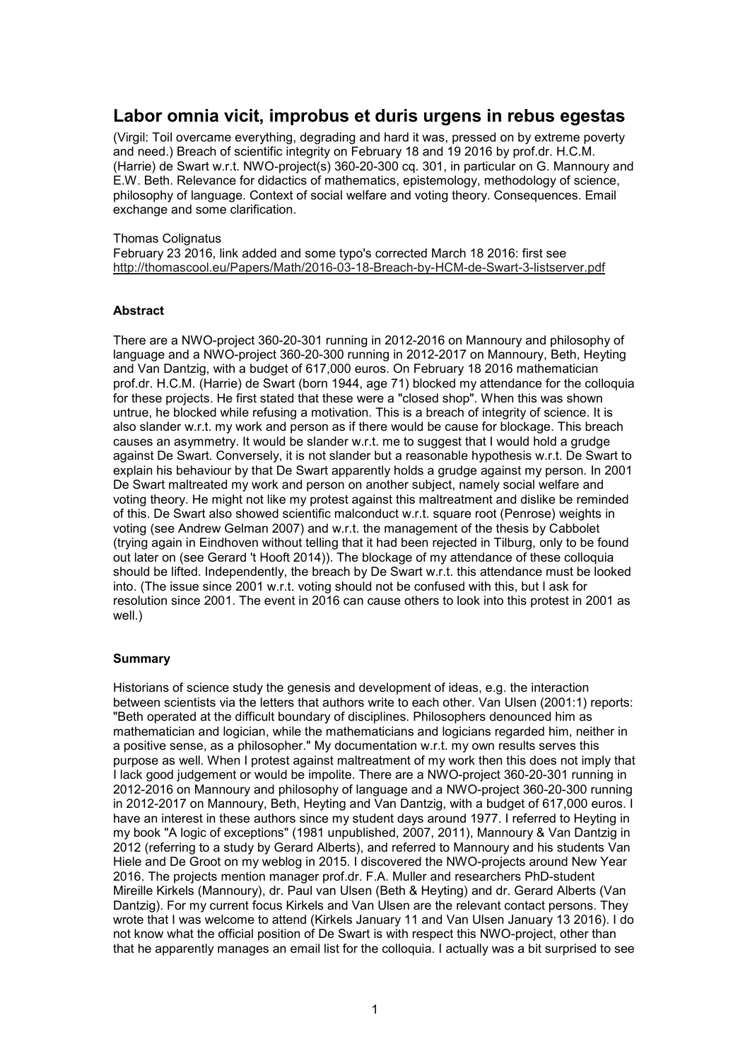# Labor omnia vicit, improbus et duris urgens in rebus egestas

(Virgil: Toil overcame everything, degrading and hard it was, pressed on by extreme poverty and need.) Breach of scientific integrity on February 18 and 19 2016 by prof.dr. H.C.M. (Harrie) de Swart w.r.t. NWO-project(s) 360-20-300 cq. 301, in particular on G. Mannoury and E.W. Beth. Relevance for didactics of mathematics, epistemology, methodology of science, philosophy of language. Context of social welfare and voting theory. Consequences. Email exchange and some clarification.

Thomas Colignatus
February 23 2016, link added and some typo's corrected March 18 2016: first see http://thomascool.eu/Papers/Math/2016-03-18-Breach-by-HCM-de-Swart-3-listserver.pdf

**Abstract**

There are a NWO-project 360-20-301 running in 2012-2016 on Mannoury and philosophy of language and a NWO-project 360-20-300 running in 2012-2017 on Mannoury, Beth, Heyting and Van Dantzig, with a budget of 617,000 euros. On February 18 2016 mathematician prof.dr. H.C.M. (Harrie) de Swart (born 1944, age 71) blocked my attendance for the colloquia for these projects. He first stated that these were a "closed shop". When this was shown untrue, he blocked while refusing a motivation. This is a breach of integrity of science. It is also slander w.r.t. my work and person as if there would be cause for blockage. This breach causes an asymmetry. It would be slander w.r.t. me to suggest that I would hold a grudge against De Swart. Conversely, it is not slander but a reasonable hypothesis w.r.t. De Swart to explain his behaviour by that De Swart apparently holds a grudge against my person. In 2001 De Swart maltreated my work and person on another subject, namely social welfare and voting theory. He might not like my protest against this maltreatment and dislike be reminded of this. De Swart also showed scientific malconduct w.r.t. square root (Penrose) weights in voting (see Andrew Gelman 2007) and w.r.t. the management of the thesis by Cabbolet (trying again in Eindhoven without telling that it had been rejected in Tilburg, only to be found out later on (see Gerard 't Hooft 2014)). The blockage of my attendance of these colloquia should be lifted. Independently, the breach by De Swart w.r.t. this attendance must be looked into. (The issue since 2001 w.r.t. voting should not be confused with this, but I ask for resolution since 2001. The event in 2016 can cause others to look into this protest in 2001 as well.)

**Summary**

Historians of science study the genesis and development of ideas, e.g. the interaction between scientists via the letters that authors write to each other. Van Ulsen (2001:1) reports: "Beth operated at the difficult boundary of disciplines. Philosophers denounced him as mathematician and logician, while the mathematicians and logicians regarded him, neither in a positive sense, as a philosopher." My documentation w.r.t. my own results serves this purpose as well. When I protest against maltreatment of my work then this does not imply that I lack good judgement or would be impolite. There are a NWO-project 360-20-301 running in 2012-2016 on Mannoury and philosophy of language and a NWO-project 360-20-300 running in 2012-2017 on Mannoury, Beth, Heyting and Van Dantzig, with a budget of 617,000 euros. I have an interest in these authors since my student days around 1977. I referred to Heyting in my book "A logic of exceptions" (1981 unpublished, 2007, 2011), Mannoury & Van Dantzig in 2012 (referring to a study by Gerard Alberts), and referred to Mannoury and his students Van Hiele and De Groot on my weblog in 2015. I discovered the NWO-projects around New Year 2016. The projects mention manager prof.dr. F.A. Muller and researchers PhD-student Mireille Kirkels (Mannoury), dr. Paul van Ulsen (Beth & Heyting) and dr. Gerard Alberts (Van Dantzig). For my current focus Kirkels and Van Ulsen are the relevant contact persons. They wrote that I was welcome to attend (Kirkels January 11 and Van Ulsen January 13 2016). I do not know what the official position of De Swart is with respect this NWO-project, other than that he apparently manages an email list for the colloquia. I actually was a bit surprised to see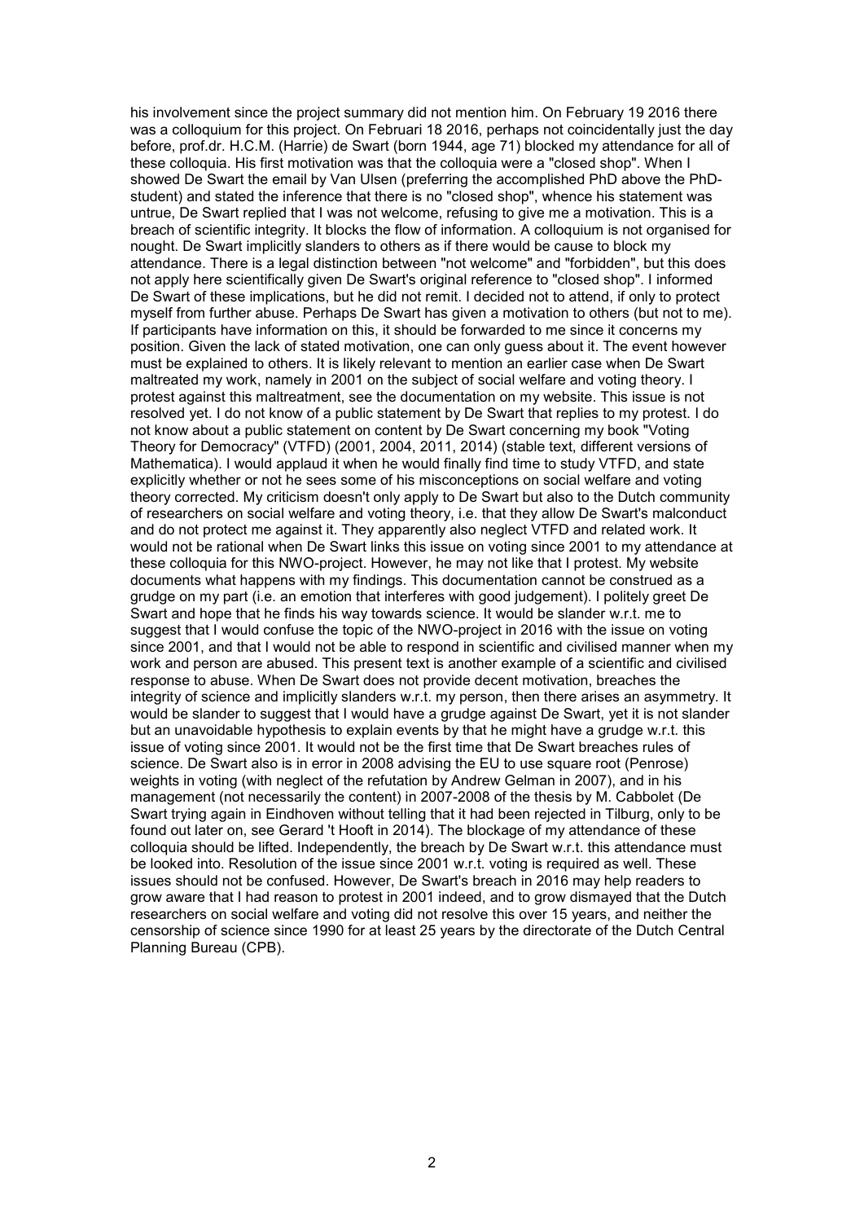his involvement since the project summary did not mention him. On February 19 2016 there was a colloquium for this project. On Februari 18 2016, perhaps not coincidentally just the day before, prof.dr. H.C.M. (Harrie) de Swart (born 1944, age 71) blocked my attendance for all of these colloquia. His first motivation was that the colloquia were a "closed shop". When I showed De Swart the email by Van Ulsen (preferring the accomplished PhD above the PhD-student) and stated the inference that there is no "closed shop", whence his statement was untrue, De Swart replied that I was not welcome, refusing to give me a motivation. This is a breach of scientific integrity. It blocks the flow of information. A colloquium is not organised for nought. De Swart implicitly slanders to others as if there would be cause to block my attendance. There is a legal distinction between "not welcome" and "forbidden", but this does not apply here scientifically given De Swart's original reference to "closed shop". I informed De Swart of these implications, but he did not remit. I decided not to attend, if only to protect myself from further abuse. Perhaps De Swart has given a motivation to others (but not to me). If participants have information on this, it should be forwarded to me since it concerns my position. Given the lack of stated motivation, one can only guess about it. The event however must be explained to others. It is likely relevant to mention an earlier case when De Swart maltreated my work, namely in 2001 on the subject of social welfare and voting theory. I protest against this maltreatment, see the documentation on my website. This issue is not resolved yet. I do not know of a public statement by De Swart that replies to my protest. I do not know about a public statement on content by De Swart concerning my book "Voting Theory for Democracy" (VTFD) (2001, 2004, 2011, 2014) (stable text, different versions of Mathematica). I would applaud it when he would finally find time to study VTFD, and state explicitly whether or not he sees some of his misconceptions on social welfare and voting theory corrected. My criticism doesn't only apply to De Swart but also to the Dutch community of researchers on social welfare and voting theory, i.e. that they allow De Swart's malconduct and do not protect me against it. They apparently also neglect VTFD and related work. It would not be rational when De Swart links this issue on voting since 2001 to my attendance at these colloquia for this NWO-project. However, he may not like that I protest. My website documents what happens with my findings. This documentation cannot be construed as a grudge on my part (i.e. an emotion that interferes with good judgement). I politely greet De Swart and hope that he finds his way towards science. It would be slander w.r.t. me to suggest that I would confuse the topic of the NWO-project in 2016 with the issue on voting since 2001, and that I would not be able to respond in scientific and civilised manner when my work and person are abused. This present text is another example of a scientific and civilised response to abuse. When De Swart does not provide decent motivation, breaches the integrity of science and implicitly slanders w.r.t. my person, then there arises an asymmetry. It would be slander to suggest that I would have a grudge against De Swart, yet it is not slander but an unavoidable hypothesis to explain events by that he might have a grudge w.r.t. this issue of voting since 2001. It would not be the first time that De Swart breaches rules of science. De Swart also is in error in 2008 advising the EU to use square root (Penrose) weights in voting (with neglect of the refutation by Andrew Gelman in 2007), and in his management (not necessarily the content) in 2007-2008 of the thesis by M. Cabbolet (De Swart trying again in Eindhoven without telling that it had been rejected in Tilburg, only to be found out later on, see Gerard 't Hooft in 2014). The blockage of my attendance of these colloquia should be lifted. Independently, the breach by De Swart w.r.t. this attendance must be looked into. Resolution of the issue since 2001 w.r.t. voting is required as well. These issues should not be confused. However, De Swart's breach in 2016 may help readers to grow aware that I had reason to protest in 2001 indeed, and to grow dismayed that the Dutch researchers on social welfare and voting did not resolve this over 15 years, and neither the censorship of science since 1990 for at least 25 years by the directorate of the Dutch Central Planning Bureau (CPB).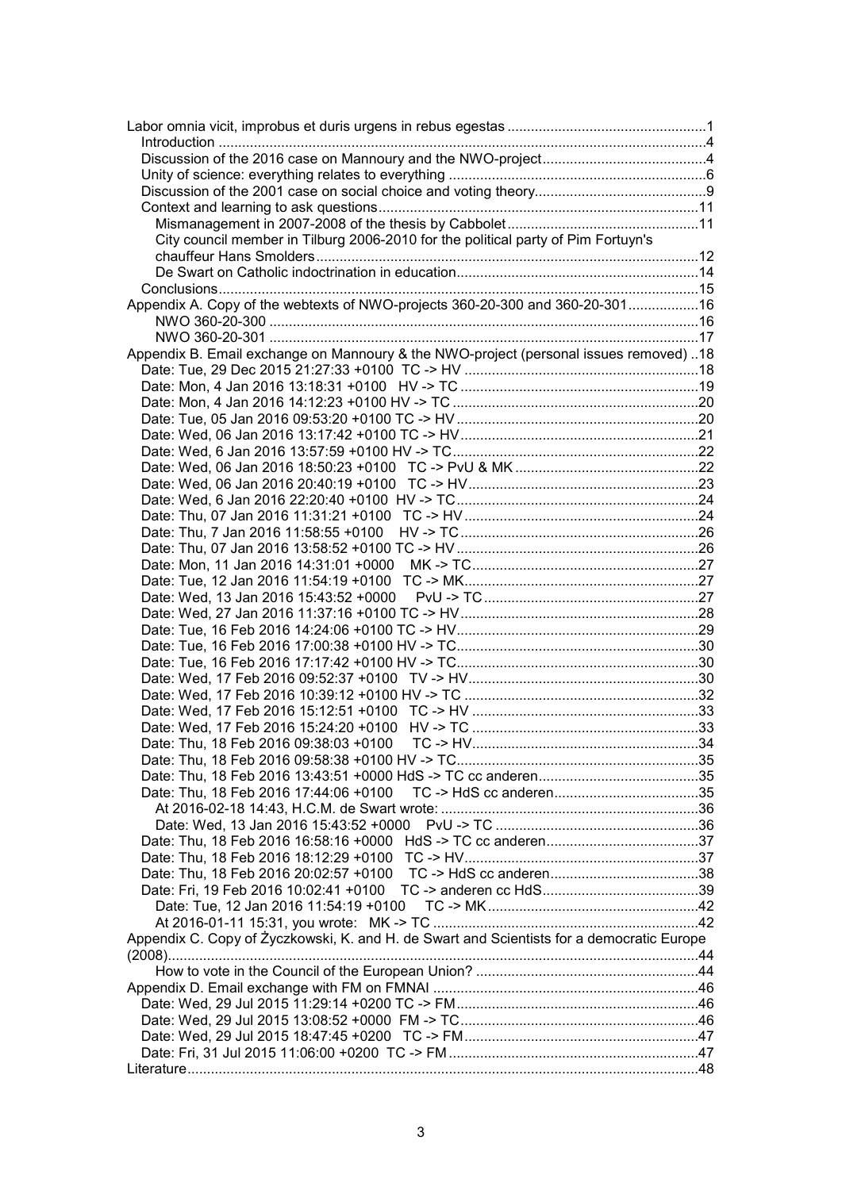Labor omnia vicit, improbus et duris urgens in rebus egestas ..................................................1

- Introduction ..........................................................................................................4
- Discussion of the 2016 case on Mannoury and the NWO-project.........................................4
- Unity of science: everything relates to everything ................................................................6
- Discussion of the 2001 case on social choice and voting theory...........................................9
- Context and learning to ask questions.................................................................................11
  - Mismanagement in 2007-2008 of the thesis by Cabbolet ...............................................11
  - City council member in Tilburg 2006-2010 for the political party of Pim Fortuyn's chauffeur Hans Smolders ................................................................................................12
  - De Swart on Catholic indoctrination in education.............................................................14
- Conclusions..........................................................................................................................15

Appendix A. Copy of the webtexts of NWO-projects 360-20-300 and 360-20-301..................16

- NWO 360-20-300 ...........................................................................................................16
- NWO 360-20-301 ...........................................................................................................17

Appendix B. Email exchange on Mannoury & the NWO-project (personal issues removed) ..18

- Date: Tue, 29 Dec 2015 21:27:33 +0100 TC -> HV ...........................................................18
- Date: Mon, 4 Jan 2016 13:18:31 +0100 HV -> TC ............................................................19
- Date: Mon, 4 Jan 2016 14:12:23 +0100 HV -> TC ..............................................................20
- Date: Tue, 05 Jan 2016 09:53:20 +0100 TC -> HV .............................................................20
- Date: Wed, 06 Jan 2016 13:17:42 +0100 TC -> HV............................................................21
- Date: Wed, 6 Jan 2016 13:57:59 +0100 HV -> TC..............................................................22
- Date: Wed, 06 Jan 2016 18:50:23 +0100 TC -> PvU & MK ...............................................22
- Date: Wed, 06 Jan 2016 20:40:19 +0100 TC -> HV...........................................................23
- Date: Wed, 6 Jan 2016 22:20:40 +0100 HV -> TC.............................................................24
- Date: Thu, 07 Jan 2016 11:31:21 +0100 TC -> HV ............................................................24
- Date: Thu, 7 Jan 2016 11:58:55 +0100 HV -> TC ..............................................................26
- Date: Thu, 07 Jan 2016 13:58:52 +0100 TC -> HV .............................................................26
- Date: Mon, 11 Jan 2016 14:31:01 +0000 MK -> TC..........................................................27
- Date: Tue, 12 Jan 2016 11:54:19 +0100 TC -> MK............................................................27
- Date: Wed, 13 Jan 2016 15:43:52 +0000 PvU -> TC .......................................................27
- Date: Wed, 27 Jan 2016 11:37:16 +0100 TC -> HV............................................................28
- Date: Tue, 16 Feb 2016 14:24:06 +0100 TC -> HV.............................................................29
- Date: Tue, 16 Feb 2016 17:00:38 +0100 HV -> TC.............................................................30
- Date: Tue, 16 Feb 2016 17:17:42 +0100 HV -> TC.............................................................30
- Date: Wed, 17 Feb 2016 09:52:37 +0100 TV -> HV...........................................................30
- Date: Wed, 17 Feb 2016 10:39:12 +0100 HV -> TC ...........................................................32
- Date: Wed, 17 Feb 2016 15:12:51 +0100 TC -> HV ..........................................................33
- Date: Wed, 17 Feb 2016 15:24:20 +0100 HV -> TC ..........................................................33
- Date: Thu, 18 Feb 2016 09:38:03 +0100 TC -> HV...........................................................34
- Date: Thu, 18 Feb 2016 09:58:38 +0100 HV -> TC.............................................................35
- Date: Thu, 18 Feb 2016 13:43:51 +0000 HdS -> TC cc anderen.........................................35
- Date: Thu, 18 Feb 2016 17:44:06 +0100 TC -> HdS cc anderen.....................................35
  - At 2016-02-18 14:43, H.C.M. de Swart wrote: ..................................................................36
  - Date: Wed, 13 Jan 2016 15:43:52 +0000 PvU -> TC ....................................................36
- Date: Thu, 18 Feb 2016 16:58:16 +0000 HdS -> TC cc anderen.......................................37
- Date: Thu, 18 Feb 2016 18:12:29 +0100 TC -> HV............................................................37
- Date: Thu, 18 Feb 2016 20:02:57 +0100 TC -> HdS cc anderen......................................38
- Date: Fri, 19 Feb 2016 10:02:41 +0100 TC -> anderen cc HdS........................................39
  - Date: Tue, 12 Jan 2016 11:54:19 +0100 TC -> MK......................................................42
  - At 2016-01-11 15:31, you wrote: MK -> TC ....................................................................42

Appendix C. Copy of Życzkowski, K. and H. de Swart and Scientists for a democratic Europe (2008).......................................................................................................................................44

- How to vote in the Council of the European Union? .........................................................44

Appendix D. Email exchange with FM on FMNAI ...................................................................46

- Date: Wed, 29 Jul 2015 11:29:14 +0200 TC -> FM.............................................................46
- Date: Wed, 29 Jul 2015 13:08:52 +0000 FM -> TC............................................................46
- Date: Wed, 29 Jul 2015 18:47:45 +0200 TC -> FM............................................................47
- Date: Fri, 31 Jul 2015 11:06:00 +0200 TC -> FM ...............................................................47

Literature..................................................................................................................................48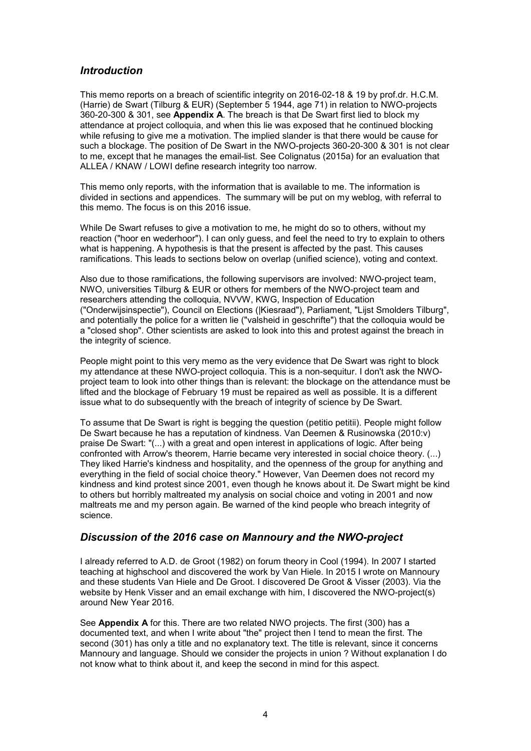## *Introduction*

This memo reports on a breach of scientific integrity on 2016-02-18 & 19 by prof.dr. H.C.M. (Harrie) de Swart (Tilburg & EUR) (September 5 1944, age 71) in relation to NWO-projects 360-20-300 & 301, see **Appendix A**. The breach is that De Swart first lied to block my attendance at project colloquia, and when this lie was exposed that he continued blocking while refusing to give me a motivation. The implied slander is that there would be cause for such a blockage. The position of De Swart in the NWO-projects 360-20-300 & 301 is not clear to me, except that he manages the email-list. See Colignatus (2015a) for an evaluation that ALLEA / KNAW / LOWI define research integrity too narrow.

This memo only reports, with the information that is available to me. The information is divided in sections and appendices. The summary will be put on my weblog, with referral to this memo. The focus is on this 2016 issue.

While De Swart refuses to give a motivation to me, he might do so to others, without my reaction ("hoor en wederhoor"). I can only guess, and feel the need to try to explain to others what is happening. A hypothesis is that the present is affected by the past. This causes ramifications. This leads to sections below on overlap (unified science), voting and context.

Also due to those ramifications, the following supervisors are involved: NWO-project team, NWO, universities Tilburg & EUR or others for members of the NWO-project team and researchers attending the colloquia, NVVW, KWG, Inspection of Education ("Onderwijsinspectie"), Council on Elections (|Kiesraad"), Parliament, "Lijst Smolders Tilburg", and potentially the police for a written lie ("valsheid in geschrifte") that the colloquia would be a "closed shop". Other scientists are asked to look into this and protest against the breach in the integrity of science.

People might point to this very memo as the very evidence that De Swart was right to block my attendance at these NWO-project colloquia. This is a non-sequitur. I don't ask the NWO-project team to look into other things than is relevant: the blockage on the attendance must be lifted and the blockage of February 19 must be repaired as well as possible. It is a different issue what to do subsequently with the breach of integrity of science by De Swart.

To assume that De Swart is right is begging the question (petitio petitii). People might follow De Swart because he has a reputation of kindness. Van Deemen & Rusinowska (2010:v) praise De Swart: "(...) with a great and open interest in applications of logic. After being confronted with Arrow's theorem, Harrie became very interested in social choice theory. (...) They liked Harrie's kindness and hospitality, and the openness of the group for anything and everything in the field of social choice theory." However, Van Deemen does not record my kindness and kind protest since 2001, even though he knows about it. De Swart might be kind to others but horribly maltreated my analysis on social choice and voting in 2001 and now maltreats me and my person again. Be warned of the kind people who breach integrity of science.

## *Discussion of the 2016 case on Mannoury and the NWO-project*

I already referred to A.D. de Groot (1982) on forum theory in Cool (1994). In 2007 I started teaching at highschool and discovered the work by Van Hiele. In 2015 I wrote on Mannoury and these students Van Hiele and De Groot. I discovered De Groot & Visser (2003). Via the website by Henk Visser and an email exchange with him, I discovered the NWO-project(s) around New Year 2016.

See **Appendix A** for this. There are two related NWO projects. The first (300) has a documented text, and when I write about "the" project then I tend to mean the first. The second (301) has only a title and no explanatory text. The title is relevant, since it concerns Mannoury and language. Should we consider the projects in union ? Without explanation I do not know what to think about it, and keep the second in mind for this aspect.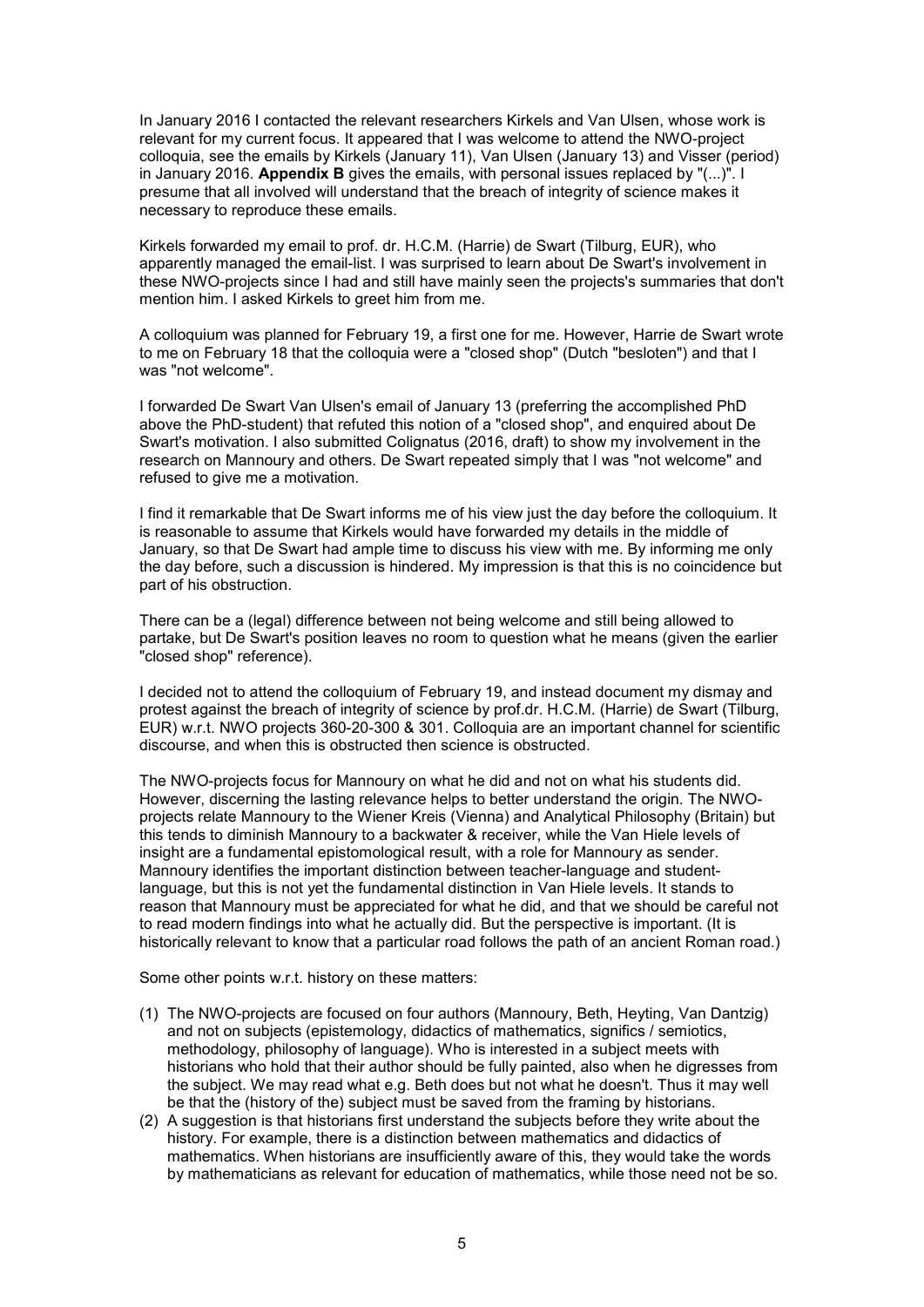In January 2016 I contacted the relevant researchers Kirkels and Van Ulsen, whose work is relevant for my current focus. It appeared that I was welcome to attend the NWO-project colloquia, see the emails by Kirkels (January 11), Van Ulsen (January 13) and Visser (period) in January 2016. **Appendix B** gives the emails, with personal issues replaced by "(...)". I presume that all involved will understand that the breach of integrity of science makes it necessary to reproduce these emails.

Kirkels forwarded my email to prof. dr. H.C.M. (Harrie) de Swart (Tilburg, EUR), who apparently managed the email-list. I was surprised to learn about De Swart's involvement in these NWO-projects since I had and still have mainly seen the projects's summaries that don't mention him. I asked Kirkels to greet him from me.

A colloquium was planned for February 19, a first one for me. However, Harrie de Swart wrote to me on February 18 that the colloquia were a "closed shop" (Dutch "besloten") and that I was "not welcome".

I forwarded De Swart Van Ulsen's email of January 13 (preferring the accomplished PhD above the PhD-student) that refuted this notion of a "closed shop", and enquired about De Swart's motivation. I also submitted Colignatus (2016, draft) to show my involvement in the research on Mannoury and others. De Swart repeated simply that I was "not welcome" and refused to give me a motivation.

I find it remarkable that De Swart informs me of his view just the day before the colloquium. It is reasonable to assume that Kirkels would have forwarded my details in the middle of January, so that De Swart had ample time to discuss his view with me. By informing me only the day before, such a discussion is hindered. My impression is that this is no coincidence but part of his obstruction.

There can be a (legal) difference between not being welcome and still being allowed to partake, but De Swart's position leaves no room to question what he means (given the earlier "closed shop" reference).

I decided not to attend the colloquium of February 19, and instead document my dismay and protest against the breach of integrity of science by prof.dr. H.C.M. (Harrie) de Swart (Tilburg, EUR) w.r.t. NWO projects 360-20-300 & 301. Colloquia are an important channel for scientific discourse, and when this is obstructed then science is obstructed.

The NWO-projects focus for Mannoury on what he did and not on what his students did. However, discerning the lasting relevance helps to better understand the origin. The NWO-projects relate Mannoury to the Wiener Kreis (Vienna) and Analytical Philosophy (Britain) but this tends to diminish Mannoury to a backwater & receiver, while the Van Hiele levels of insight are a fundamental epistomological result, with a role for Mannoury as sender. Mannoury identifies the important distinction between teacher-language and student-language, but this is not yet the fundamental distinction in Van Hiele levels. It stands to reason that Mannoury must be appreciated for what he did, and that we should be careful not to read modern findings into what he actually did. But the perspective is important. (It is historically relevant to know that a particular road follows the path of an ancient Roman road.)

Some other points w.r.t. history on these matters:

(1) The NWO-projects are focused on four authors (Mannoury, Beth, Heyting, Van Dantzig) and not on subjects (epistemology, didactics of mathematics, significs / semiotics, methodology, philosophy of language). Who is interested in a subject meets with historians who hold that their author should be fully painted, also when he digresses from the subject. We may read what e.g. Beth does but not what he doesn't. Thus it may well be that the (history of the) subject must be saved from the framing by historians.
(2) A suggestion is that historians first understand the subjects before they write about the history. For example, there is a distinction between mathematics and didactics of mathematics. When historians are insufficiently aware of this, they would take the words by mathematicians as relevant for education of mathematics, while those need not be so.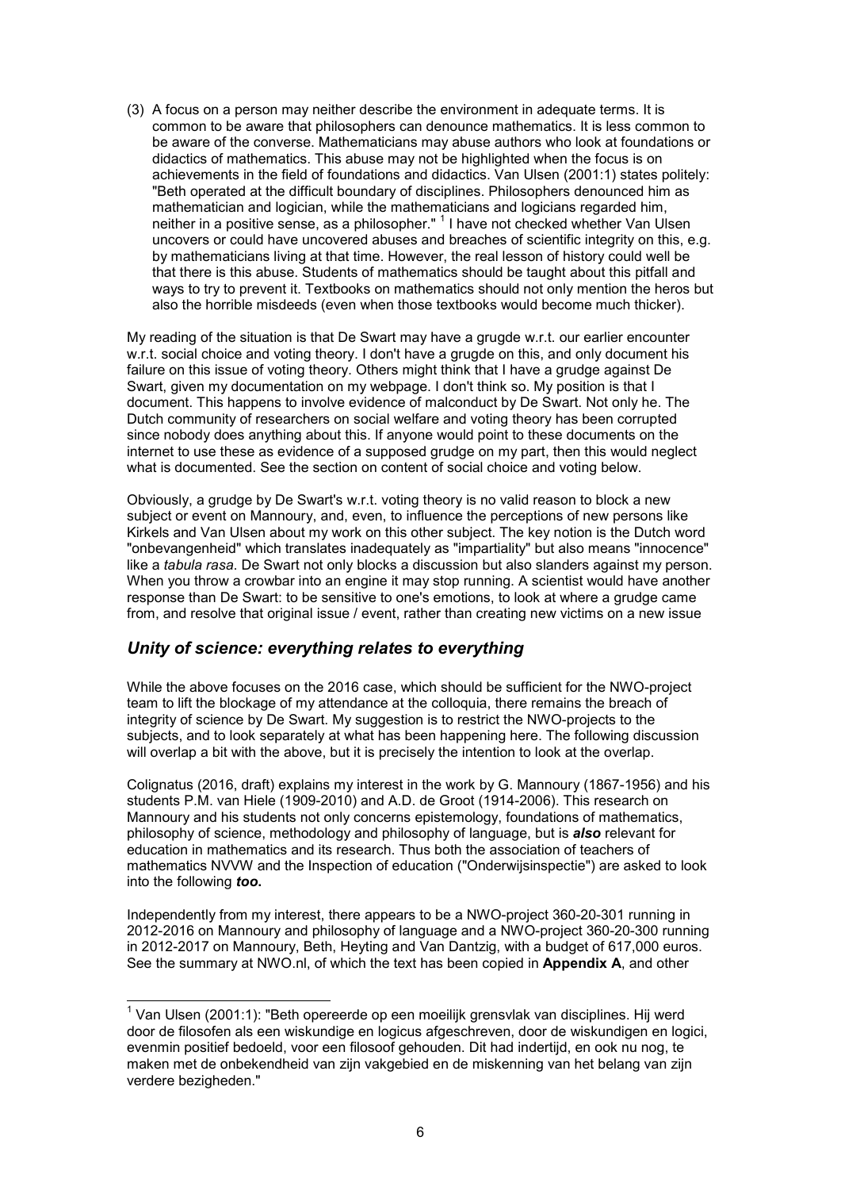(3) A focus on a person may neither describe the environment in adequate terms. It is common to be aware that philosophers can denounce mathematics. It is less common to be aware of the converse. Mathematicians may abuse authors who look at foundations or didactics of mathematics. This abuse may not be highlighted when the focus is on achievements in the field of foundations and didactics. Van Ulsen (2001:1) states politely: "Beth operated at the difficult boundary of disciplines. Philosophers denounced him as mathematician and logician, while the mathematicians and logicians regarded him, neither in a positive sense, as a philosopher." [1] I have not checked whether Van Ulsen uncovers or could have uncovered abuses and breaches of scientific integrity on this, e.g. by mathematicians living at that time. However, the real lesson of history could well be that there is this abuse. Students of mathematics should be taught about this pitfall and ways to try to prevent it. Textbooks on mathematics should not only mention the heros but also the horrible misdeeds (even when those textbooks would become much thicker).

My reading of the situation is that De Swart may have a grugde w.r.t. our earlier encounter w.r.t. social choice and voting theory. I don't have a grugde on this, and only document his failure on this issue of voting theory. Others might think that I have a grudge against De Swart, given my documentation on my webpage. I don't think so. My position is that I document. This happens to involve evidence of malconduct by De Swart. Not only he. The Dutch community of researchers on social welfare and voting theory has been corrupted since nobody does anything about this. If anyone would point to these documents on the internet to use these as evidence of a supposed grudge on my part, then this would neglect what is documented. See the section on content of social choice and voting below.

Obviously, a grudge by De Swart's w.r.t. voting theory is no valid reason to block a new subject or event on Mannoury, and, even, to influence the perceptions of new persons like Kirkels and Van Ulsen about my work on this other subject. The key notion is the Dutch word "onbevangenheid" which translates inadequately as "impartiality" but also means "innocence" like a *tabula rasa*. De Swart not only blocks a discussion but also slanders against my person. When you throw a crowbar into an engine it may stop running. A scientist would have another response than De Swart: to be sensitive to one's emotions, to look at where a grudge came from, and resolve that original issue / event, rather than creating new victims on a new issue

## *Unity of science: everything relates to everything*

While the above focuses on the 2016 case, which should be sufficient for the NWO-project team to lift the blockage of my attendance at the colloquia, there remains the breach of integrity of science by De Swart. My suggestion is to restrict the NWO-projects to the subjects, and to look separately at what has been happening here. The following discussion will overlap a bit with the above, but it is precisely the intention to look at the overlap.

Colignatus (2016, draft) explains my interest in the work by G. Mannoury (1867-1956) and his students P.M. van Hiele (1909-2010) and A.D. de Groot (1914-2006). This research on Mannoury and his students not only concerns epistemology, foundations of mathematics, philosophy of science, methodology and philosophy of language, but is ***also*** relevant for education in mathematics and its research. Thus both the association of teachers of mathematics NVVW and the Inspection of education ("Onderwijsinspectie") are asked to look into the following ***too***.

Independently from my interest, there appears to be a NWO-project 360-20-301 running in 2012-2016 on Mannoury and philosophy of language and a NWO-project 360-20-300 running in 2012-2017 on Mannoury, Beth, Heyting and Van Dantzig, with a budget of 617,000 euros. See the summary at NWO.nl, of which the text has been copied in **Appendix A**, and other

---

[1] Van Ulsen (2001:1): "Beth opereerde op een moeilijk grensvlak van disciplines. Hij werd door de filosofen als een wiskundige en logicus afgeschreven, door de wiskundigen en logici, evenmin positief bedoeld, voor een filosoof gehouden. Dit had indertijd, en ook nu nog, te maken met de onbekendheid van zijn vakgebied en de miskenning van het belang van zijn verdere bezigheden."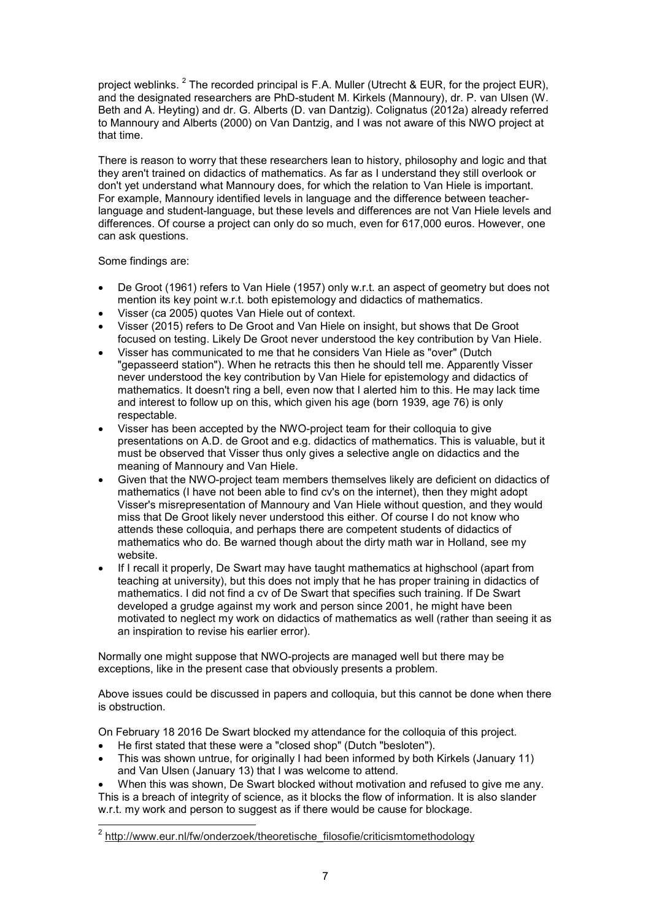project weblinks. [2] The recorded principal is F.A. Muller (Utrecht & EUR, for the project EUR), and the designated researchers are PhD-student M. Kirkels (Mannoury), dr. P. van Ulsen (W. Beth and A. Heyting) and dr. G. Alberts (D. van Dantzig). Colignatus (2012a) already referred to Mannoury and Alberts (2000) on Van Dantzig, and I was not aware of this NWO project at that time.

There is reason to worry that these researchers lean to history, philosophy and logic and that they aren't trained on didactics of mathematics. As far as I understand they still overlook or don't yet understand what Mannoury does, for which the relation to Van Hiele is important. For example, Mannoury identified levels in language and the difference between teacher-language and student-language, but these levels and differences are not Van Hiele levels and differences. Of course a project can only do so much, even for 617,000 euros. However, one can ask questions.

Some findings are:

- De Groot (1961) refers to Van Hiele (1957) only w.r.t. an aspect of geometry but does not mention its key point w.r.t. both epistemology and didactics of mathematics.
- Visser (ca 2005) quotes Van Hiele out of context.
- Visser (2015) refers to De Groot and Van Hiele on insight, but shows that De Groot focused on testing. Likely De Groot never understood the key contribution by Van Hiele.
- Visser has communicated to me that he considers Van Hiele as "over" (Dutch "gepasseerd station"). When he retracts this then he should tell me. Apparently Visser never understood the key contribution by Van Hiele for epistemology and didactics of mathematics. It doesn't ring a bell, even now that I alerted him to this. He may lack time and interest to follow up on this, which given his age (born 1939, age 76) is only respectable.
- Visser has been accepted by the NWO-project team for their colloquia to give presentations on A.D. de Groot and e.g. didactics of mathematics. This is valuable, but it must be observed that Visser thus only gives a selective angle on didactics and the meaning of Mannoury and Van Hiele.
- Given that the NWO-project team members themselves likely are deficient on didactics of mathematics (I have not been able to find cv's on the internet), then they might adopt Visser's misrepresentation of Mannoury and Van Hiele without question, and they would miss that De Groot likely never understood this either. Of course I do not know who attends these colloquia, and perhaps there are competent students of didactics of mathematics who do. Be warned though about the dirty math war in Holland, see my website.
- If I recall it properly, De Swart may have taught mathematics at highschool (apart from teaching at university), but this does not imply that he has proper training in didactics of mathematics. I did not find a cv of De Swart that specifies such training. If De Swart developed a grudge against my work and person since 2001, he might have been motivated to neglect my work on didactics of mathematics as well (rather than seeing it as an inspiration to revise his earlier error).

Normally one might suppose that NWO-projects are managed well but there may be exceptions, like in the present case that obviously presents a problem.

Above issues could be discussed in papers and colloquia, but this cannot be done when there is obstruction.

On February 18 2016 De Swart blocked my attendance for the colloquia of this project.

- He first stated that these were a "closed shop" (Dutch "besloten").
- This was shown untrue, for originally I had been informed by both Kirkels (January 11) and Van Ulsen (January 13) that I was welcome to attend.
- When this was shown, De Swart blocked without motivation and refused to give me any.

This is a breach of integrity of science, as it blocks the flow of information. It is also slander w.r.t. my work and person to suggest as if there would be cause for blockage.

[2] http://www.eur.nl/fw/onderzoek/theoretische_filosofie/criticismtomethodology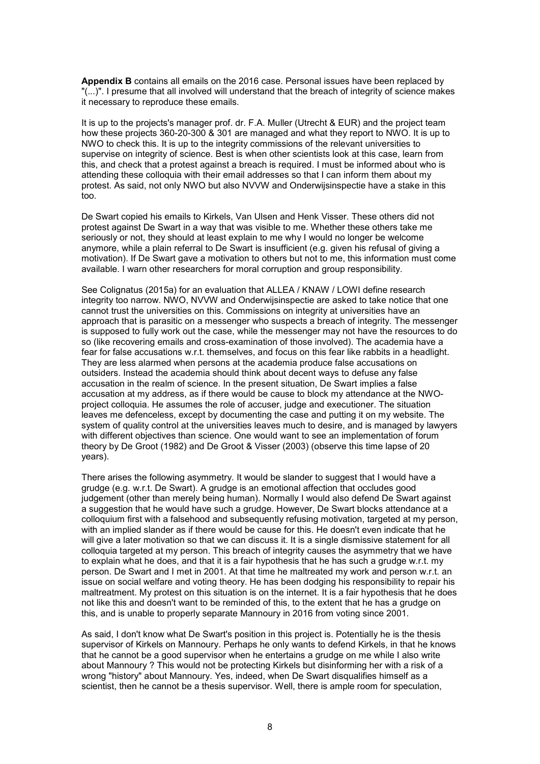**Appendix B** contains all emails on the 2016 case. Personal issues have been replaced by "(...)". I presume that all involved will understand that the breach of integrity of science makes it necessary to reproduce these emails.

It is up to the projects's manager prof. dr. F.A. Muller (Utrecht & EUR) and the project team how these projects 360-20-300 & 301 are managed and what they report to NWO. It is up to NWO to check this. It is up to the integrity commissions of the relevant universities to supervise on integrity of science. Best is when other scientists look at this case, learn from this, and check that a protest against a breach is required. I must be informed about who is attending these colloquia with their email addresses so that I can inform them about my protest. As said, not only NWO but also NVVW and Onderwijsinspectie have a stake in this too.

De Swart copied his emails to Kirkels, Van Ulsen and Henk Visser. These others did not protest against De Swart in a way that was visible to me. Whether these others take me seriously or not, they should at least explain to me why I would no longer be welcome anymore, while a plain referral to De Swart is insufficient (e.g. given his refusal of giving a motivation). If De Swart gave a motivation to others but not to me, this information must come available. I warn other researchers for moral corruption and group responsibility.

See Colignatus (2015a) for an evaluation that ALLEA / KNAW / LOWI define research integrity too narrow. NWO, NVVW and Onderwijsinspectie are asked to take notice that one cannot trust the universities on this. Commissions on integrity at universities have an approach that is parasitic on a messenger who suspects a breach of integrity. The messenger is supposed to fully work out the case, while the messenger may not have the resources to do so (like recovering emails and cross-examination of those involved). The academia have a fear for false accusations w.r.t. themselves, and focus on this fear like rabbits in a headlight. They are less alarmed when persons at the academia produce false accusations on outsiders. Instead the academia should think about decent ways to defuse any false accusation in the realm of science. In the present situation, De Swart implies a false accusation at my address, as if there would be cause to block my attendance at the NWO-project colloquia. He assumes the role of accuser, judge and executioner. The situation leaves me defenceless, except by documenting the case and putting it on my website. The system of quality control at the universities leaves much to desire, and is managed by lawyers with different objectives than science. One would want to see an implementation of forum theory by De Groot (1982) and De Groot & Visser (2003) (observe this time lapse of 20 years).

There arises the following asymmetry. It would be slander to suggest that I would have a grudge (e.g. w.r.t. De Swart). A grudge is an emotional affection that occludes good judgement (other than merely being human). Normally I would also defend De Swart against a suggestion that he would have such a grudge. However, De Swart blocks attendance at a colloquium first with a falsehood and subsequently refusing motivation, targeted at my person, with an implied slander as if there would be cause for this. He doesn't even indicate that he will give a later motivation so that we can discuss it. It is a single dismissive statement for all colloquia targeted at my person. This breach of integrity causes the asymmetry that we have to explain what he does, and that it is a fair hypothesis that he has such a grudge w.r.t. my person. De Swart and I met in 2001. At that time he maltreated my work and person w.r.t. an issue on social welfare and voting theory. He has been dodging his responsibility to repair his maltreatment. My protest on this situation is on the internet. It is a fair hypothesis that he does not like this and doesn't want to be reminded of this, to the extent that he has a grudge on this, and is unable to properly separate Mannoury in 2016 from voting since 2001.

As said, I don't know what De Swart's position in this project is. Potentially he is the thesis supervisor of Kirkels on Mannoury. Perhaps he only wants to defend Kirkels, in that he knows that he cannot be a good supervisor when he entertains a grudge on me while I also write about Mannoury ? This would not be protecting Kirkels but disinforming her with a risk of a wrong "history" about Mannoury. Yes, indeed, when De Swart disqualifies himself as a scientist, then he cannot be a thesis supervisor. Well, there is ample room for speculation,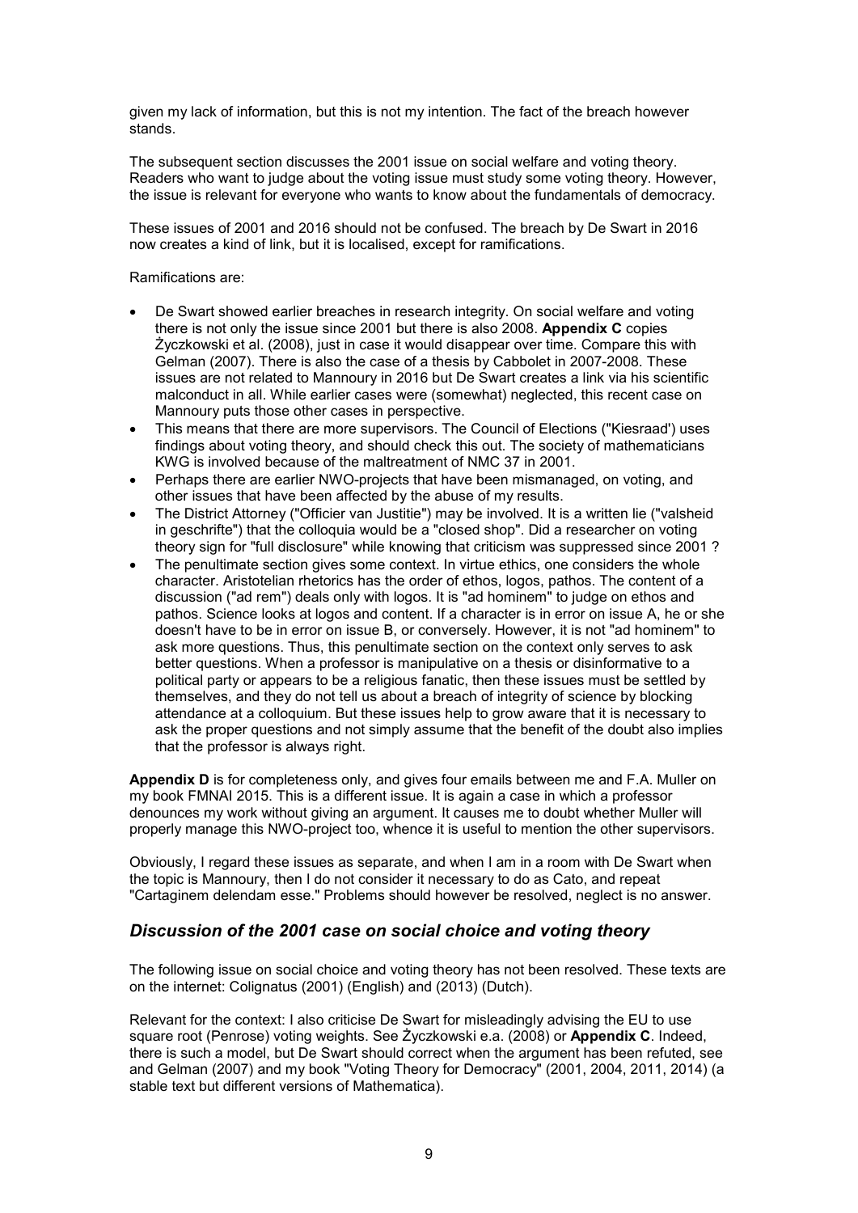given my lack of information, but this is not my intention. The fact of the breach however stands.

The subsequent section discusses the 2001 issue on social welfare and voting theory. Readers who want to judge about the voting issue must study some voting theory. However, the issue is relevant for everyone who wants to know about the fundamentals of democracy.

These issues of 2001 and 2016 should not be confused. The breach by De Swart in 2016 now creates a kind of link, but it is localised, except for ramifications.

Ramifications are:

- De Swart showed earlier breaches in research integrity. On social welfare and voting there is not only the issue since 2001 but there is also 2008. **Appendix C** copies Życzkowski et al. (2008), just in case it would disappear over time. Compare this with Gelman (2007). There is also the case of a thesis by Cabbolet in 2007-2008. These issues are not related to Mannoury in 2016 but De Swart creates a link via his scientific malconduct in all. While earlier cases were (somewhat) neglected, this recent case on Mannoury puts those other cases in perspective.
- This means that there are more supervisors. The Council of Elections ("Kiesraad') uses findings about voting theory, and should check this out. The society of mathematicians KWG is involved because of the maltreatment of NMC 37 in 2001.
- Perhaps there are earlier NWO-projects that have been mismanaged, on voting, and other issues that have been affected by the abuse of my results.
- The District Attorney ("Officier van Justitie") may be involved. It is a written lie ("valsheid in geschrifte") that the colloquia would be a "closed shop". Did a researcher on voting theory sign for "full disclosure" while knowing that criticism was suppressed since 2001 ?
- The penultimate section gives some context. In virtue ethics, one considers the whole character. Aristotelian rhetorics has the order of ethos, logos, pathos. The content of a discussion ("ad rem") deals only with logos. It is "ad hominem" to judge on ethos and pathos. Science looks at logos and content. If a character is in error on issue A, he or she doesn't have to be in error on issue B, or conversely. However, it is not "ad hominem" to ask more questions. Thus, this penultimate section on the context only serves to ask better questions. When a professor is manipulative on a thesis or disinformative to a political party or appears to be a religious fanatic, then these issues must be settled by themselves, and they do not tell us about a breach of integrity of science by blocking attendance at a colloquium. But these issues help to grow aware that it is necessary to ask the proper questions and not simply assume that the benefit of the doubt also implies that the professor is always right.

**Appendix D** is for completeness only, and gives four emails between me and F.A. Muller on my book FMNAI 2015. This is a different issue. It is again a case in which a professor denounces my work without giving an argument. It causes me to doubt whether Muller will properly manage this NWO-project too, whence it is useful to mention the other supervisors.

Obviously, I regard these issues as separate, and when I am in a room with De Swart when the topic is Mannoury, then I do not consider it necessary to do as Cato, and repeat "Cartaginem delendam esse." Problems should however be resolved, neglect is no answer.

## *Discussion of the 2001 case on social choice and voting theory*

The following issue on social choice and voting theory has not been resolved. These texts are on the internet: Colignatus (2001) (English) and (2013) (Dutch).

Relevant for the context: I also criticise De Swart for misleadingly advising the EU to use square root (Penrose) voting weights. See Życzkowski e.a. (2008) or **Appendix C**. Indeed, there is such a model, but De Swart should correct when the argument has been refuted, see and Gelman (2007) and my book "Voting Theory for Democracy" (2001, 2004, 2011, 2014) (a stable text but different versions of Mathematica).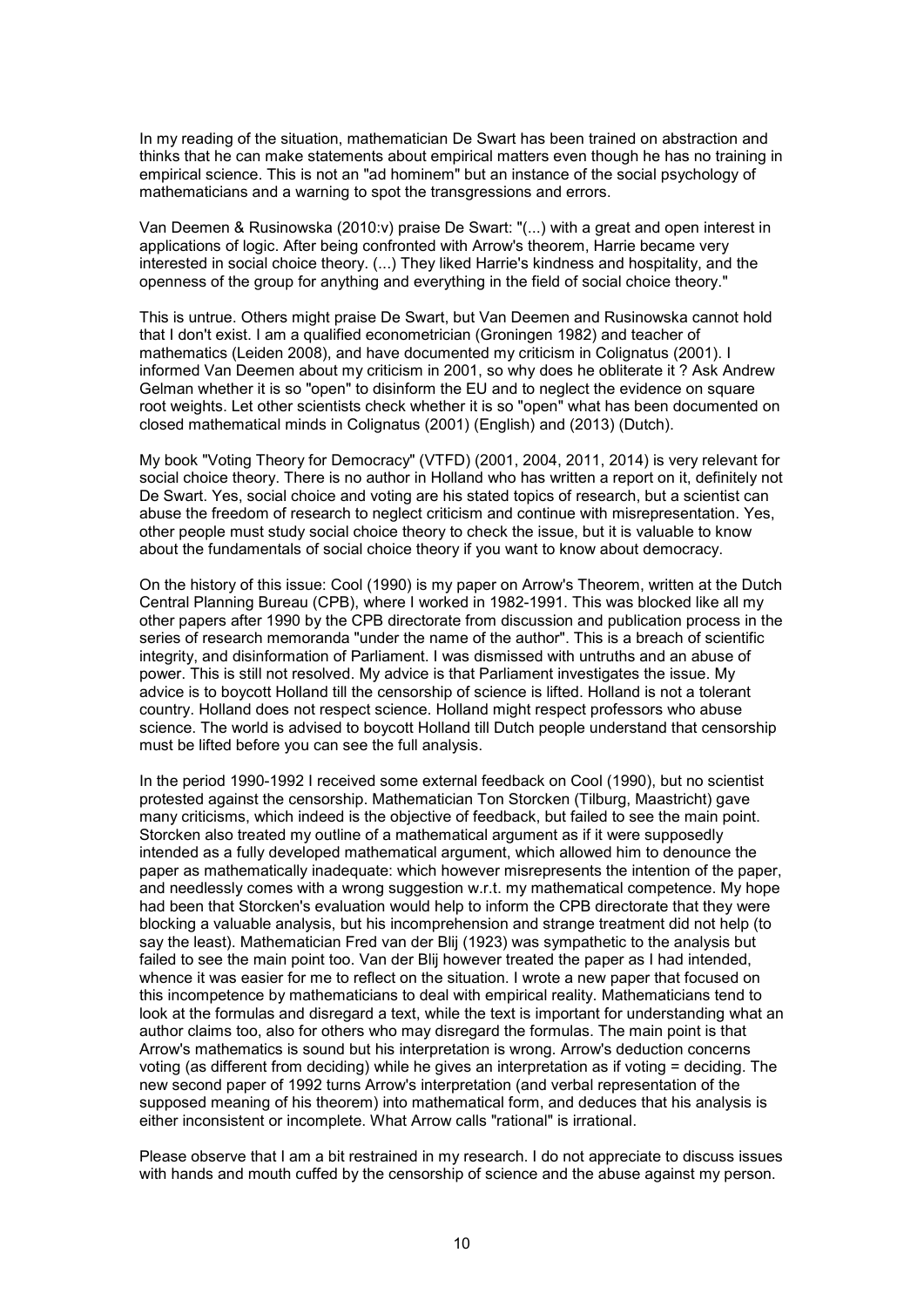In my reading of the situation, mathematician De Swart has been trained on abstraction and thinks that he can make statements about empirical matters even though he has no training in empirical science. This is not an "ad hominem" but an instance of the social psychology of mathematicians and a warning to spot the transgressions and errors.

Van Deemen & Rusinowska (2010:v) praise De Swart: "(...) with a great and open interest in applications of logic. After being confronted with Arrow's theorem, Harrie became very interested in social choice theory. (...) They liked Harrie's kindness and hospitality, and the openness of the group for anything and everything in the field of social choice theory."

This is untrue. Others might praise De Swart, but Van Deemen and Rusinowska cannot hold that I don't exist. I am a qualified econometrician (Groningen 1982) and teacher of mathematics (Leiden 2008), and have documented my criticism in Colignatus (2001). I informed Van Deemen about my criticism in 2001, so why does he obliterate it ? Ask Andrew Gelman whether it is so "open" to disinform the EU and to neglect the evidence on square root weights. Let other scientists check whether it is so "open" what has been documented on closed mathematical minds in Colignatus (2001) (English) and (2013) (Dutch).

My book "Voting Theory for Democracy" (VTFD) (2001, 2004, 2011, 2014) is very relevant for social choice theory. There is no author in Holland who has written a report on it, definitely not De Swart. Yes, social choice and voting are his stated topics of research, but a scientist can abuse the freedom of research to neglect criticism and continue with misrepresentation. Yes, other people must study social choice theory to check the issue, but it is valuable to know about the fundamentals of social choice theory if you want to know about democracy.

On the history of this issue: Cool (1990) is my paper on Arrow's Theorem, written at the Dutch Central Planning Bureau (CPB), where I worked in 1982-1991. This was blocked like all my other papers after 1990 by the CPB directorate from discussion and publication process in the series of research memoranda "under the name of the author". This is a breach of scientific integrity, and disinformation of Parliament. I was dismissed with untruths and an abuse of power. This is still not resolved. My advice is that Parliament investigates the issue. My advice is to boycott Holland till the censorship of science is lifted. Holland is not a tolerant country. Holland does not respect science. Holland might respect professors who abuse science. The world is advised to boycott Holland till Dutch people understand that censorship must be lifted before you can see the full analysis.

In the period 1990-1992 I received some external feedback on Cool (1990), but no scientist protested against the censorship. Mathematician Ton Storcken (Tilburg, Maastricht) gave many criticisms, which indeed is the objective of feedback, but failed to see the main point. Storcken also treated my outline of a mathematical argument as if it were supposedly intended as a fully developed mathematical argument, which allowed him to denounce the paper as mathematically inadequate: which however misrepresents the intention of the paper, and needlessly comes with a wrong suggestion w.r.t. my mathematical competence. My hope had been that Storcken's evaluation would help to inform the CPB directorate that they were blocking a valuable analysis, but his incomprehension and strange treatment did not help (to say the least). Mathematician Fred van der Blij (1923) was sympathetic to the analysis but failed to see the main point too. Van der Blij however treated the paper as I had intended, whence it was easier for me to reflect on the situation. I wrote a new paper that focused on this incompetence by mathematicians to deal with empirical reality. Mathematicians tend to look at the formulas and disregard a text, while the text is important for understanding what an author claims too, also for others who may disregard the formulas. The main point is that Arrow's mathematics is sound but his interpretation is wrong. Arrow's deduction concerns voting (as different from deciding) while he gives an interpretation as if voting = deciding. The new second paper of 1992 turns Arrow's interpretation (and verbal representation of the supposed meaning of his theorem) into mathematical form, and deduces that his analysis is either inconsistent or incomplete. What Arrow calls "rational" is irrational.

Please observe that I am a bit restrained in my research. I do not appreciate to discuss issues with hands and mouth cuffed by the censorship of science and the abuse against my person.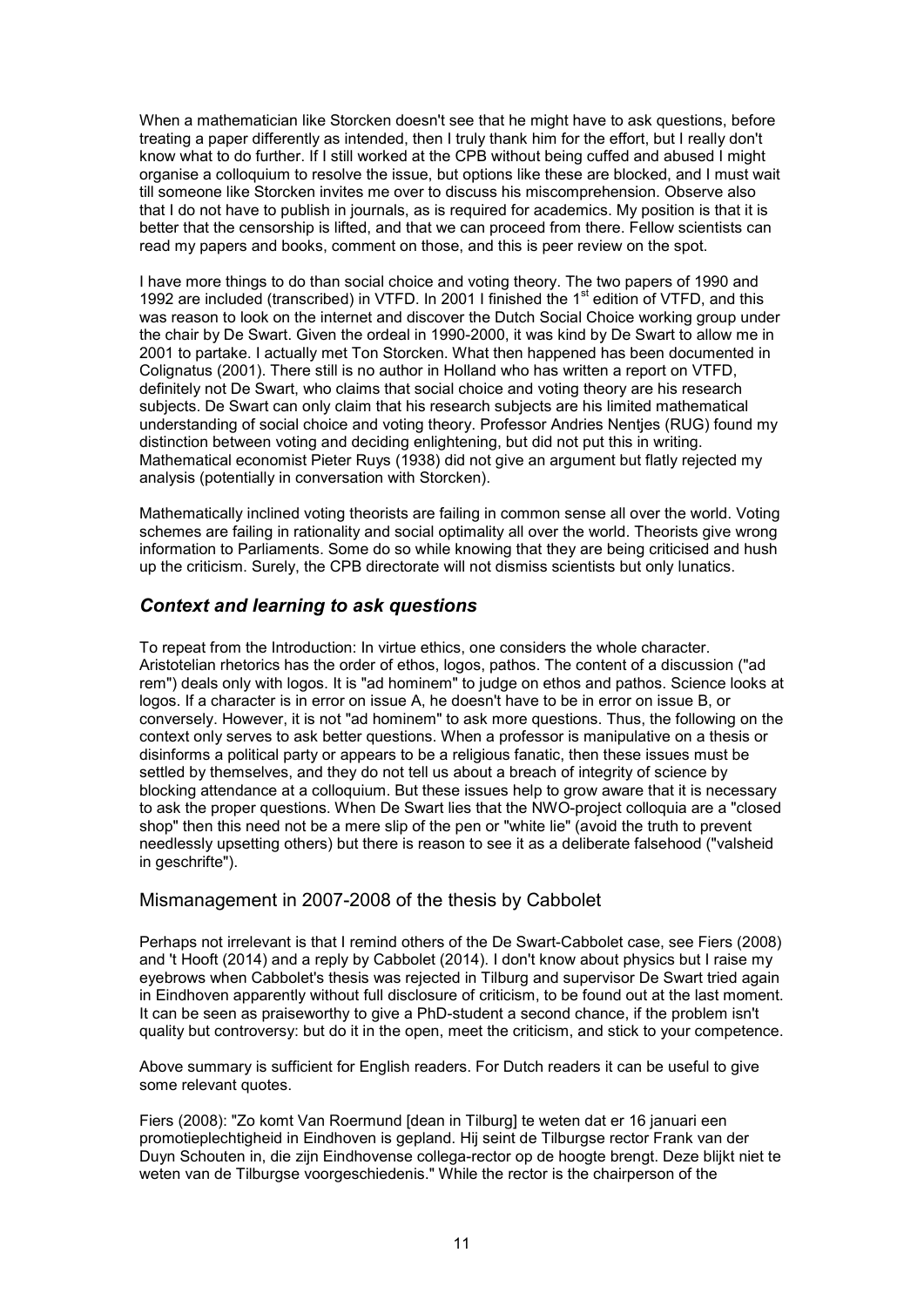When a mathematician like Storcken doesn't see that he might have to ask questions, before treating a paper differently as intended, then I truly thank him for the effort, but I really don't know what to do further. If I still worked at the CPB without being cuffed and abused I might organise a colloquium to resolve the issue, but options like these are blocked, and I must wait till someone like Storcken invites me over to discuss his miscomprehension. Observe also that I do not have to publish in journals, as is required for academics. My position is that it is better that the censorship is lifted, and that we can proceed from there. Fellow scientists can read my papers and books, comment on those, and this is peer review on the spot.

I have more things to do than social choice and voting theory. The two papers of 1990 and 1992 are included (transcribed) in VTFD. In 2001 I finished the 1st edition of VTFD, and this was reason to look on the internet and discover the Dutch Social Choice working group under the chair by De Swart. Given the ordeal in 1990-2000, it was kind by De Swart to allow me in 2001 to partake. I actually met Ton Storcken. What then happened has been documented in Colignatus (2001). There still is no author in Holland who has written a report on VTFD, definitely not De Swart, who claims that social choice and voting theory are his research subjects. De Swart can only claim that his research subjects are his limited mathematical understanding of social choice and voting theory. Professor Andries Nentjes (RUG) found my distinction between voting and deciding enlightening, but did not put this in writing. Mathematical economist Pieter Ruys (1938) did not give an argument but flatly rejected my analysis (potentially in conversation with Storcken).

Mathematically inclined voting theorists are failing in common sense all over the world. Voting schemes are failing in rationality and social optimality all over the world. Theorists give wrong information to Parliaments. Some do so while knowing that they are being criticised and hush up the criticism. Surely, the CPB directorate will not dismiss scientists but only lunatics.

## *Context and learning to ask questions*

To repeat from the Introduction: In virtue ethics, one considers the whole character. Aristotelian rhetorics has the order of ethos, logos, pathos. The content of a discussion ("ad rem") deals only with logos. It is "ad hominem" to judge on ethos and pathos. Science looks at logos. If a character is in error on issue A, he doesn't have to be in error on issue B, or conversely. However, it is not "ad hominem" to ask more questions. Thus, the following on the context only serves to ask better questions. When a professor is manipulative on a thesis or disinforms a political party or appears to be a religious fanatic, then these issues must be settled by themselves, and they do not tell us about a breach of integrity of science by blocking attendance at a colloquium. But these issues help to grow aware that it is necessary to ask the proper questions. When De Swart lies that the NWO-project colloquia are a "closed shop" then this need not be a mere slip of the pen or "white lie" (avoid the truth to prevent needlessly upsetting others) but there is reason to see it as a deliberate falsehood ("valsheid in geschrifte").

### Mismanagement in 2007-2008 of the thesis by Cabbolet

Perhaps not irrelevant is that I remind others of the De Swart-Cabbolet case, see Fiers (2008) and 't Hooft (2014) and a reply by Cabbolet (2014). I don't know about physics but I raise my eyebrows when Cabbolet's thesis was rejected in Tilburg and supervisor De Swart tried again in Eindhoven apparently without full disclosure of criticism, to be found out at the last moment. It can be seen as praiseworthy to give a PhD-student a second chance, if the problem isn't quality but controversy: but do it in the open, meet the criticism, and stick to your competence.

Above summary is sufficient for English readers. For Dutch readers it can be useful to give some relevant quotes.

Fiers (2008): "Zo komt Van Roermund [dean in Tilburg] te weten dat er 16 januari een promotieplechtigheid in Eindhoven is gepland. Hij seint de Tilburgse rector Frank van der Duyn Schouten in, die zijn Eindhovense collega-rector op de hoogte brengt. Deze blijkt niet te weten van de Tilburgse voorgeschiedenis." While the rector is the chairperson of the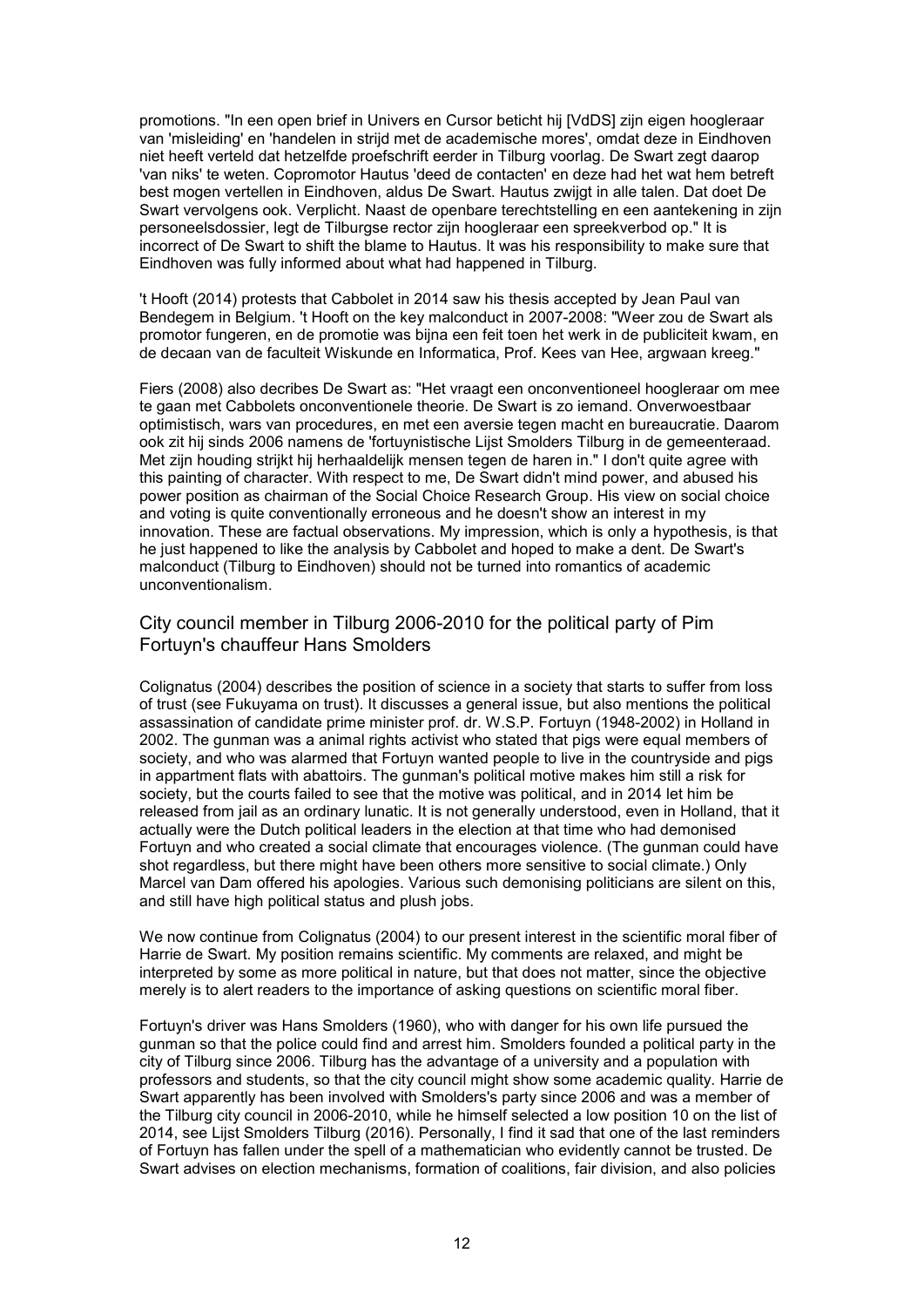promotions. "In een open brief in Univers en Cursor beticht hij [VdDS] zijn eigen hoogleraar van 'misleiding' en 'handelen in strijd met de academische mores', omdat deze in Eindhoven niet heeft verteld dat hetzelfde proefschrift eerder in Tilburg voorlag. De Swart zegt daarop 'van niks' te weten. Copromotor Hautus 'deed de contacten' en deze had het wat hem betreft best mogen vertellen in Eindhoven, aldus De Swart. Hautus zwijgt in alle talen. Dat doet De Swart vervolgens ook. Verplicht. Naast de openbare terechtstelling en een aantekening in zijn personeelsdossier, legt de Tilburgse rector zijn hoogleraar een spreekverbod op." It is incorrect of De Swart to shift the blame to Hautus. It was his responsibility to make sure that Eindhoven was fully informed about what had happened in Tilburg.

't Hooft (2014) protests that Cabbolet in 2014 saw his thesis accepted by Jean Paul van Bendegem in Belgium. 't Hooft on the key malconduct in 2007-2008: "Weer zou de Swart als promotor fungeren, en de promotie was bijna een feit toen het werk in de publiciteit kwam, en de decaan van de faculteit Wiskunde en Informatica, Prof. Kees van Hee, argwaan kreeg."

Fiers (2008) also decribes De Swart as: "Het vraagt een onconventioneel hoogleraar om mee te gaan met Cabbolets onconventionele theorie. De Swart is zo iemand. Onverwoestbaar optimistisch, wars van procedures, en met een aversie tegen macht en bureaucratie. Daarom ook zit hij sinds 2006 namens de 'fortuynistische Lijst Smolders Tilburg in de gemeenteraad. Met zijn houding strijkt hij herhaaldelijk mensen tegen de haren in." I don't quite agree with this painting of character. With respect to me, De Swart didn't mind power, and abused his power position as chairman of the Social Choice Research Group. His view on social choice and voting is quite conventionally erroneous and he doesn't show an interest in my innovation. These are factual observations. My impression, which is only a hypothesis, is that he just happened to like the analysis by Cabbolet and hoped to make a dent. De Swart's malconduct (Tilburg to Eindhoven) should not be turned into romantics of academic unconventionalism.

## City council member in Tilburg 2006-2010 for the political party of Pim Fortuyn's chauffeur Hans Smolders

Colignatus (2004) describes the position of science in a society that starts to suffer from loss of trust (see Fukuyama on trust). It discusses a general issue, but also mentions the political assassination of candidate prime minister prof. dr. W.S.P. Fortuyn (1948-2002) in Holland in 2002. The gunman was a animal rights activist who stated that pigs were equal members of society, and who was alarmed that Fortuyn wanted people to live in the countryside and pigs in appartment flats with abattoirs. The gunman's political motive makes him still a risk for society, but the courts failed to see that the motive was political, and in 2014 let him be released from jail as an ordinary lunatic. It is not generally understood, even in Holland, that it actually were the Dutch political leaders in the election at that time who had demonised Fortuyn and who created a social climate that encourages violence. (The gunman could have shot regardless, but there might have been others more sensitive to social climate.) Only Marcel van Dam offered his apologies. Various such demonising politicians are silent on this, and still have high political status and plush jobs.

We now continue from Colignatus (2004) to our present interest in the scientific moral fiber of Harrie de Swart. My position remains scientific. My comments are relaxed, and might be interpreted by some as more political in nature, but that does not matter, since the objective merely is to alert readers to the importance of asking questions on scientific moral fiber.

Fortuyn's driver was Hans Smolders (1960), who with danger for his own life pursued the gunman so that the police could find and arrest him. Smolders founded a political party in the city of Tilburg since 2006. Tilburg has the advantage of a university and a population with professors and students, so that the city council might show some academic quality. Harrie de Swart apparently has been involved with Smolders's party since 2006 and was a member of the Tilburg city council in 2006-2010, while he himself selected a low position 10 on the list of 2014, see Lijst Smolders Tilburg (2016). Personally, I find it sad that one of the last reminders of Fortuyn has fallen under the spell of a mathematician who evidently cannot be trusted. De Swart advises on election mechanisms, formation of coalitions, fair division, and also policies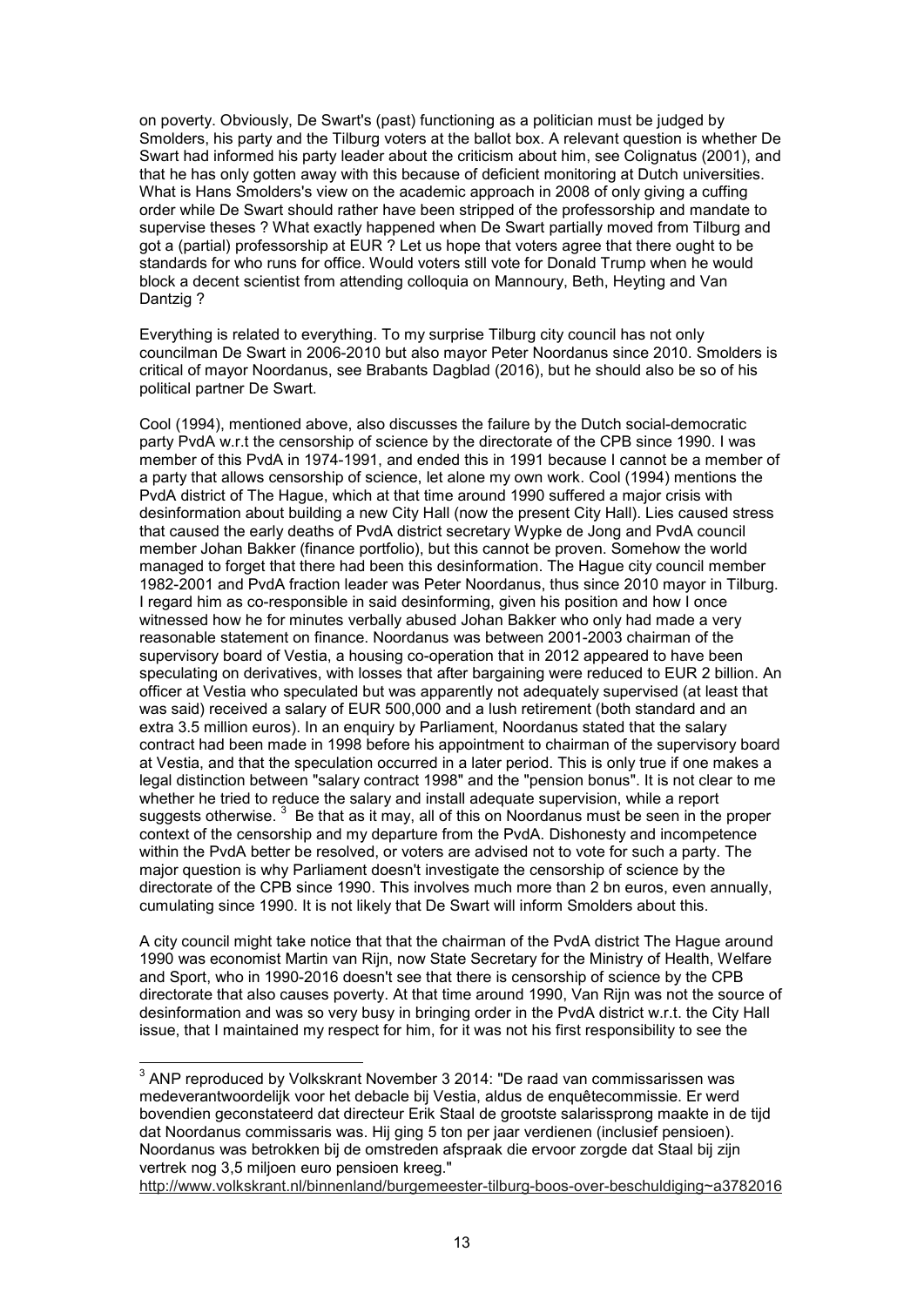on poverty. Obviously, De Swart's (past) functioning as a politician must be judged by Smolders, his party and the Tilburg voters at the ballot box. A relevant question is whether De Swart had informed his party leader about the criticism about him, see Colignatus (2001), and that he has only gotten away with this because of deficient monitoring at Dutch universities. What is Hans Smolders's view on the academic approach in 2008 of only giving a cuffing order while De Swart should rather have been stripped of the professorship and mandate to supervise theses ? What exactly happened when De Swart partially moved from Tilburg and got a (partial) professorship at EUR ? Let us hope that voters agree that there ought to be standards for who runs for office. Would voters still vote for Donald Trump when he would block a decent scientist from attending colloquia on Mannoury, Beth, Heyting and Van Dantzig ?

Everything is related to everything. To my surprise Tilburg city council has not only councilman De Swart in 2006-2010 but also mayor Peter Noordanus since 2010. Smolders is critical of mayor Noordanus, see Brabants Dagblad (2016), but he should also be so of his political partner De Swart.

Cool (1994), mentioned above, also discusses the failure by the Dutch social-democratic party PvdA w.r.t the censorship of science by the directorate of the CPB since 1990. I was member of this PvdA in 1974-1991, and ended this in 1991 because I cannot be a member of a party that allows censorship of science, let alone my own work. Cool (1994) mentions the PvdA district of The Hague, which at that time around 1990 suffered a major crisis with desinformation about building a new City Hall (now the present City Hall). Lies caused stress that caused the early deaths of PvdA district secretary Wypke de Jong and PvdA council member Johan Bakker (finance portfolio), but this cannot be proven. Somehow the world managed to forget that there had been this desinformation. The Hague city council member 1982-2001 and PvdA fraction leader was Peter Noordanus, thus since 2010 mayor in Tilburg. I regard him as co-responsible in said desinforming, given his position and how I once witnessed how he for minutes verbally abused Johan Bakker who only had made a very reasonable statement on finance. Noordanus was between 2001-2003 chairman of the supervisory board of Vestia, a housing co-operation that in 2012 appeared to have been speculating on derivatives, with losses that after bargaining were reduced to EUR 2 billion. An officer at Vestia who speculated but was apparently not adequately supervised (at least that was said) received a salary of EUR 500,000 and a lush retirement (both standard and an extra 3.5 million euros). In an enquiry by Parliament, Noordanus stated that the salary contract had been made in 1998 before his appointment to chairman of the supervisory board at Vestia, and that the speculation occurred in a later period. This is only true if one makes a legal distinction between "salary contract 1998" and the "pension bonus". It is not clear to me whether he tried to reduce the salary and install adequate supervision, while a report suggests otherwise. [3] Be that as it may, all of this on Noordanus must be seen in the proper context of the censorship and my departure from the PvdA. Dishonesty and incompetence within the PvdA better be resolved, or voters are advised not to vote for such a party. The major question is why Parliament doesn't investigate the censorship of science by the directorate of the CPB since 1990. This involves much more than 2 bn euros, even annually, cumulating since 1990. It is not likely that De Swart will inform Smolders about this.

A city council might take notice that that the chairman of the PvdA district The Hague around 1990 was economist Martin van Rijn, now State Secretary for the Ministry of Health, Welfare and Sport, who in 1990-2016 doesn't see that there is censorship of science by the CPB directorate that also causes poverty. At that time around 1990, Van Rijn was not the source of desinformation and was so very busy in bringing order in the PvdA district w.r.t. the City Hall issue, that I maintained my respect for him, for it was not his first responsibility to see the

---

[3] ANP reproduced by Volkskrant November 3 2014: "De raad van commissarissen was medeverantwoordelijk voor het debacle bij Vestia, aldus de enquêtecommissie. Er werd bovendien geconstateerd dat directeur Erik Staal de grootste salarissprong maakte in de tijd dat Noordanus commissaris was. Hij ging 5 ton per jaar verdienen (inclusief pensioen). Noordanus was betrokken bij de omstreden afspraak die ervoor zorgde dat Staal bij zijn vertrek nog 3,5 miljoen euro pensioen kreeg."
http://www.volkskrant.nl/binnenland/burgemeester-tilburg-boos-over-beschuldiging~a3782016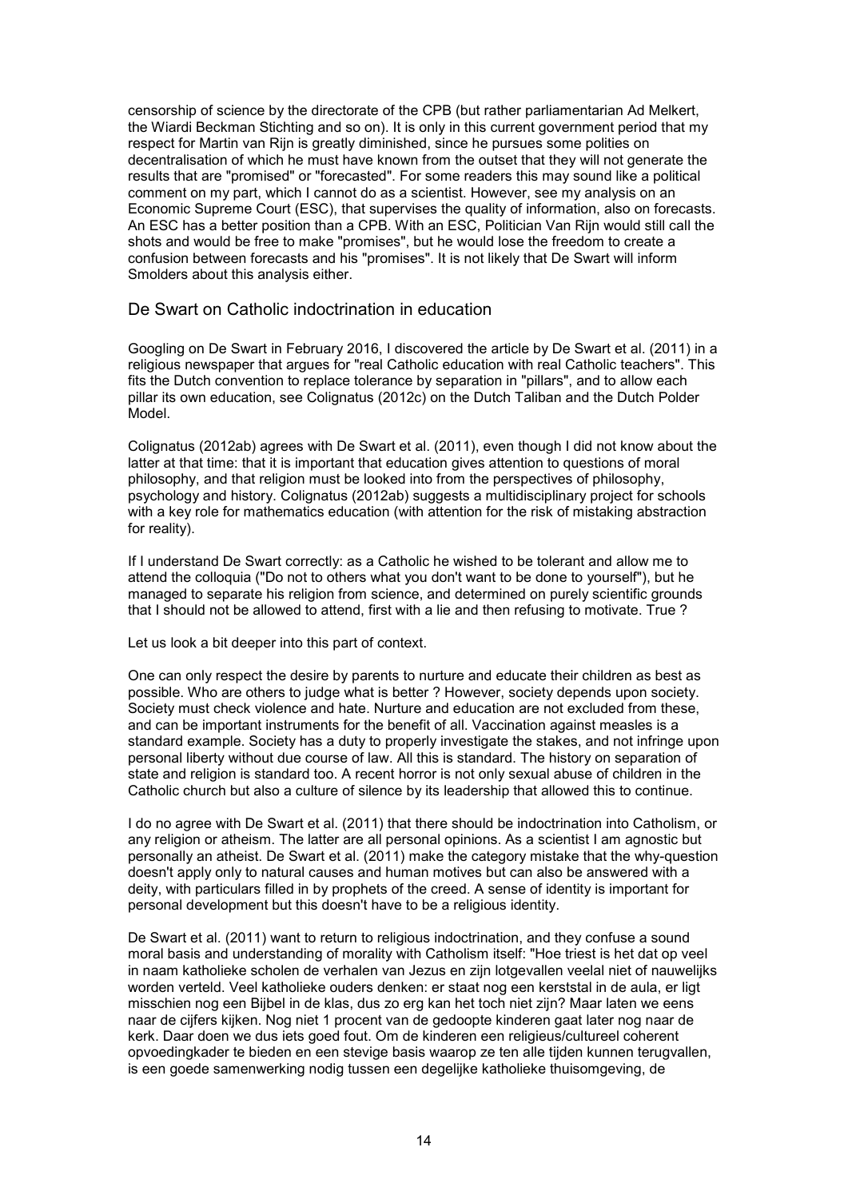censorship of science by the directorate of the CPB (but rather parliamentarian Ad Melkert, the Wiardi Beckman Stichting and so on). It is only in this current government period that my respect for Martin van Rijn is greatly diminished, since he pursues some polities on decentralisation of which he must have known from the outset that they will not generate the results that are "promised" or "forecasted". For some readers this may sound like a political comment on my part, which I cannot do as a scientist. However, see my analysis on an Economic Supreme Court (ESC), that supervises the quality of information, also on forecasts. An ESC has a better position than a CPB. With an ESC, Politician Van Rijn would still call the shots and would be free to make "promises", but he would lose the freedom to create a confusion between forecasts and his "promises". It is not likely that De Swart will inform Smolders about this analysis either.

## De Swart on Catholic indoctrination in education

Googling on De Swart in February 2016, I discovered the article by De Swart et al. (2011) in a religious newspaper that argues for "real Catholic education with real Catholic teachers". This fits the Dutch convention to replace tolerance by separation in "pillars", and to allow each pillar its own education, see Colignatus (2012c) on the Dutch Taliban and the Dutch Polder Model.

Colignatus (2012ab) agrees with De Swart et al. (2011), even though I did not know about the latter at that time: that it is important that education gives attention to questions of moral philosophy, and that religion must be looked into from the perspectives of philosophy, psychology and history. Colignatus (2012ab) suggests a multidisciplinary project for schools with a key role for mathematics education (with attention for the risk of mistaking abstraction for reality).

If I understand De Swart correctly: as a Catholic he wished to be tolerant and allow me to attend the colloquia ("Do not to others what you don't want to be done to yourself"), but he managed to separate his religion from science, and determined on purely scientific grounds that I should not be allowed to attend, first with a lie and then refusing to motivate. True ?

Let us look a bit deeper into this part of context.

One can only respect the desire by parents to nurture and educate their children as best as possible. Who are others to judge what is better ? However, society depends upon society. Society must check violence and hate. Nurture and education are not excluded from these, and can be important instruments for the benefit of all. Vaccination against measles is a standard example. Society has a duty to properly investigate the stakes, and not infringe upon personal liberty without due course of law. All this is standard. The history on separation of state and religion is standard too. A recent horror is not only sexual abuse of children in the Catholic church but also a culture of silence by its leadership that allowed this to continue.

I do no agree with De Swart et al. (2011) that there should be indoctrination into Catholism, or any religion or atheism. The latter are all personal opinions. As a scientist I am agnostic but personally an atheist. De Swart et al. (2011) make the category mistake that the why-question doesn't apply only to natural causes and human motives but can also be answered with a deity, with particulars filled in by prophets of the creed. A sense of identity is important for personal development but this doesn't have to be a religious identity.

De Swart et al. (2011) want to return to religious indoctrination, and they confuse a sound moral basis and understanding of morality with Catholism itself: "Hoe triest is het dat op veel in naam katholieke scholen de verhalen van Jezus en zijn lotgevallen veelal niet of nauwelijks worden verteld. Veel katholieke ouders denken: er staat nog een kerststal in de aula, er ligt misschien nog een Bijbel in de klas, dus zo erg kan het toch niet zijn? Maar laten we eens naar de cijfers kijken. Nog niet 1 procent van de gedoopte kinderen gaat later nog naar de kerk. Daar doen we dus iets goed fout. Om de kinderen een religieus/cultureel coherent opvoedingkader te bieden en een stevige basis waarop ze ten alle tijden kunnen terugvallen, is een goede samenwerking nodig tussen een degelijke katholieke thuisomgeving, de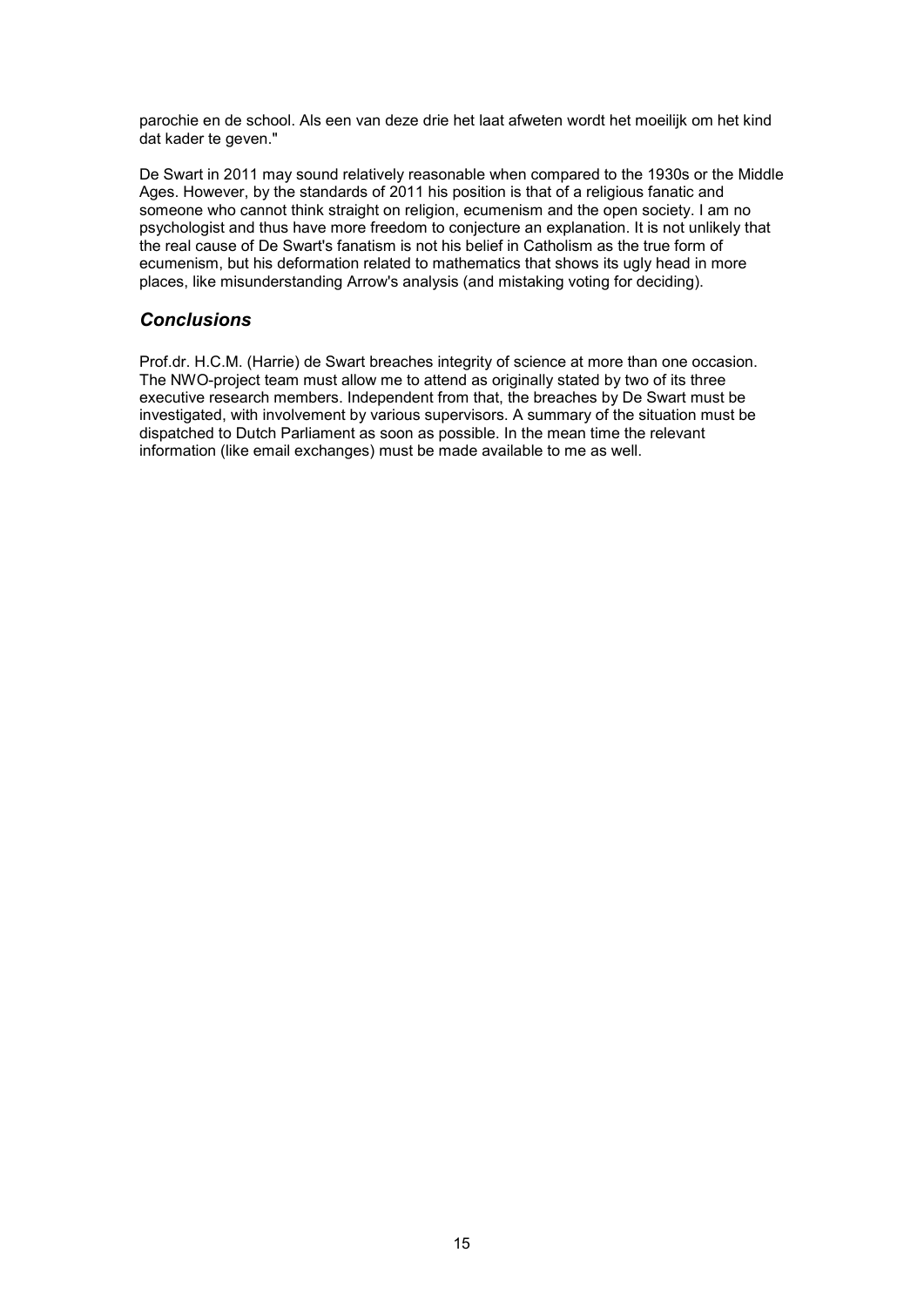parochie en de school. Als een van deze drie het laat afweten wordt het moeilijk om het kind dat kader te geven."

De Swart in 2011 may sound relatively reasonable when compared to the 1930s or the Middle Ages. However, by the standards of 2011 his position is that of a religious fanatic and someone who cannot think straight on religion, ecumenism and the open society. I am no psychologist and thus have more freedom to conjecture an explanation. It is not unlikely that the real cause of De Swart's fanatism is not his belief in Catholism as the true form of ecumenism, but his deformation related to mathematics that shows its ugly head in more places, like misunderstanding Arrow's analysis (and mistaking voting for deciding).

## *Conclusions*

Prof.dr. H.C.M. (Harrie) de Swart breaches integrity of science at more than one occasion. The NWO-project team must allow me to attend as originally stated by two of its three executive research members. Independent from that, the breaches by De Swart must be investigated, with involvement by various supervisors. A summary of the situation must be dispatched to Dutch Parliament as soon as possible. In the mean time the relevant information (like email exchanges) must be made available to me as well.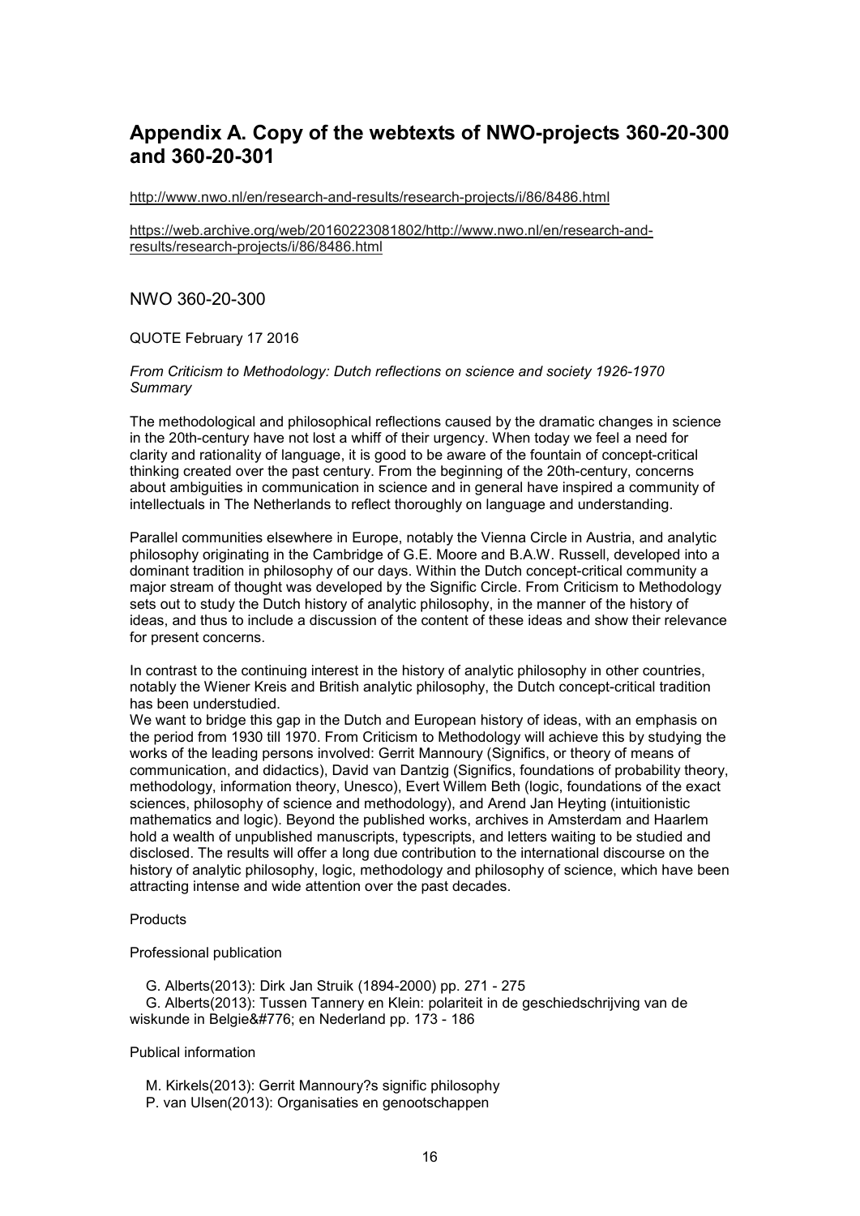# Appendix A. Copy of the webtexts of NWO-projects 360-20-300 and 360-20-301

http://www.nwo.nl/en/research-and-results/research-projects/i/86/8486.html

https://web.archive.org/web/20160223081802/http://www.nwo.nl/en/research-and-results/research-projects/i/86/8486.html

## NWO 360-20-300

QUOTE February 17 2016

*From Criticism to Methodology: Dutch reflections on science and society 1926-1970*
*Summary*

The methodological and philosophical reflections caused by the dramatic changes in science in the 20th-century have not lost a whiff of their urgency. When today we feel a need for clarity and rationality of language, it is good to be aware of the fountain of concept-critical thinking created over the past century. From the beginning of the 20th-century, concerns about ambiguities in communication in science and in general have inspired a community of intellectuals in The Netherlands to reflect thoroughly on language and understanding.

Parallel communities elsewhere in Europe, notably the Vienna Circle in Austria, and analytic philosophy originating in the Cambridge of G.E. Moore and B.A.W. Russell, developed into a dominant tradition in philosophy of our days. Within the Dutch concept-critical community a major stream of thought was developed by the Signific Circle. From Criticism to Methodology sets out to study the Dutch history of analytic philosophy, in the manner of the history of ideas, and thus to include a discussion of the content of these ideas and show their relevance for present concerns.

In contrast to the continuing interest in the history of analytic philosophy in other countries, notably the Wiener Kreis and British analytic philosophy, the Dutch concept-critical tradition has been understudied.
We want to bridge this gap in the Dutch and European history of ideas, with an emphasis on the period from 1930 till 1970. From Criticism to Methodology will achieve this by studying the works of the leading persons involved: Gerrit Mannoury (Significs, or theory of means of communication, and didactics), David van Dantzig (Significs, foundations of probability theory, methodology, information theory, Unesco), Evert Willem Beth (logic, foundations of the exact sciences, philosophy of science and methodology), and Arend Jan Heyting (intuitionistic mathematics and logic). Beyond the published works, archives in Amsterdam and Haarlem hold a wealth of unpublished manuscripts, typescripts, and letters waiting to be studied and disclosed. The results will offer a long due contribution to the international discourse on the history of analytic philosophy, logic, methodology and philosophy of science, which have been attracting intense and wide attention over the past decades.

Products

Professional publication

G. Alberts(2013): Dirk Jan Struik (1894-2000) pp. 271 - 275
G. Alberts(2013): Tussen Tannery en Klein: polariteit in de geschiedschrijving van de wiskunde in Belgie&#776; en Nederland pp. 173 - 186

Publical information

M. Kirkels(2013): Gerrit Mannoury?s signific philosophy
P. van Ulsen(2013): Organisaties en genootschappen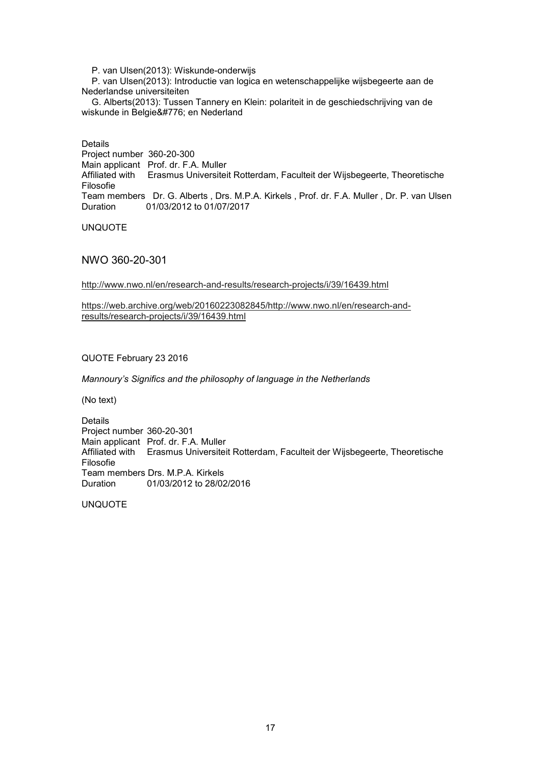P. van Ulsen(2013): Wiskunde-onderwijs

P. van Ulsen(2013): Introductie van logica en wetenschappelijke wijsbegeerte aan de Nederlandse universiteiten

G. Alberts(2013): Tussen Tannery en Klein: polariteit in de geschiedschrijving van de wiskunde in Belgie&#776; en Nederland

Details
Project number 360-20-300
Main applicant Prof. dr. F.A. Muller
Affiliated with Erasmus Universiteit Rotterdam, Faculteit der Wijsbegeerte, Theoretische Filosofie
Team members Dr. G. Alberts , Drs. M.P.A. Kirkels , Prof. dr. F.A. Muller , Dr. P. van Ulsen
Duration 01/03/2012 to 01/07/2017

UNQUOTE

## NWO 360-20-301

http://www.nwo.nl/en/research-and-results/research-projects/i/39/16439.html

https://web.archive.org/web/20160223082845/http://www.nwo.nl/en/research-and-results/research-projects/i/39/16439.html

QUOTE February 23 2016

*Mannoury's Significs and the philosophy of language in the Netherlands*

(No text)

Details
Project number 360-20-301
Main applicant Prof. dr. F.A. Muller
Affiliated with Erasmus Universiteit Rotterdam, Faculteit der Wijsbegeerte, Theoretische Filosofie
Team members Drs. M.P.A. Kirkels
Duration 01/03/2012 to 28/02/2016

UNQUOTE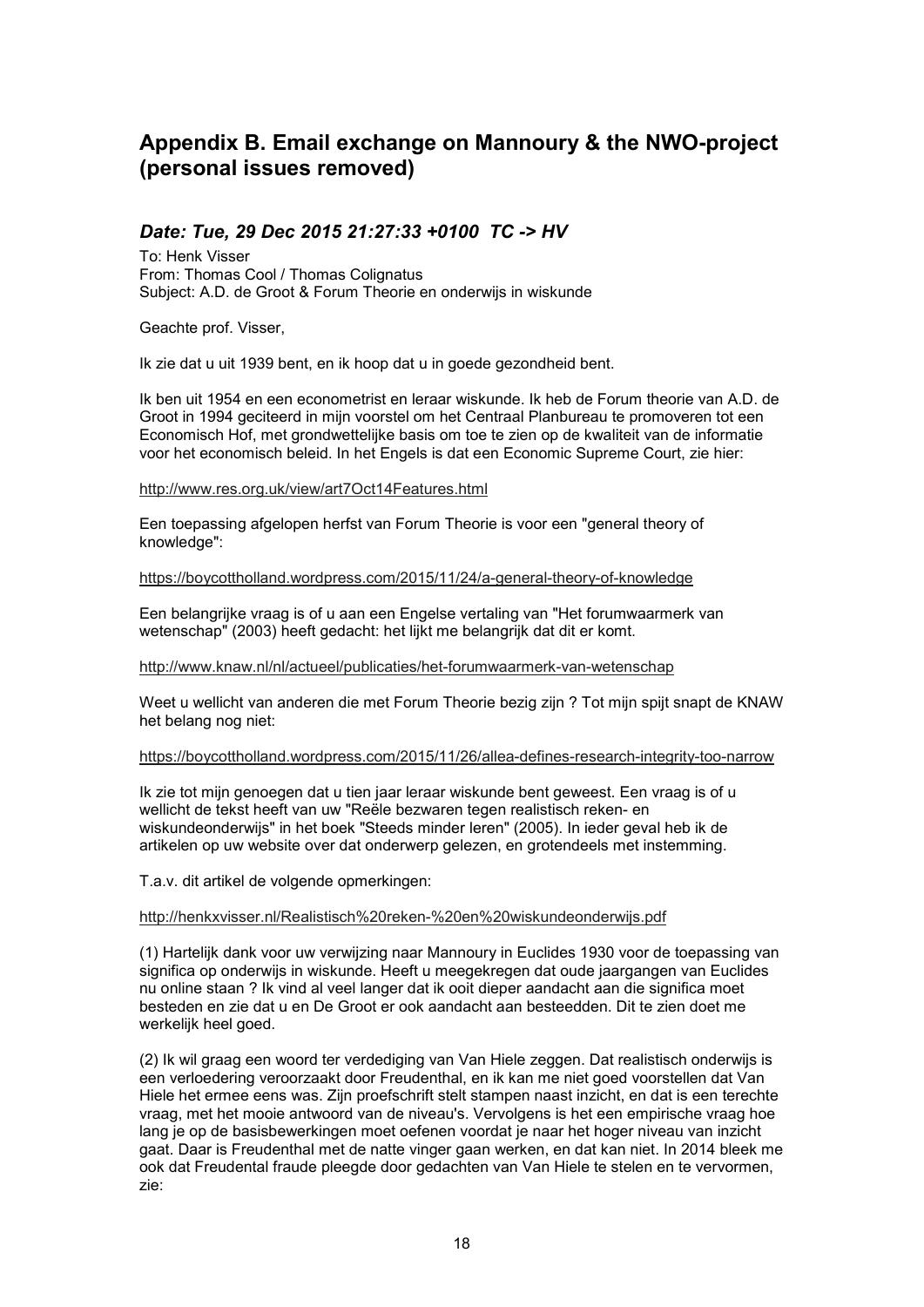## Appendix B. Email exchange on Mannoury & the NWO-project (personal issues removed)

### *Date: Tue, 29 Dec 2015 21:27:33 +0100 TC -> HV*

To: Henk Visser
From: Thomas Cool / Thomas Colignatus
Subject: A.D. de Groot & Forum Theorie en onderwijs in wiskunde

Geachte prof. Visser,

Ik zie dat u uit 1939 bent, en ik hoop dat u in goede gezondheid bent.

Ik ben uit 1954 en een econometrist en leraar wiskunde. Ik heb de Forum theorie van A.D. de Groot in 1994 geciteerd in mijn voorstel om het Centraal Planbureau te promoveren tot een Economisch Hof, met grondwettelijke basis om toe te zien op de kwaliteit van de informatie voor het economisch beleid. In het Engels is dat een Economic Supreme Court, zie hier:

http://www.res.org.uk/view/art7Oct14Features.html

Een toepassing afgelopen herfst van Forum Theorie is voor een "general theory of knowledge":

https://boycottholland.wordpress.com/2015/11/24/a-general-theory-of-knowledge

Een belangrijke vraag is of u aan een Engelse vertaling van "Het forumwaarmerk van wetenschap" (2003) heeft gedacht: het lijkt me belangrijk dat dit er komt.

http://www.knaw.nl/nl/actueel/publicaties/het-forumwaarmerk-van-wetenschap

Weet u wellicht van anderen die met Forum Theorie bezig zijn ? Tot mijn spijt snapt de KNAW het belang nog niet:

https://boycottholland.wordpress.com/2015/11/26/allea-defines-research-integrity-too-narrow

Ik zie tot mijn genoegen dat u tien jaar leraar wiskunde bent geweest. Een vraag is of u wellicht de tekst heeft van uw "Reële bezwaren tegen realistisch reken- en wiskundeonderwijs" in het boek "Steeds minder leren" (2005). In ieder geval heb ik de artikelen op uw website over dat onderwerp gelezen, en grotendeels met instemming.

T.a.v. dit artikel de volgende opmerkingen:

http://henkxvisser.nl/Realistisch%20reken-%20en%20wiskundeonderwijs.pdf

(1) Hartelijk dank voor uw verwijzing naar Mannoury in Euclides 1930 voor de toepassing van significa op onderwijs in wiskunde. Heeft u meegekregen dat oude jaargangen van Euclides nu online staan ? Ik vind al veel langer dat ik ooit dieper aandacht aan die significa moet besteden en zie dat u en De Groot er ook aandacht aan besteedden. Dit te zien doet me werkelijk heel goed.

(2) Ik wil graag een woord ter verdediging van Van Hiele zeggen. Dat realistisch onderwijs is een verloedering veroorzaakt door Freudenthal, en ik kan me niet goed voorstellen dat Van Hiele het ermee eens was. Zijn proefschrift stelt stampen naast inzicht, en dat is een terechte vraag, met het mooie antwoord van de niveau's. Vervolgens is het een empirische vraag hoe lang je op de basisbewerkingen moet oefenen voordat je naar het hoger niveau van inzicht gaat. Daar is Freudenthal met de natte vinger gaan werken, en dat kan niet. In 2014 bleek me ook dat Freudental fraude pleegde door gedachten van Van Hiele te stelen en te vervormen, zie: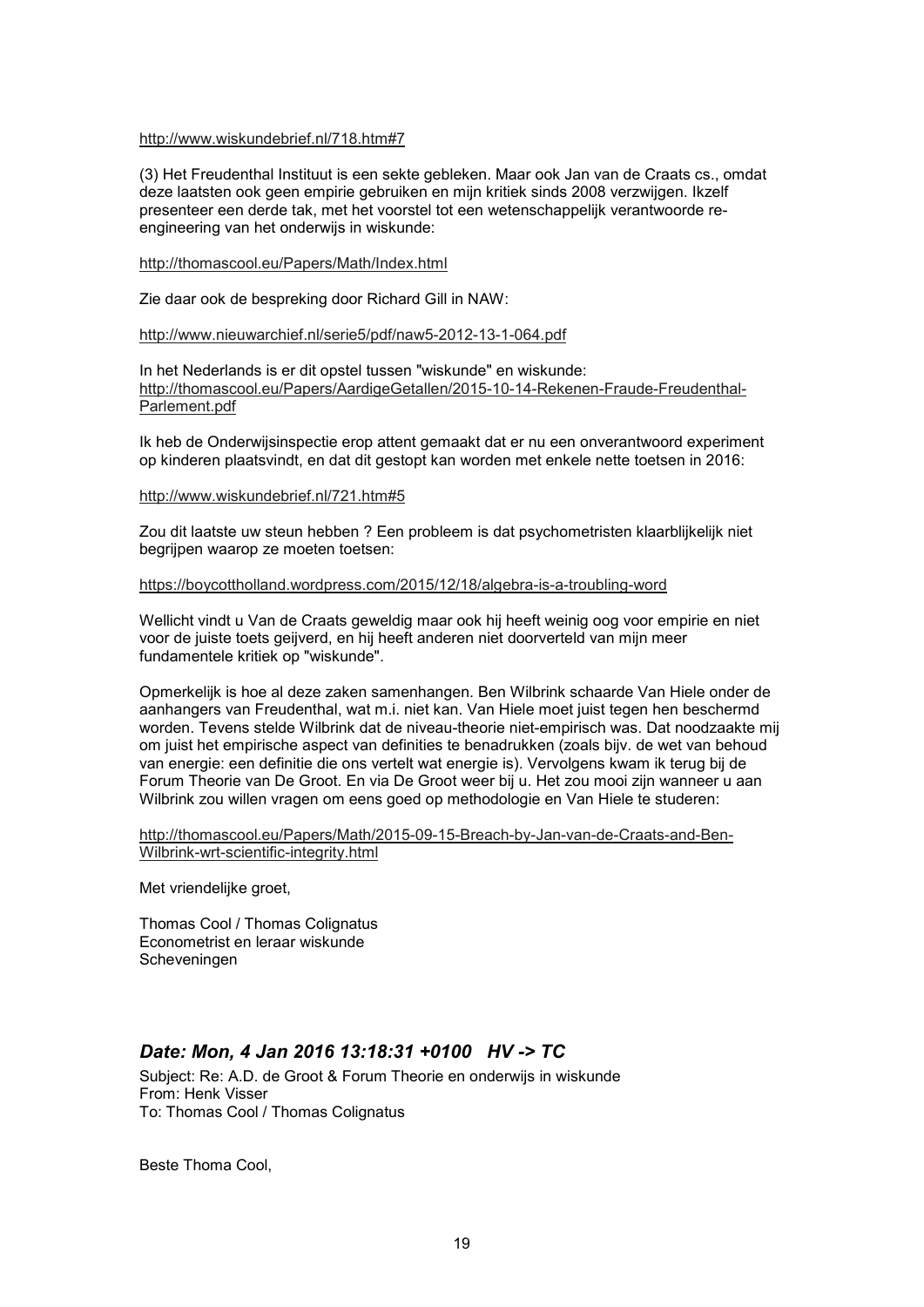http://www.wiskundebrief.nl/718.htm#7

(3) Het Freudenthal Instituut is een sekte gebleken. Maar ook Jan van de Craats cs., omdat deze laatsten ook geen empirie gebruiken en mijn kritiek sinds 2008 verzwijgen. Ikzelf presenteer een derde tak, met het voorstel tot een wetenschappelijk verantwoorde re-engineering van het onderwijs in wiskunde:

http://thomascool.eu/Papers/Math/Index.html

Zie daar ook de bespreking door Richard Gill in NAW:

http://www.nieuwarchief.nl/serie5/pdf/naw5-2012-13-1-064.pdf

In het Nederlands is er dit opstel tussen "wiskunde" en wiskunde:
http://thomascool.eu/Papers/AardigeGetallen/2015-10-14-Rekenen-Fraude-Freudenthal-Parlement.pdf

Ik heb de Onderwijsinspectie erop attent gemaakt dat er nu een onverantwoord experiment op kinderen plaatsvindt, en dat dit gestopt kan worden met enkele nette toetsen in 2016:

http://www.wiskundebrief.nl/721.htm#5

Zou dit laatste uw steun hebben ? Een probleem is dat psychometristen klaarblijkelijk niet begrijpen waarop ze moeten toetsen:

https://boycottholland.wordpress.com/2015/12/18/algebra-is-a-troubling-word

Wellicht vindt u Van de Craats geweldig maar ook hij heeft weinig oog voor empirie en niet voor de juiste toets geijverd, en hij heeft anderen niet doorverteld van mijn meer fundamentele kritiek op "wiskunde".

Opmerkelijk is hoe al deze zaken samenhangen. Ben Wilbrink schaarde Van Hiele onder de aanhangers van Freudenthal, wat m.i. niet kan. Van Hiele moet juist tegen hen beschermd worden. Tevens stelde Wilbrink dat de niveau-theorie niet-empirisch was. Dat noodzaakte mij om juist het empirische aspect van definities te benadrukken (zoals bijv. de wet van behoud van energie: een definitie die ons vertelt wat energie is). Vervolgens kwam ik terug bij de Forum Theorie van De Groot. En via De Groot weer bij u. Het zou mooi zijn wanneer u aan Wilbrink zou willen vragen om eens goed op methodologie en Van Hiele te studeren:

http://thomascool.eu/Papers/Math/2015-09-15-Breach-by-Jan-van-de-Craats-and-Ben-Wilbrink-wrt-scientific-integrity.html

Met vriendelijke groet,

Thomas Cool / Thomas Colignatus
Econometrist en leraar wiskunde
Scheveningen

## *Date: Mon, 4 Jan 2016 13:18:31 +0100   HV -> TC*

Subject: Re: A.D. de Groot & Forum Theorie en onderwijs in wiskunde
From: Henk Visser
To: Thomas Cool / Thomas Colignatus

Beste Thoma Cool,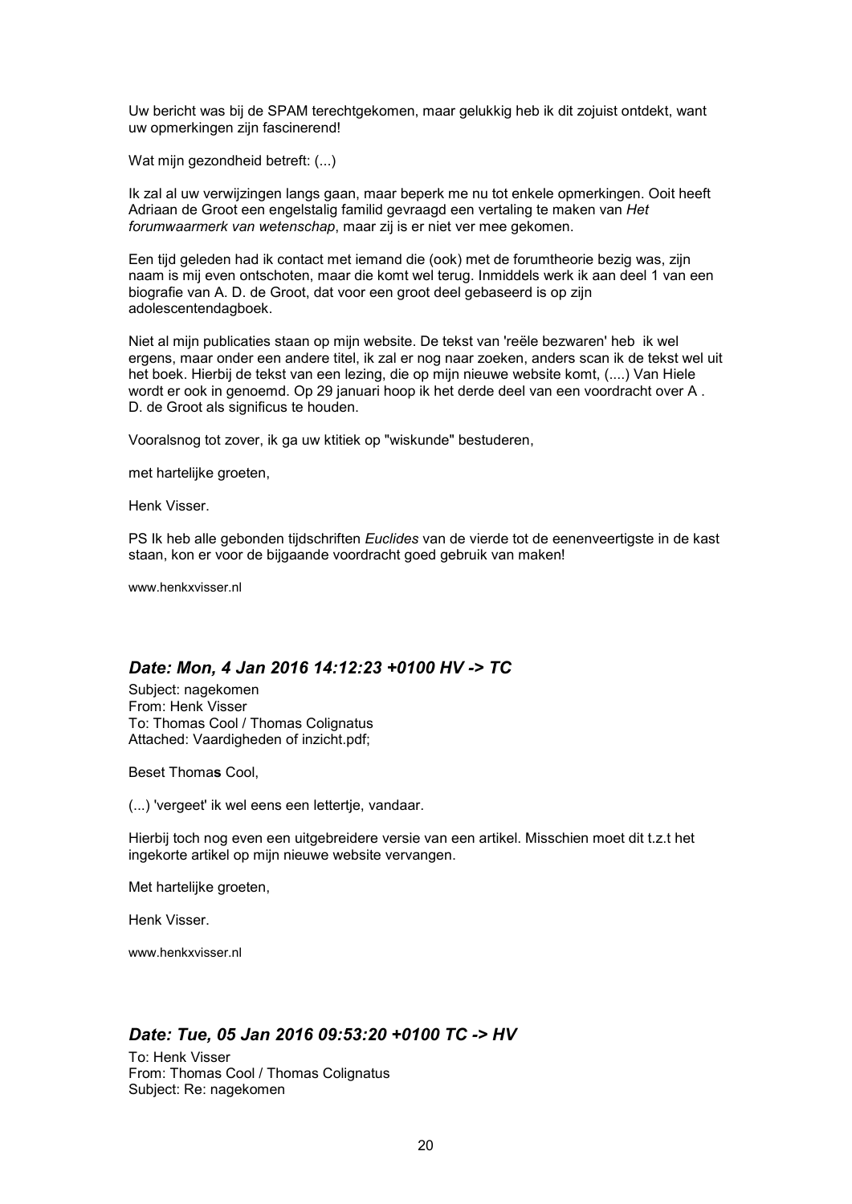Uw bericht was bij de SPAM terechtgekomen, maar gelukkig heb ik dit zojuist ontdekt, want uw opmerkingen zijn fascinerend!

Wat mijn gezondheid betreft: (...)

Ik zal al uw verwijzingen langs gaan, maar beperk me nu tot enkele opmerkingen. Ooit heeft Adriaan de Groot een engelstalig familid gevraagd een vertaling te maken van *Het forumwaarmerk van wetenschap*, maar zij is er niet ver mee gekomen.

Een tijd geleden had ik contact met iemand die (ook) met de forumtheorie bezig was, zijn naam is mij even ontschoten, maar die komt wel terug. Inmiddels werk ik aan deel 1 van een biografie van A. D. de Groot, dat voor een groot deel gebaseerd is op zijn adolescentendagboek.

Niet al mijn publicaties staan op mijn website. De tekst van 'reële bezwaren' heb  ik wel ergens, maar onder een andere titel, ik zal er nog naar zoeken, anders scan ik de tekst wel uit het boek. Hierbij de tekst van een lezing, die op mijn nieuwe website komt, (....) Van Hiele wordt er ook in genoemd. Op 29 januari hoop ik het derde deel van een voordracht over A . D. de Groot als significus te houden.

Vooralsnog tot zover, ik ga uw ktitiek op "wiskunde" bestuderen,

met hartelijke groeten,

Henk Visser.

PS Ik heb alle gebonden tijdschriften *Euclides* van de vierde tot de eenenveertigste in de kast staan, kon er voor de bijgaande voordracht goed gebruik van maken!

www.henkxvisser.nl

### *Date: Mon, 4 Jan 2016 14:12:23 +0100 HV -> TC*

Subject: nagekomen
From: Henk Visser
To: Thomas Cool / Thomas Colignatus
Attached: Vaardigheden of inzicht.pdf;

Beset Thoma**s** Cool,

(...) 'vergeet' ik wel eens een lettertje, vandaar.

Hierbij toch nog even een uitgebreidere versie van een artikel. Misschien moet dit t.z.t het ingekorte artikel op mijn nieuwe website vervangen.

Met hartelijke groeten,

Henk Visser.

www.henkxvisser.nl

### *Date: Tue, 05 Jan 2016 09:53:20 +0100 TC -> HV*

To: Henk Visser
From: Thomas Cool / Thomas Colignatus
Subject: Re: nagekomen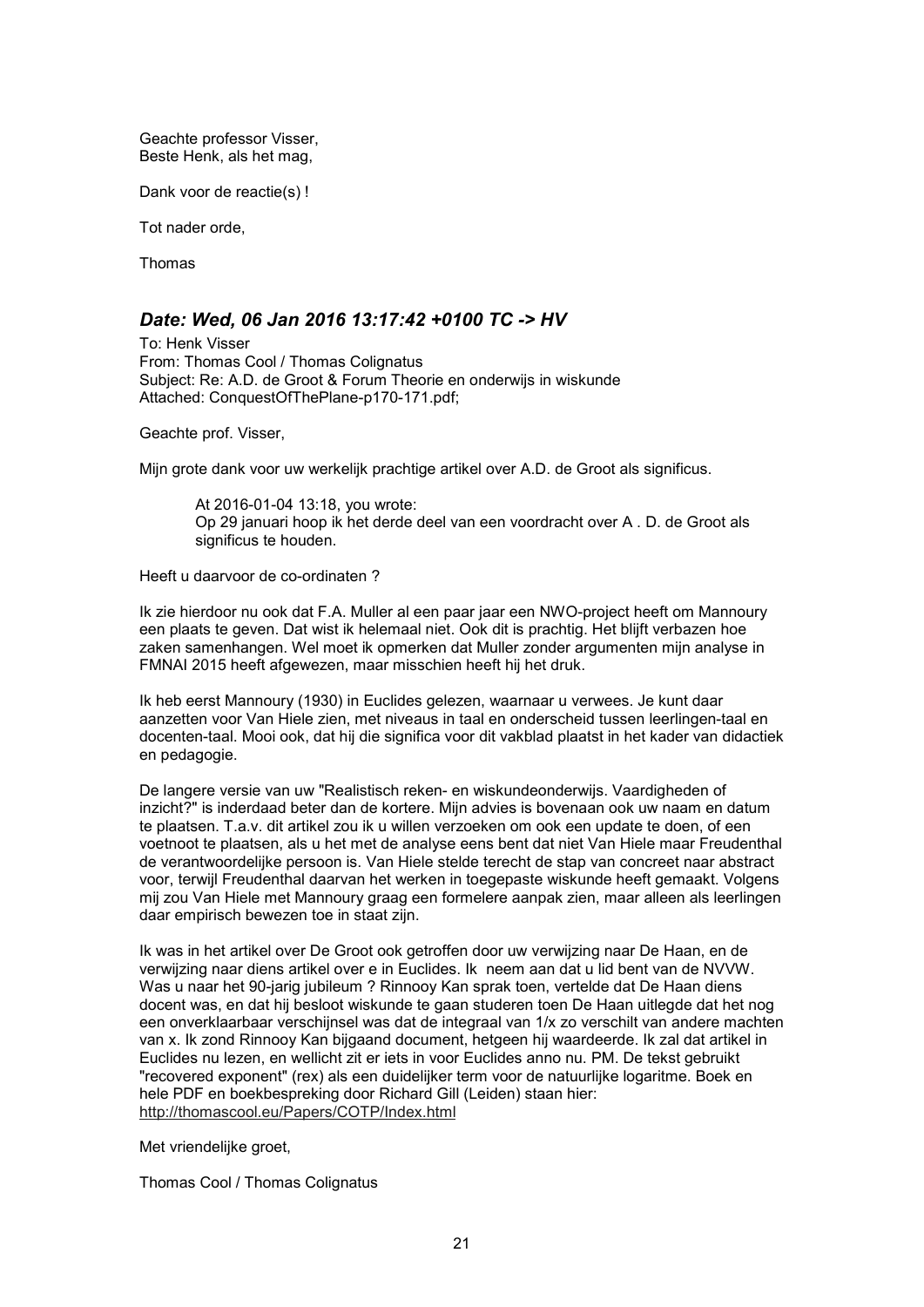Geachte professor Visser,
Beste Henk, als het mag,

Dank voor de reactie(s) !

Tot nader orde,

Thomas

### *Date: Wed, 06 Jan 2016 13:17:42 +0100 TC -> HV*

To: Henk Visser
From: Thomas Cool / Thomas Colignatus
Subject: Re: A.D. de Groot & Forum Theorie en onderwijs in wiskunde
Attached: ConquestOfThePlane-p170-171.pdf;

Geachte prof. Visser,

Mijn grote dank voor uw werkelijk prachtige artikel over A.D. de Groot als significus.

> At 2016-01-04 13:18, you wrote:
> Op 29 januari hoop ik het derde deel van een voordracht over A . D. de Groot als significus te houden.

Heeft u daarvoor de co-ordinaten ?

Ik zie hierdoor nu ook dat F.A. Muller al een paar jaar een NWO-project heeft om Mannoury een plaats te geven. Dat wist ik helemaal niet. Ook dit is prachtig. Het blijft verbazen hoe zaken samenhangen. Wel moet ik opmerken dat Muller zonder argumenten mijn analyse in FMNAI 2015 heeft afgewezen, maar misschien heeft hij het druk.

Ik heb eerst Mannoury (1930) in Euclides gelezen, waarnaar u verwees. Je kunt daar aanzetten voor Van Hiele zien, met niveaus in taal en onderscheid tussen leerlingen-taal en docenten-taal. Mooi ook, dat hij die significa voor dit vakblad plaatst in het kader van didactiek en pedagogie.

De langere versie van uw "Realistisch reken- en wiskundeonderwijs. Vaardigheden of inzicht?" is inderdaad beter dan de kortere. Mijn advies is bovenaan ook uw naam en datum te plaatsen. T.a.v. dit artikel zou ik u willen verzoeken om ook een update te doen, of een voetnoot te plaatsen, als u het met de analyse eens bent dat niet Van Hiele maar Freudenthal de verantwoordelijke persoon is. Van Hiele stelde terecht de stap van concreet naar abstract voor, terwijl Freudenthal daarvan het werken in toegepaste wiskunde heeft gemaakt. Volgens mij zou Van Hiele met Mannoury graag een formelere aanpak zien, maar alleen als leerlingen daar empirisch bewezen toe in staat zijn.

Ik was in het artikel over De Groot ook getroffen door uw verwijzing naar De Haan, en de verwijzing naar diens artikel over e in Euclides. Ik neem aan dat u lid bent van de NVVW. Was u naar het 90-jarig jubileum ? Rinnooy Kan sprak toen, vertelde dat De Haan diens docent was, en dat hij besloot wiskunde te gaan studeren toen De Haan uitlegde dat het nog een onverklaarbaar verschijnsel was dat de integraal van 1/x zo verschilt van andere machten van x. Ik zond Rinnooy Kan bijgaand document, hetgeen hij waardeerde. Ik zal dat artikel in Euclides nu lezen, en wellicht zit er iets in voor Euclides anno nu. PM. De tekst gebruikt "recovered exponent" (rex) als een duidelijker term voor de natuurlijke logaritme. Boek en hele PDF en boekbespreking door Richard Gill (Leiden) staan hier: http://thomascool.eu/Papers/COTP/Index.html

Met vriendelijke groet,

Thomas Cool / Thomas Colignatus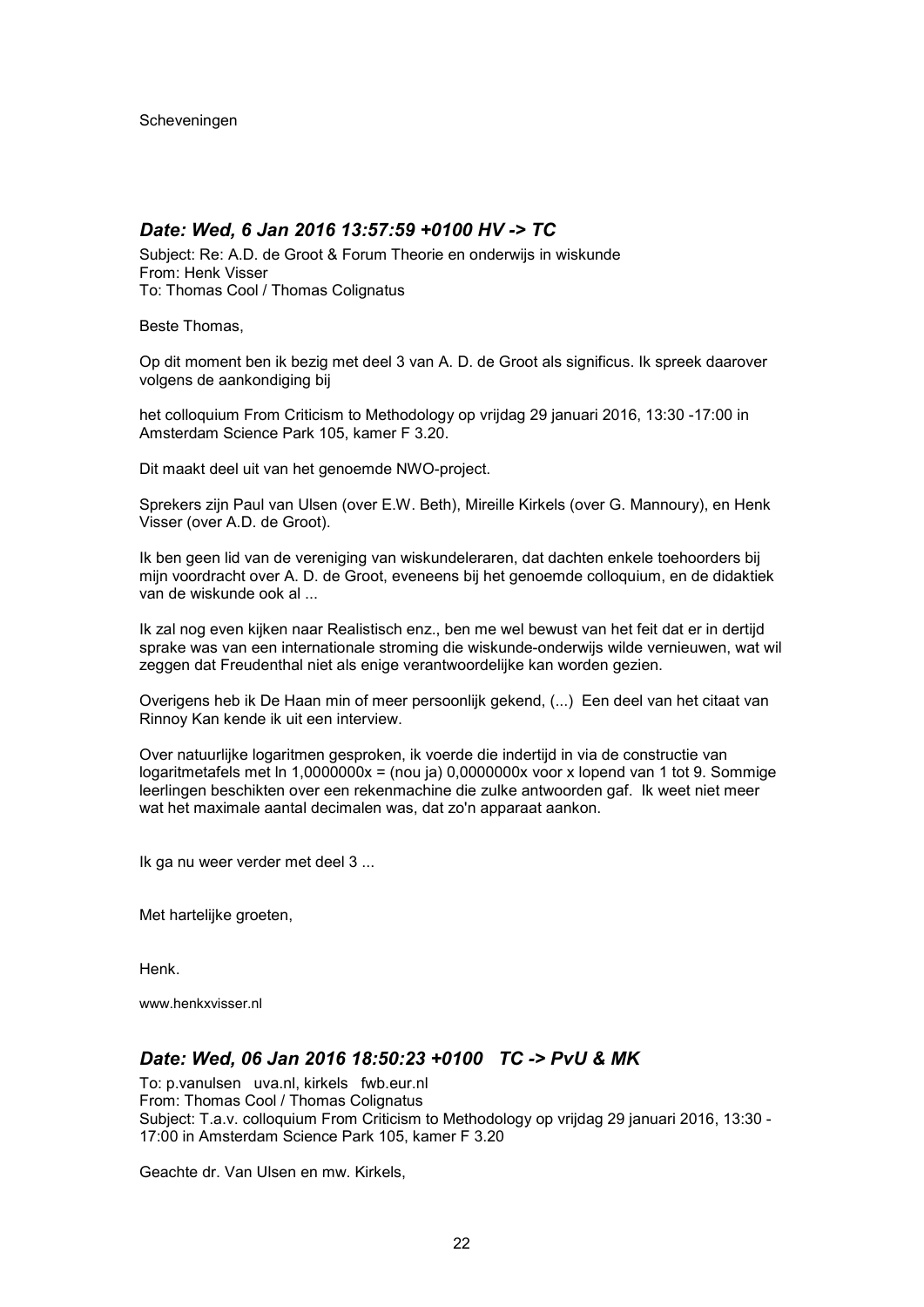Scheveningen

### *Date: Wed, 6 Jan 2016 13:57:59 +0100 HV -> TC*

Subject: Re: A.D. de Groot & Forum Theorie en onderwijs in wiskunde
From: Henk Visser
To: Thomas Cool / Thomas Colignatus

Beste Thomas,

Op dit moment ben ik bezig met deel 3 van A. D. de Groot als significus. Ik spreek daarover volgens de aankondiging bij

het colloquium From Criticism to Methodology op vrijdag 29 januari 2016, 13:30 -17:00 in Amsterdam Science Park 105, kamer F 3.20.

Dit maakt deel uit van het genoemde NWO-project.

Sprekers zijn Paul van Ulsen (over E.W. Beth), Mireille Kirkels (over G. Mannoury), en Henk Visser (over A.D. de Groot).

Ik ben geen lid van de vereniging van wiskundeleraren, dat dachten enkele toehoorders bij mijn voordracht over A. D. de Groot, eveneens bij het genoemde colloquium, en de didaktiek van de wiskunde ook al ...

Ik zal nog even kijken naar Realistisch enz., ben me wel bewust van het feit dat er in dertijd sprake was van een internationale stroming die wiskunde-onderwijs wilde vernieuwen, wat wil zeggen dat Freudenthal niet als enige verantwoordelijke kan worden gezien.

Overigens heb ik De Haan min of meer persoonlijk gekend, (...) Een deel van het citaat van Rinnoy Kan kende ik uit een interview.

Over natuurlijke logaritmen gesproken, ik voerde die indertijd in via de constructie van logaritmetafels met ln 1,0000000x = (nou ja) 0,0000000x voor x lopend van 1 tot 9. Sommige leerlingen beschikten over een rekenmachine die zulke antwoorden gaf. Ik weet niet meer wat het maximale aantal decimalen was, dat zo'n apparaat aankon.

Ik ga nu weer verder met deel 3 ...

Met hartelijke groeten,

Henk.

www.henkxvisser.nl

### *Date: Wed, 06 Jan 2016 18:50:23 +0100 TC -> PvU & MK*

To: p.vanulsen uva.nl, kirkels fwb.eur.nl
From: Thomas Cool / Thomas Colignatus
Subject: T.a.v. colloquium From Criticism to Methodology op vrijdag 29 januari 2016, 13:30 - 17:00 in Amsterdam Science Park 105, kamer F 3.20

Geachte dr. Van Ulsen en mw. Kirkels,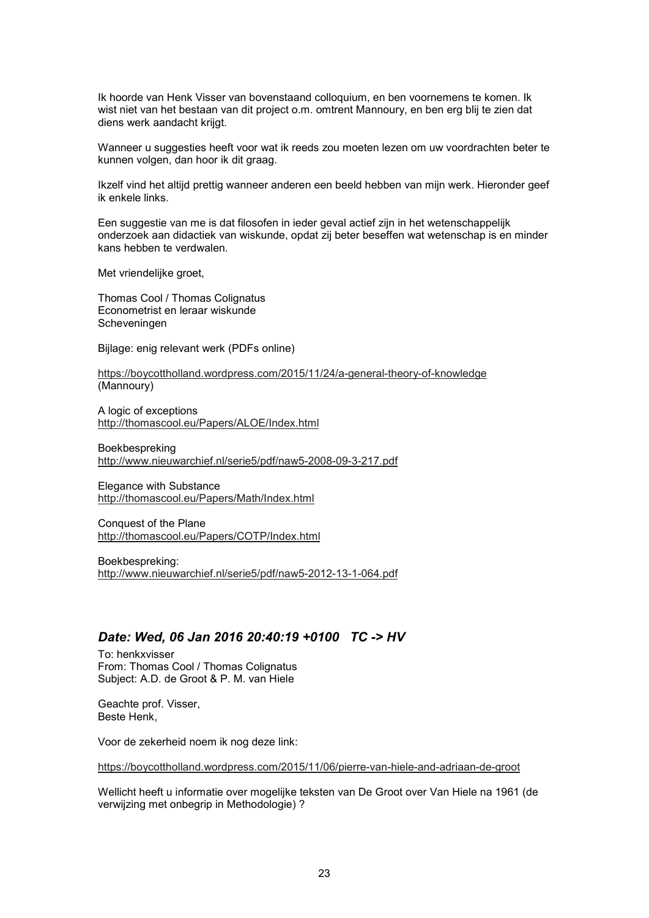Ik hoorde van Henk Visser van bovenstaand colloquium, en ben voornemens te komen. Ik wist niet van het bestaan van dit project o.m. omtrent Mannoury, en ben erg blij te zien dat diens werk aandacht krijgt.

Wanneer u suggesties heeft voor wat ik reeds zou moeten lezen om uw voordrachten beter te kunnen volgen, dan hoor ik dit graag.

Ikzelf vind het altijd prettig wanneer anderen een beeld hebben van mijn werk. Hieronder geef ik enkele links.

Een suggestie van me is dat filosofen in ieder geval actief zijn in het wetenschappelijk onderzoek aan didactiek van wiskunde, opdat zij beter beseffen wat wetenschap is en minder kans hebben te verdwalen.

Met vriendelijke groet,

Thomas Cool / Thomas Colignatus
Econometrist en leraar wiskunde
Scheveningen

Bijlage: enig relevant werk (PDFs online)

https://boycottholland.wordpress.com/2015/11/24/a-general-theory-of-knowledge
(Mannoury)

A logic of exceptions
http://thomascool.eu/Papers/ALOE/Index.html

Boekbespreking
http://www.nieuwarchief.nl/serie5/pdf/naw5-2008-09-3-217.pdf

Elegance with Substance
http://thomascool.eu/Papers/Math/Index.html

Conquest of the Plane
http://thomascool.eu/Papers/COTP/Index.html

Boekbespreking:
http://www.nieuwarchief.nl/serie5/pdf/naw5-2012-13-1-064.pdf

## *Date: Wed, 06 Jan 2016 20:40:19 +0100 TC -> HV*

To: henkxvisser
From: Thomas Cool / Thomas Colignatus
Subject: A.D. de Groot & P. M. van Hiele

Geachte prof. Visser,
Beste Henk,

Voor de zekerheid noem ik nog deze link:

https://boycottholland.wordpress.com/2015/11/06/pierre-van-hiele-and-adriaan-de-groot

Wellicht heeft u informatie over mogelijke teksten van De Groot over Van Hiele na 1961 (de verwijzing met onbegrip in Methodologie) ?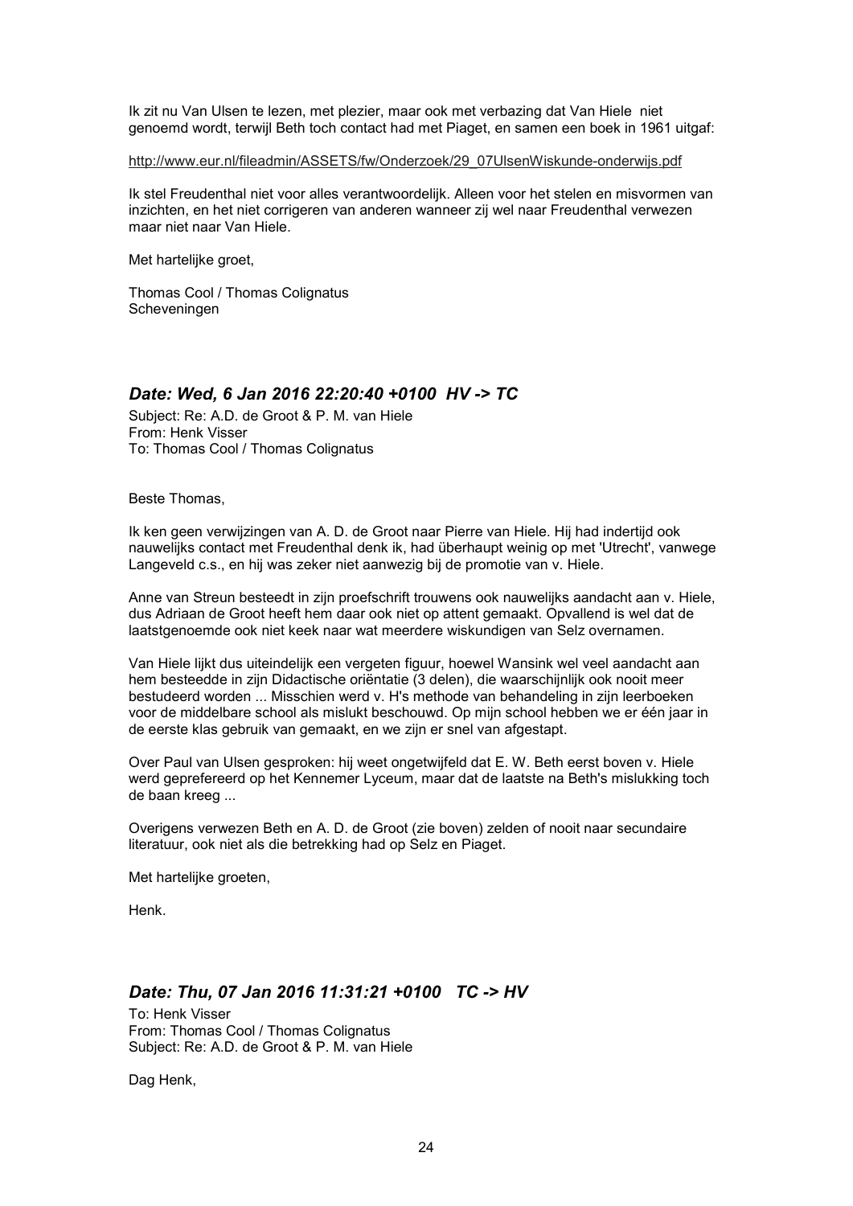Ik zit nu Van Ulsen te lezen, met plezier, maar ook met verbazing dat Van Hiele niet genoemd wordt, terwijl Beth toch contact had met Piaget, en samen een boek in 1961 uitgaf:

http://www.eur.nl/fileadmin/ASSETS/fw/Onderzoek/29_07UlsenWiskunde-onderwijs.pdf

Ik stel Freudenthal niet voor alles verantwoordelijk. Alleen voor het stelen en misvormen van inzichten, en het niet corrigeren van anderen wanneer zij wel naar Freudenthal verwezen maar niet naar Van Hiele.

Met hartelijke groet,

Thomas Cool / Thomas Colignatus
Scheveningen

### *Date: Wed, 6 Jan 2016 22:20:40 +0100 HV -> TC*

Subject: Re: A.D. de Groot & P. M. van Hiele
From: Henk Visser
To: Thomas Cool / Thomas Colignatus

Beste Thomas,

Ik ken geen verwijzingen van A. D. de Groot naar Pierre van Hiele. Hij had indertijd ook nauwelijks contact met Freudenthal denk ik, had überhaupt weinig op met 'Utrecht', vanwege Langeveld c.s., en hij was zeker niet aanwezig bij de promotie van v. Hiele.

Anne van Streun besteedt in zijn proefschrift trouwens ook nauwelijks aandacht aan v. Hiele, dus Adriaan de Groot heeft hem daar ook niet op attent gemaakt. Opvallend is wel dat de laatstgenoemde ook niet keek naar wat meerdere wiskundigen van Selz overnamen.

Van Hiele lijkt dus uiteindelijk een vergeten figuur, hoewel Wansink wel veel aandacht aan hem besteedde in zijn Didactische oriëntatie (3 delen), die waarschijnlijk ook nooit meer bestudeerd worden ... Misschien werd v. H's methode van behandeling in zijn leerboeken voor de middelbare school als mislukt beschouwd. Op mijn school hebben we er één jaar in de eerste klas gebruik van gemaakt, en we zijn er snel van afgestapt.

Over Paul van Ulsen gesproken: hij weet ongetwijfeld dat E. W. Beth eerst boven v. Hiele werd geprefereerd op het Kennemer Lyceum, maar dat de laatste na Beth's mislukking toch de baan kreeg ...

Overigens verwezen Beth en A. D. de Groot (zie boven) zelden of nooit naar secundaire literatuur, ook niet als die betrekking had op Selz en Piaget.

Met hartelijke groeten,

Henk.

### *Date: Thu, 07 Jan 2016 11:31:21 +0100 TC -> HV*

To: Henk Visser
From: Thomas Cool / Thomas Colignatus
Subject: Re: A.D. de Groot & P. M. van Hiele

Dag Henk,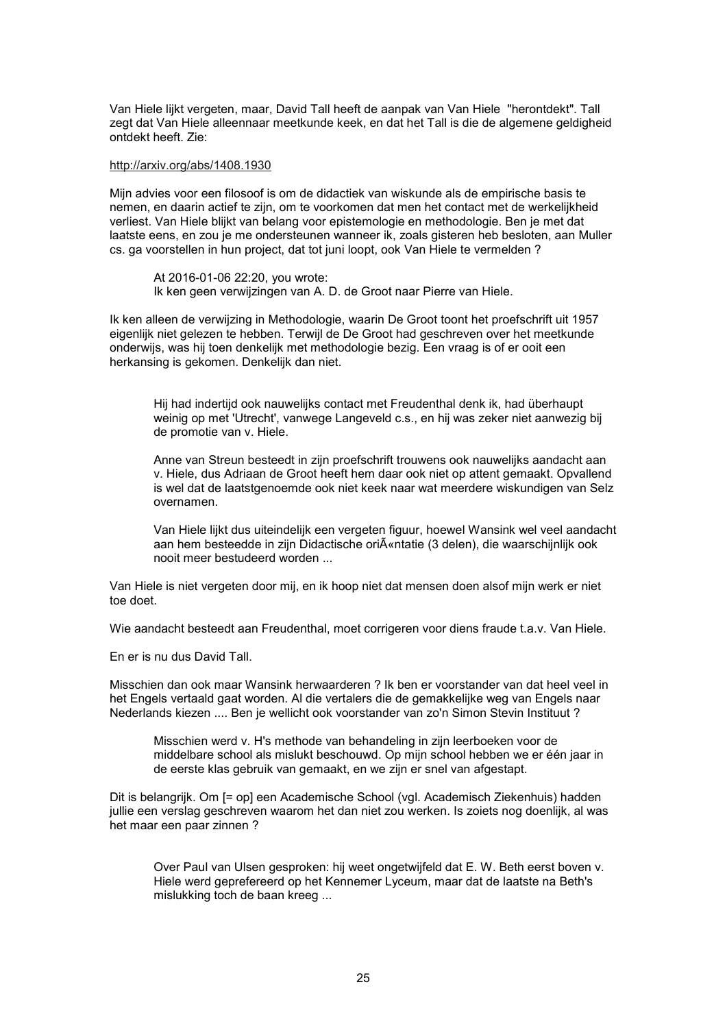Van Hiele lijkt vergeten, maar, David Tall heeft de aanpak van Van Hiele "herontdekt". Tall zegt dat Van Hiele alleennaar meetkunde keek, en dat het Tall is die de algemene geldigheid ontdekt heeft. Zie:

http://arxiv.org/abs/1408.1930

Mijn advies voor een filosoof is om de didactiek van wiskunde als de empirische basis te nemen, en daarin actief te zijn, om te voorkomen dat men het contact met de werkelijkheid verliest. Van Hiele blijkt van belang voor epistemologie en methodologie. Ben je met dat laatste eens, en zou je me ondersteunen wanneer ik, zoals gisteren heb besloten, aan Muller cs. ga voorstellen in hun project, dat tot juni loopt, ook Van Hiele te vermelden ?

> At 2016-01-06 22:20, you wrote:
> Ik ken geen verwijzingen van A. D. de Groot naar Pierre van Hiele.

Ik ken alleen de verwijzing in Methodologie, waarin De Groot toont het proefschrift uit 1957 eigenlijk niet gelezen te hebben. Terwijl de De Groot had geschreven over het meetkunde onderwijs, was hij toen denkelijk met methodologie bezig. Een vraag is of er ooit een herkansing is gekomen. Denkelijk dan niet.

> Hij had indertijd ook nauwelijks contact met Freudenthal denk ik, had überhaupt weinig op met 'Utrecht', vanwege Langeveld c.s., en hij was zeker niet aanwezig bij de promotie van v. Hiele.
>
> Anne van Streun besteedt in zijn proefschrift trouwens ook nauwelijks aandacht aan v. Hiele, dus Adriaan de Groot heeft hem daar ook niet op attent gemaakt. Opvallend is wel dat de laatstgenoemde ook niet keek naar wat meerdere wiskundigen van Selz overnamen.
>
> Van Hiele lijkt dus uiteindelijk een vergeten figuur, hoewel Wansink wel veel aandacht aan hem besteedde in zijn Didactische oriÃ«ntatie (3 delen), die waarschijnlijk ook nooit meer bestudeerd worden ...

Van Hiele is niet vergeten door mij, en ik hoop niet dat mensen doen alsof mijn werk er niet toe doet.

Wie aandacht besteedt aan Freudenthal, moet corrigeren voor diens fraude t.a.v. Van Hiele.

En er is nu dus David Tall.

Misschien dan ook maar Wansink herwaarderen ? Ik ben er voorstander van dat heel veel in het Engels vertaald gaat worden. Al die vertalers die de gemakkelijke weg van Engels naar Nederlands kiezen .... Ben je wellicht ook voorstander van zo'n Simon Stevin Instituut ?

> Misschien werd v. H's methode van behandeling in zijn leerboeken voor de middelbare school als mislukt beschouwd. Op mijn school hebben we er één jaar in de eerste klas gebruik van gemaakt, en we zijn er snel van afgestapt.

Dit is belangrijk. Om [= op] een Academische School (vgl. Academisch Ziekenhuis) hadden jullie een verslag geschreven waarom het dan niet zou werken. Is zoiets nog doenlijk, al was het maar een paar zinnen ?

> Over Paul van Ulsen gesproken: hij weet ongetwijfeld dat E. W. Beth eerst boven v. Hiele werd geprefereerd op het Kennemer Lyceum, maar dat de laatste na Beth's mislukking toch de baan kreeg ...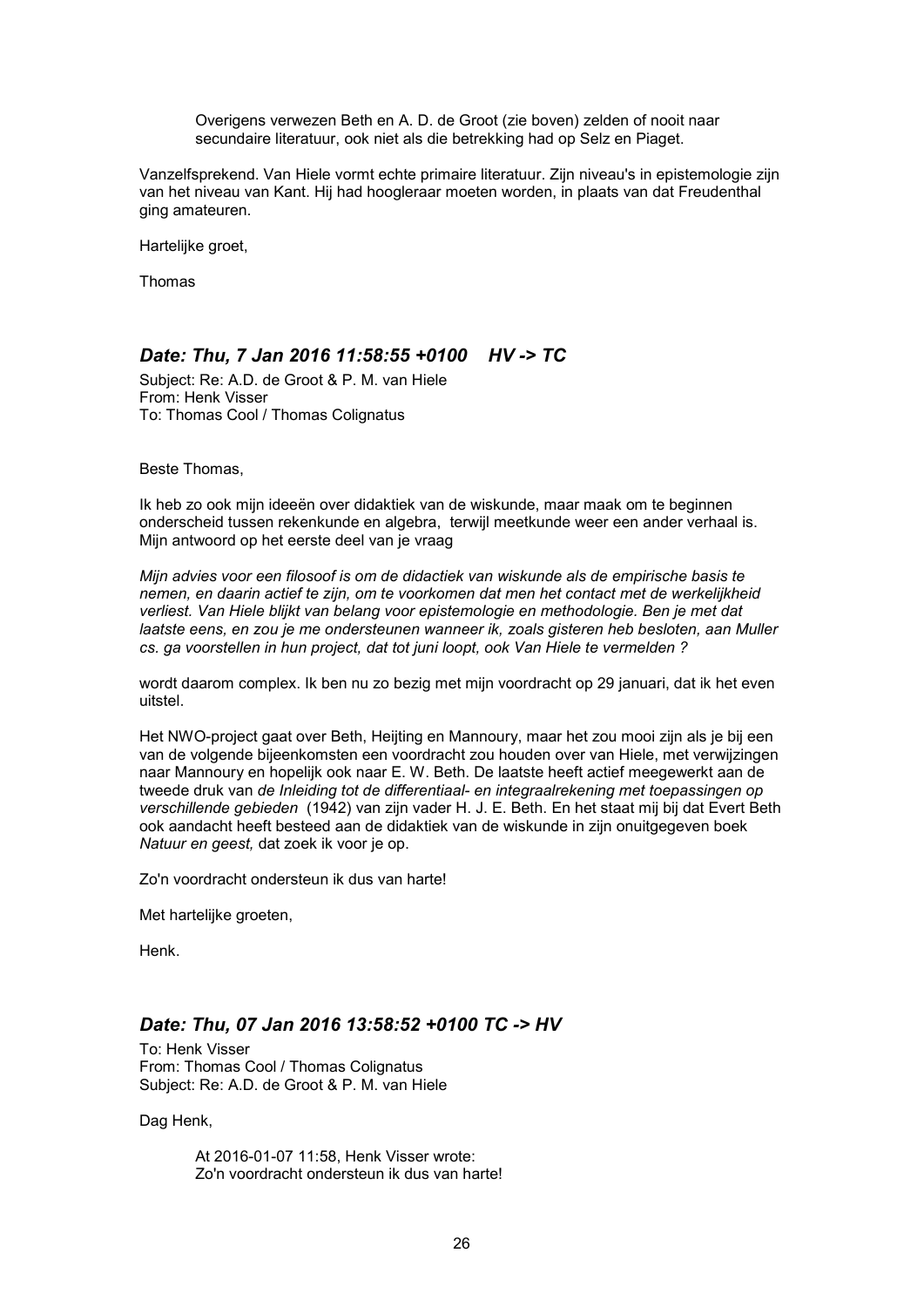> Overigens verwezen Beth en A. D. de Groot (zie boven) zelden of nooit naar secundaire literatuur, ook niet als die betrekking had op Selz en Piaget.

Vanzelfsprekend. Van Hiele vormt echte primaire literatuur. Zijn niveau's in epistemologie zijn van het niveau van Kant. Hij had hoogleraar moeten worden, in plaats van dat Freudenthal ging amateuren.

Hartelijke groet,

Thomas

## *Date: Thu, 7 Jan 2016 11:58:55 +0100 HV -> TC*

Subject: Re: A.D. de Groot & P. M. van Hiele
From: Henk Visser
To: Thomas Cool / Thomas Colignatus

Beste Thomas,

Ik heb zo ook mijn ideeën over didaktiek van de wiskunde, maar maak om te beginnen onderscheid tussen rekenkunde en algebra, terwijl meetkunde weer een ander verhaal is. Mijn antwoord op het eerste deel van je vraag

*Mijn advies voor een filosoof is om de didactiek van wiskunde als de empirische basis te nemen, en daarin actief te zijn, om te voorkomen dat men het contact met de werkelijkheid verliest. Van Hiele blijkt van belang voor epistemologie en methodologie. Ben je met dat laatste eens, en zou je me ondersteunen wanneer ik, zoals gisteren heb besloten, aan Muller cs. ga voorstellen in hun project, dat tot juni loopt, ook Van Hiele te vermelden ?*

wordt daarom complex. Ik ben nu zo bezig met mijn voordracht op 29 januari, dat ik het even uitstel.

Het NWO-project gaat over Beth, Heijting en Mannoury, maar het zou mooi zijn als je bij een van de volgende bijeenkomsten een voordracht zou houden over van Hiele, met verwijzingen naar Mannoury en hopelijk ook naar E. W. Beth. De laatste heeft actief meegewerkt aan de tweede druk van *de Inleiding tot de differentiaal- en integraalrekening met toepassingen op verschillende gebieden* (1942) van zijn vader H. J. E. Beth. En het staat mij bij dat Evert Beth ook aandacht heeft besteed aan de didaktiek van de wiskunde in zijn onuitgegeven boek *Natuur en geest,* dat zoek ik voor je op.

Zo'n voordracht ondersteun ik dus van harte!

Met hartelijke groeten,

Henk.

## *Date: Thu, 07 Jan 2016 13:58:52 +0100 TC -> HV*

To: Henk Visser
From: Thomas Cool / Thomas Colignatus
Subject: Re: A.D. de Groot & P. M. van Hiele

Dag Henk,

> At 2016-01-07 11:58, Henk Visser wrote:
> Zo'n voordracht ondersteun ik dus van harte!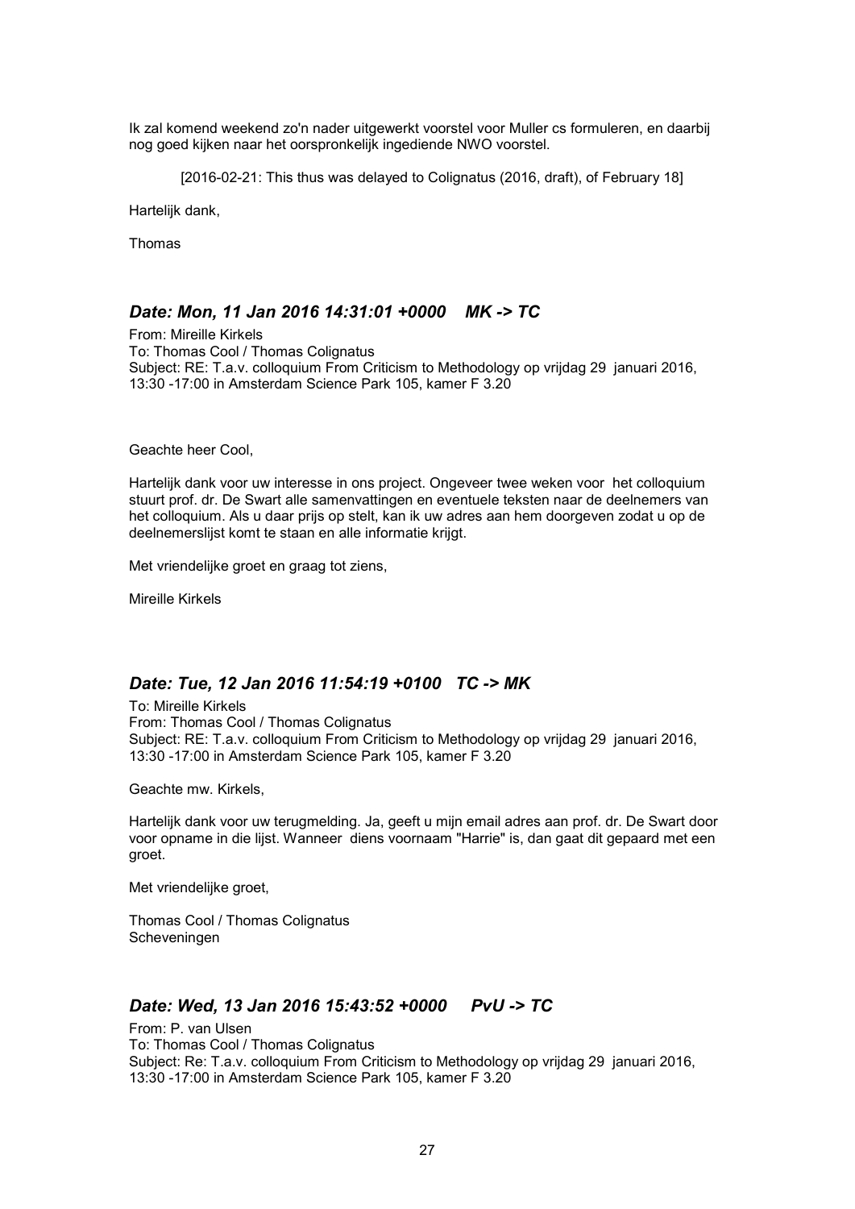Ik zal komend weekend zo'n nader uitgewerkt voorstel voor Muller cs formuleren, en daarbij nog goed kijken naar het oorspronkelijk ingediende NWO voorstel.

> [2016-02-21: This thus was delayed to Colignatus (2016, draft), of February 18]

Hartelijk dank,

Thomas

### *Date: Mon, 11 Jan 2016 14:31:01 +0000    MK -> TC*

From: Mireille Kirkels
To: Thomas Cool / Thomas Colignatus
Subject: RE: T.a.v. colloquium From Criticism to Methodology op vrijdag 29 januari 2016, 13:30 -17:00 in Amsterdam Science Park 105, kamer F 3.20

Geachte heer Cool,

Hartelijk dank voor uw interesse in ons project. Ongeveer twee weken voor het colloquium stuurt prof. dr. De Swart alle samenvattingen en eventuele teksten naar de deelnemers van het colloquium. Als u daar prijs op stelt, kan ik uw adres aan hem doorgeven zodat u op de deelnemerslijst komt te staan en alle informatie krijgt.

Met vriendelijke groet en graag tot ziens,

Mireille Kirkels

### *Date: Tue, 12 Jan 2016 11:54:19 +0100   TC -> MK*

To: Mireille Kirkels
From: Thomas Cool / Thomas Colignatus
Subject: RE: T.a.v. colloquium From Criticism to Methodology op vrijdag 29 januari 2016, 13:30 -17:00 in Amsterdam Science Park 105, kamer F 3.20

Geachte mw. Kirkels,

Hartelijk dank voor uw terugmelding. Ja, geeft u mijn email adres aan prof. dr. De Swart door voor opname in die lijst. Wanneer diens voornaam "Harrie" is, dan gaat dit gepaard met een groet.

Met vriendelijke groet,

Thomas Cool / Thomas Colignatus
Scheveningen

### *Date: Wed, 13 Jan 2016 15:43:52 +0000     PvU -> TC*

From: P. van Ulsen
To: Thomas Cool / Thomas Colignatus
Subject: Re: T.a.v. colloquium From Criticism to Methodology op vrijdag 29 januari 2016, 13:30 -17:00 in Amsterdam Science Park 105, kamer F 3.20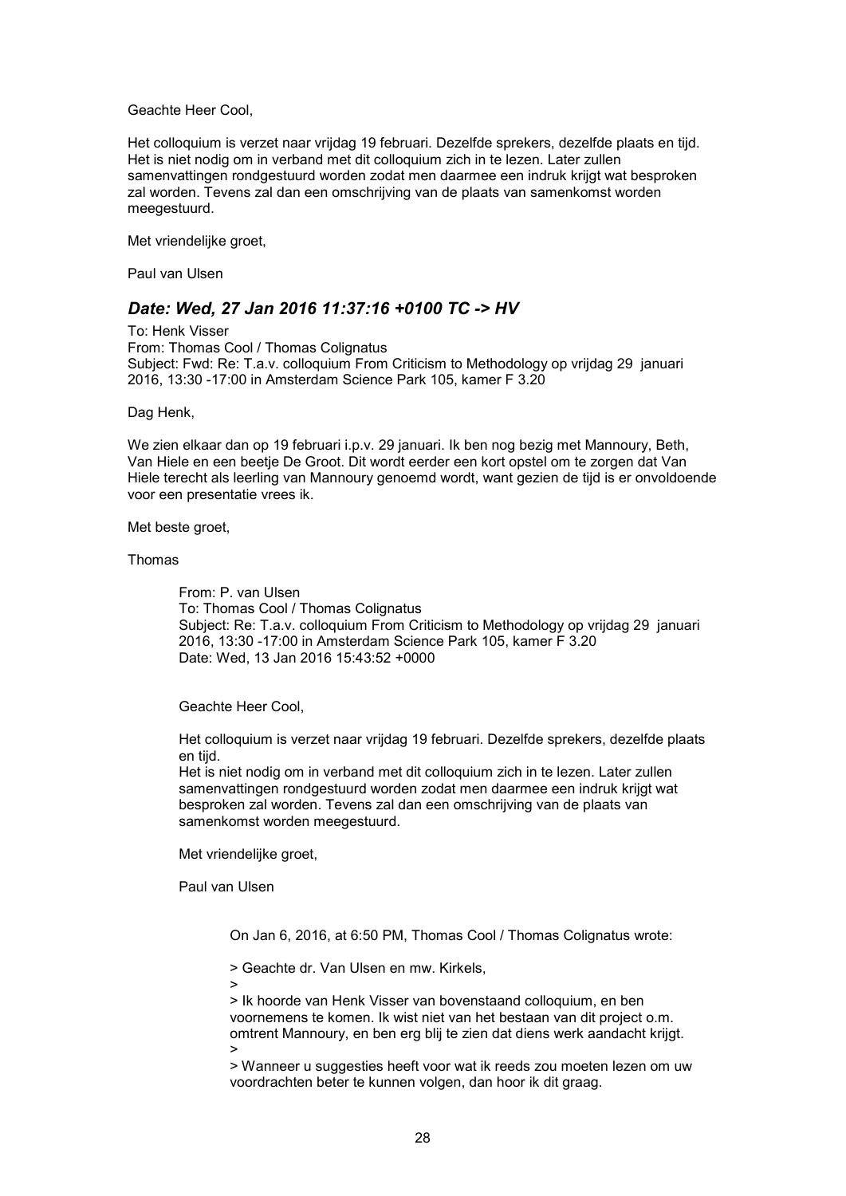Geachte Heer Cool,

Het colloquium is verzet naar vrijdag 19 februari. Dezelfde sprekers, dezelfde plaats en tijd. Het is niet nodig om in verband met dit colloquium zich in te lezen. Later zullen samenvattingen rondgestuurd worden zodat men daarmee een indruk krijgt wat besproken zal worden. Tevens zal dan een omschrijving van de plaats van samenkomst worden meegestuurd.

Met vriendelijke groet,

Paul van Ulsen

### *Date: Wed, 27 Jan 2016 11:37:16 +0100 TC -> HV*

To: Henk Visser
From: Thomas Cool / Thomas Colignatus
Subject: Fwd: Re: T.a.v. colloquium From Criticism to Methodology op vrijdag 29 januari 2016, 13:30 -17:00 in Amsterdam Science Park 105, kamer F 3.20

Dag Henk,

We zien elkaar dan op 19 februari i.p.v. 29 januari. Ik ben nog bezig met Mannoury, Beth, Van Hiele en een beetje De Groot. Dit wordt eerder een kort opstel om te zorgen dat Van Hiele terecht als leerling van Mannoury genoemd wordt, want gezien de tijd is er onvoldoende voor een presentatie vrees ik.

Met beste groet,

Thomas

> From: P. van Ulsen
> To: Thomas Cool / Thomas Colignatus
> Subject: Re: T.a.v. colloquium From Criticism to Methodology op vrijdag 29 januari 2016, 13:30 -17:00 in Amsterdam Science Park 105, kamer F 3.20
> Date: Wed, 13 Jan 2016 15:43:52 +0000
>
> Geachte Heer Cool,
>
> Het colloquium is verzet naar vrijdag 19 februari. Dezelfde sprekers, dezelfde plaats en tijd.
> Het is niet nodig om in verband met dit colloquium zich in te lezen. Later zullen samenvattingen rondgestuurd worden zodat men daarmee een indruk krijgt wat besproken zal worden. Tevens zal dan een omschrijving van de plaats van samenkomst worden meegestuurd.
>
> Met vriendelijke groet,
>
> Paul van Ulsen
>
> > On Jan 6, 2016, at 6:50 PM, Thomas Cool / Thomas Colignatus wrote:
> >
> > > Geachte dr. Van Ulsen en mw. Kirkels,
> > >
> > > Ik hoorde van Henk Visser van bovenstaand colloquium, en ben voornemens te komen. Ik wist niet van het bestaan van dit project o.m. omtrent Mannoury, en ben erg blij te zien dat diens werk aandacht krijgt.
> > >
> > > Wanneer u suggesties heeft voor wat ik reeds zou moeten lezen om uw voordrachten beter te kunnen volgen, dan hoor ik dit graag.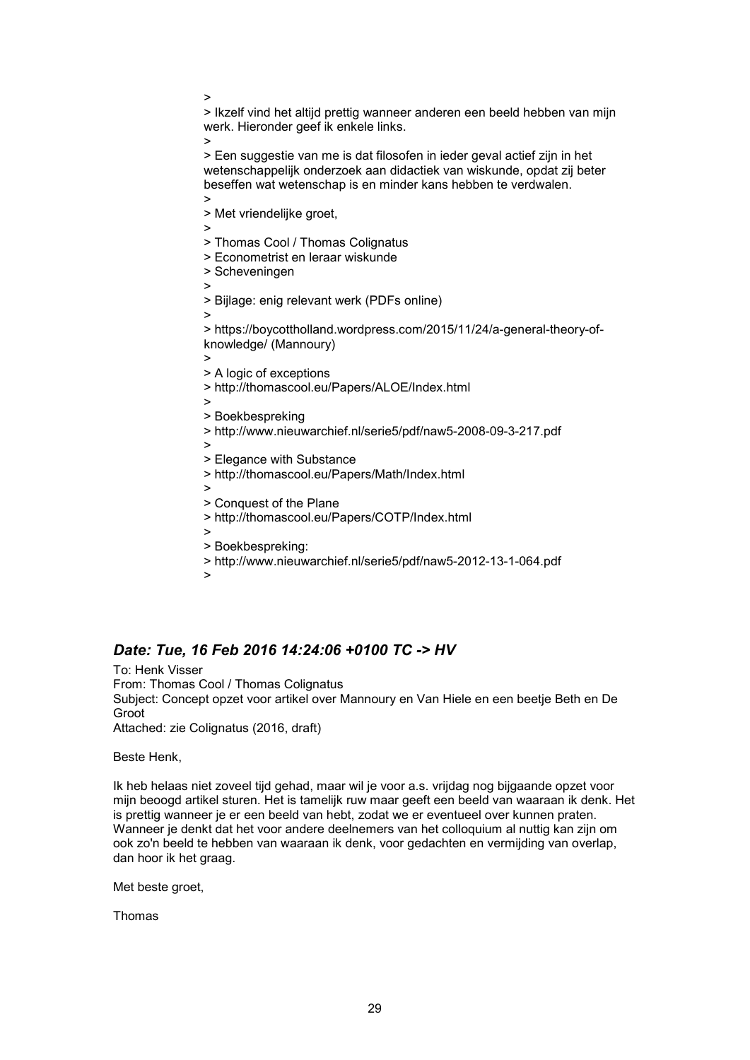>
> Ikzelf vind het altijd prettig wanneer anderen een beeld hebben van mijn werk. Hieronder geef ik enkele links.
>
> Een suggestie van me is dat filosofen in ieder geval actief zijn in het wetenschappelijk onderzoek aan didactiek van wiskunde, opdat zij beter beseffen wat wetenschap is en minder kans hebben te verdwalen.
>
> Met vriendelijke groet,
>
> Thomas Cool / Thomas Colignatus
> Econometrist en leraar wiskunde
> Scheveningen
>
> Bijlage: enig relevant werk (PDFs online)
>
> https://boycottholland.wordpress.com/2015/11/24/a-general-theory-of-knowledge/ (Mannoury)
>
> A logic of exceptions
> http://thomascool.eu/Papers/ALOE/Index.html
>
> Boekbespreking
> http://www.nieuwarchief.nl/serie5/pdf/naw5-2008-09-3-217.pdf
>
> Elegance with Substance
> http://thomascool.eu/Papers/Math/Index.html
>
> Conquest of the Plane
> http://thomascool.eu/Papers/COTP/Index.html
>
> Boekbespreking:
> http://www.nieuwarchief.nl/serie5/pdf/naw5-2012-13-1-064.pdf
>

## *Date: Tue, 16 Feb 2016 14:24:06 +0100 TC -> HV*

To: Henk Visser
From: Thomas Cool / Thomas Colignatus
Subject: Concept opzet voor artikel over Mannoury en Van Hiele en een beetje Beth en De Groot
Attached: zie Colignatus (2016, draft)

Beste Henk,

Ik heb helaas niet zoveel tijd gehad, maar wil je voor a.s. vrijdag nog bijgaande opzet voor mijn beoogd artikel sturen. Het is tamelijk ruw maar geeft een beeld van waaraan ik denk. Het is prettig wanneer je er een beeld van hebt, zodat we er eventueel over kunnen praten. Wanneer je denkt dat het voor andere deelnemers van het colloquium al nuttig kan zijn om ook zo'n beeld te hebben van waaraan ik denk, voor gedachten en vermijding van overlap, dan hoor ik het graag.

Met beste groet,

Thomas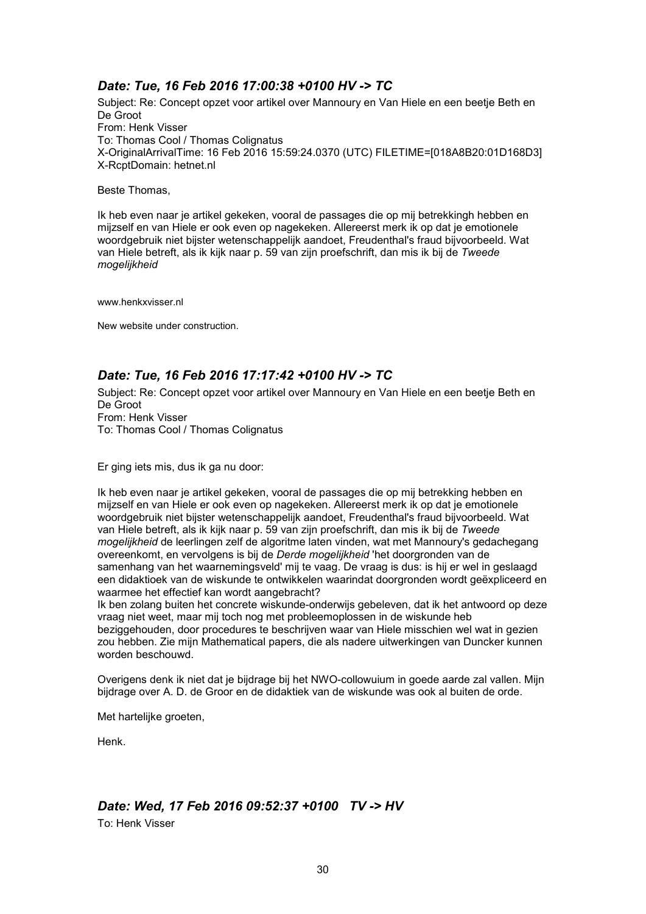## *Date: Tue, 16 Feb 2016 17:00:38 +0100 HV -> TC*

Subject: Re: Concept opzet voor artikel over Mannoury en Van Hiele en een beetje Beth en De Groot  
From: Henk Visser  
To: Thomas Cool / Thomas Colignatus  
X-OriginalArrivalTime: 16 Feb 2016 15:59:24.0370 (UTC) FILETIME=[018A8B20:01D168D3]  
X-RcptDomain: hetnet.nl

Beste Thomas,

Ik heb even naar je artikel gekeken, vooral de passages die op mij betrekkingh hebben en mijzelf en van Hiele er ook even op nagekeken. Allereerst merk ik op dat je emotionele woordgebruik niet bijster wetenschappelijk aandoet, Freudenthal's fraud bijvoorbeeld. Wat van Hiele betreft, als ik kijk naar p. 59 van zijn proefschrift, dan mis ik bij de *Tweede mogelijkheid*

www.henkxvisser.nl

New website under construction.

## *Date: Tue, 16 Feb 2016 17:17:42 +0100 HV -> TC*

Subject: Re: Concept opzet voor artikel over Mannoury en Van Hiele en een beetje Beth en De Groot  
From: Henk Visser  
To: Thomas Cool / Thomas Colignatus

Er ging iets mis, dus ik ga nu door:

Ik heb even naar je artikel gekeken, vooral de passages die op mij betrekking hebben en mijzelf en van Hiele er ook even op nagekeken. Allereerst merk ik op dat je emotionele woordgebruik niet bijster wetenschappelijk aandoet, Freudenthal's fraud bijvoorbeeld. Wat van Hiele betreft, als ik kijk naar p. 59 van zijn proefschrift, dan mis ik bij de *Tweede mogelijkheid* de leerlingen zelf de algoritme laten vinden, wat met Mannoury's gedachegang overeenkomt, en vervolgens is bij de *Derde mogelijkheid* 'het doorgronden van de samenhang van het waarnemingsveld' mij te vaag. De vraag is dus: is hij er wel in geslaagd een didaktioek van de wiskunde te ontwikkelen waarindat doorgronden wordt geëxpliceerd en waarmee het effectief kan wordt aangebracht?  
Ik ben zolang buiten het concrete wiskunde-onderwijs gebeleven, dat ik het antwoord op deze vraag niet weet, maar mij toch nog met probleemoplossen in de wiskunde heb beziggehouden, door procedures te beschrijven waar van Hiele misschien wel wat in gezien zou hebben. Zie mijn Mathematical papers, die als nadere uitwerkingen van Duncker kunnen worden beschouwd.

Overigens denk ik niet dat je bijdrage bij het NWO-collowuium in goede aarde zal vallen. Mijn bijdrage over A. D. de Groor en de didaktiek van de wiskunde was ook al buiten de orde.

Met hartelijke groeten,

Henk.

## *Date: Wed, 17 Feb 2016 09:52:37 +0100 TV -> HV*

To: Henk Visser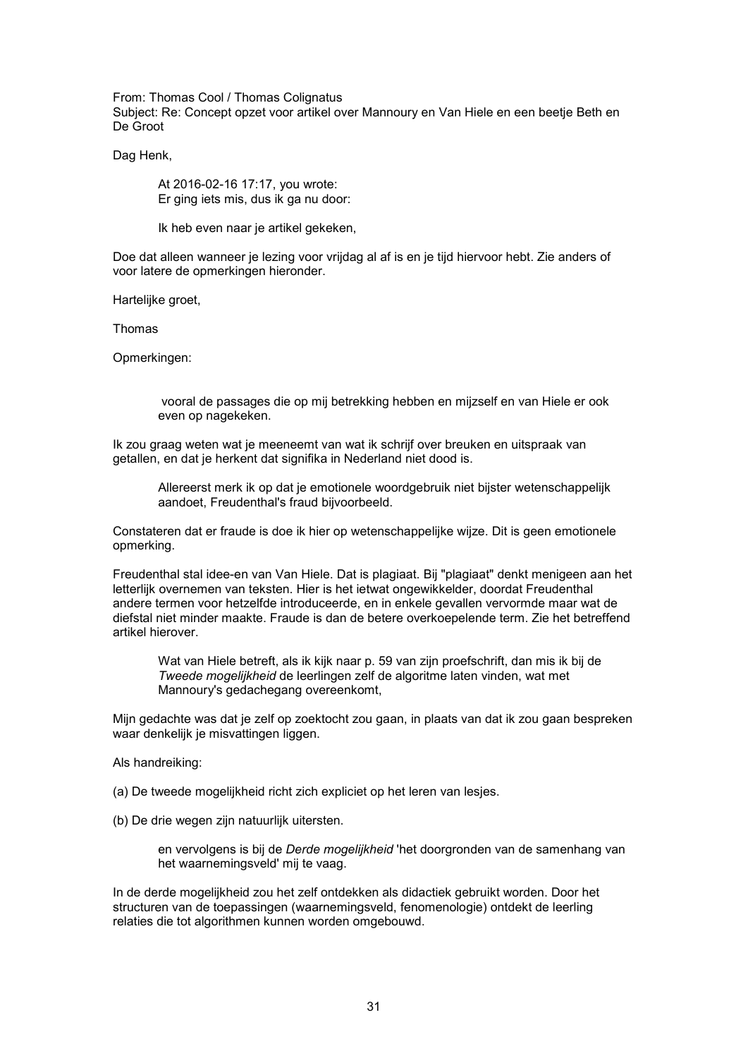From: Thomas Cool / Thomas Colignatus
Subject: Re: Concept opzet voor artikel over Mannoury en Van Hiele en een beetje Beth en De Groot

Dag Henk,

> At 2016-02-16 17:17, you wrote:
> Er ging iets mis, dus ik ga nu door:
>
> Ik heb even naar je artikel gekeken,

Doe dat alleen wanneer je lezing voor vrijdag al af is en je tijd hiervoor hebt. Zie anders of voor latere de opmerkingen hieronder.

Hartelijke groet,

Thomas

Opmerkingen:

> vooral de passages die op mij betrekking hebben en mijzelf en van Hiele er ook even op nagekeken.

Ik zou graag weten wat je meeneemt van wat ik schrijf over breuken en uitspraak van getallen, en dat je herkent dat signifika in Nederland niet dood is.

> Allereerst merk ik op dat je emotionele woordgebruik niet bijster wetenschappelijk aandoet, Freudenthal's fraud bijvoorbeeld.

Constateren dat er fraude is doe ik hier op wetenschappelijke wijze. Dit is geen emotionele opmerking.

Freudenthal stal idee-en van Van Hiele. Dat is plagiaat. Bij "plagiaat" denkt menigeen aan het letterlijk overnemen van teksten. Hier is het ietwat ongewikkelder, doordat Freudenthal andere termen voor hetzelfde introduceerde, en in enkele gevallen vervormde maar wat de diefstal niet minder maakte. Fraude is dan de betere overkoepelende term. Zie het betreffend artikel hierover.

> Wat van Hiele betreft, als ik kijk naar p. 59 van zijn proefschrift, dan mis ik bij de *Tweede mogelijkheid* de leerlingen zelf de algoritme laten vinden, wat met Mannoury's gedachegang overeenkomt,

Mijn gedachte was dat je zelf op zoektocht zou gaan, in plaats van dat ik zou gaan bespreken waar denkelijk je misvattingen liggen.

Als handreiking:

(a) De tweede mogelijkheid richt zich expliciet op het leren van lesjes.

(b) De drie wegen zijn natuurlijk uitersten.

> en vervolgens is bij de *Derde mogelijkheid* 'het doorgronden van de samenhang van het waarnemingsveld' mij te vaag.

In de derde mogelijkheid zou het zelf ontdekken als didactiek gebruikt worden. Door het structuren van de toepassingen (waarnemingsveld, fenomenologie) ontdekt de leerling relaties die tot algorithmen kunnen worden omgebouwd.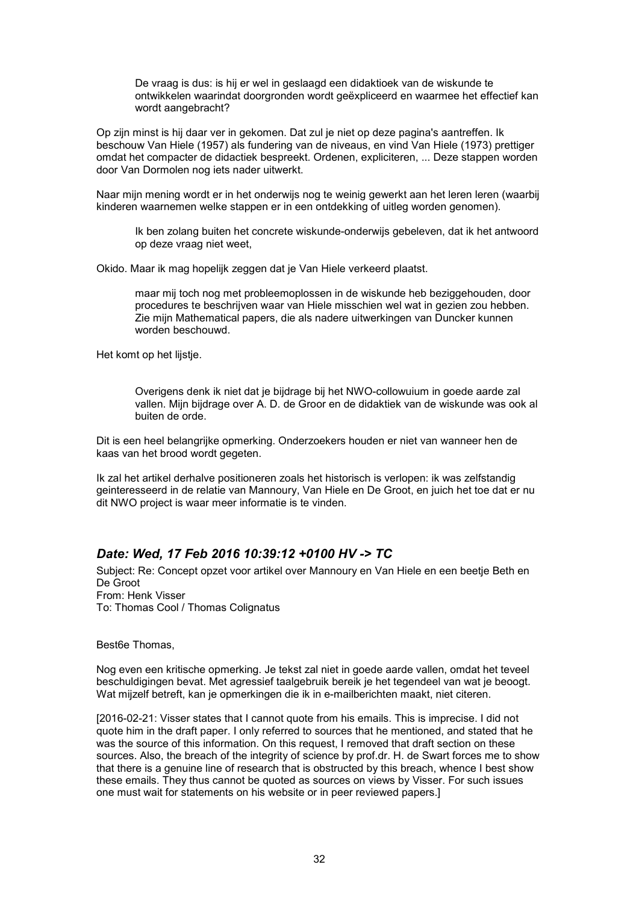> De vraag is dus: is hij er wel in geslaagd een didaktioek van de wiskunde te ontwikkelen waarindat doorgronden wordt geëxpliceerd en waarmee het effectief kan wordt aangebracht?

Op zijn minst is hij daar ver in gekomen. Dat zul je niet op deze pagina's aantreffen. Ik beschouw Van Hiele (1957) als fundering van de niveaus, en vind Van Hiele (1973) prettiger omdat het compacter de didactiek bespreekt. Ordenen, expliciteren, ... Deze stappen worden door Van Dormolen nog iets nader uitwerkt.

Naar mijn mening wordt er in het onderwijs nog te weinig gewerkt aan het leren leren (waarbij kinderen waarnemen welke stappen er in een ontdekking of uitleg worden genomen).

> Ik ben zolang buiten het concrete wiskunde-onderwijs gebeleven, dat ik het antwoord op deze vraag niet weet,

Okido. Maar ik mag hopelijk zeggen dat je Van Hiele verkeerd plaatst.

> maar mij toch nog met probleemoplossen in de wiskunde heb beziggehouden, door procedures te beschrijven waar van Hiele misschien wel wat in gezien zou hebben. Zie mijn Mathematical papers, die als nadere uitwerkingen van Duncker kunnen worden beschouwd.

Het komt op het lijstje.

> Overigens denk ik niet dat je bijdrage bij het NWO-collowuium in goede aarde zal vallen. Mijn bijdrage over A. D. de Groor en de didaktiek van de wiskunde was ook al buiten de orde.

Dit is een heel belangrijke opmerking. Onderzoekers houden er niet van wanneer hen de kaas van het brood wordt gegeten.

Ik zal het artikel derhalve positioneren zoals het historisch is verlopen: ik was zelfstandig geinteresseerd in de relatie van Mannoury, Van Hiele en De Groot, en juich het toe dat er nu dit NWO project is waar meer informatie is te vinden.

## *Date: Wed, 17 Feb 2016 10:39:12 +0100 HV -> TC*

Subject: Re: Concept opzet voor artikel over Mannoury en Van Hiele en een beetje Beth en De Groot
From: Henk Visser
To: Thomas Cool / Thomas Colignatus

Best6e Thomas,

Nog even een kritische opmerking. Je tekst zal niet in goede aarde vallen, omdat het teveel beschuldigingen bevat. Met agressief taalgebruik bereik je het tegendeel van wat je beoogt. Wat mijzelf betreft, kan je opmerkingen die ik in e-mailberichten maakt, niet citeren.

[2016-02-21: Visser states that I cannot quote from his emails. This is imprecise. I did not quote him in the draft paper. I only referred to sources that he mentioned, and stated that he was the source of this information. On this request, I removed that draft section on these sources. Also, the breach of the integrity of science by prof.dr. H. de Swart forces me to show that there is a genuine line of research that is obstructed by this breach, whence I best show these emails. They thus cannot be quoted as sources on views by Visser. For such issues one must wait for statements on his website or in peer reviewed papers.]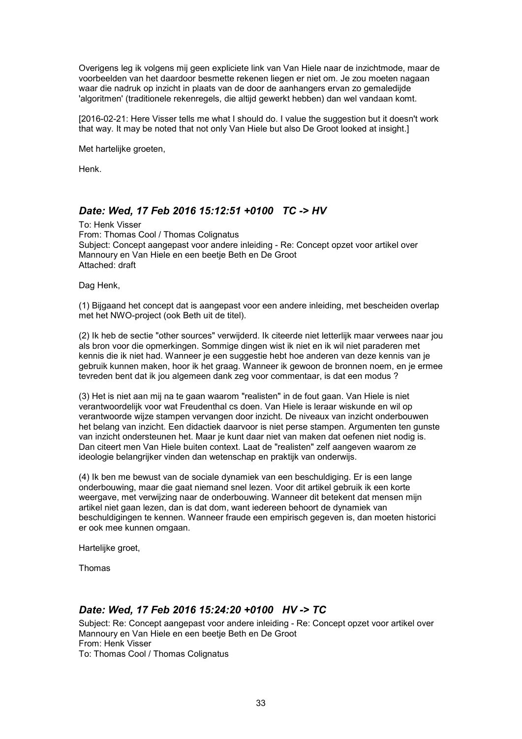Overigens leg ik volgens mij geen expliciete link van Van Hiele naar de inzichtmode, maar de voorbeelden van het daardoor besmette rekenen liegen er niet om. Je zou moeten nagaan waar die nadruk op inzicht in plaats van de door de aanhangers ervan zo gemaledijde 'algoritmen' (traditionele rekenregels, die altijd gewerkt hebben) dan wel vandaan komt.

[2016-02-21: Here Visser tells me what I should do. I value the suggestion but it doesn't work that way. It may be noted that not only Van Hiele but also De Groot looked at insight.]

Met hartelijke groeten,

Henk.

### *Date: Wed, 17 Feb 2016 15:12:51 +0100 TC -> HV*

To: Henk Visser
From: Thomas Cool / Thomas Colignatus
Subject: Concept aangepast voor andere inleiding - Re: Concept opzet voor artikel over Mannoury en Van Hiele en een beetje Beth en De Groot
Attached: draft

Dag Henk,

(1) Bijgaand het concept dat is aangepast voor een andere inleiding, met bescheiden overlap met het NWO-project (ook Beth uit de titel).

(2) Ik heb de sectie "other sources" verwijderd. Ik citeerde niet letterlijk maar verwees naar jou als bron voor die opmerkingen. Sommige dingen wist ik niet en ik wil niet paraderen met kennis die ik niet had. Wanneer je een suggestie hebt hoe anderen van deze kennis van je gebruik kunnen maken, hoor ik het graag. Wanneer ik gewoon de bronnen noem, en je ermee tevreden bent dat ik jou algemeen dank zeg voor commentaar, is dat een modus ?

(3) Het is niet aan mij na te gaan waarom "realisten" in de fout gaan. Van Hiele is niet verantwoordelijk voor wat Freudenthal cs doen. Van Hiele is leraar wiskunde en wil op verantwoorde wijze stampen vervangen door inzicht. De niveaus van inzicht onderbouwen het belang van inzicht. Een didactiek daarvoor is niet perse stampen. Argumenten ten gunste van inzicht ondersteunen het. Maar je kunt daar niet van maken dat oefenen niet nodig is. Dan citeert men Van Hiele buiten context. Laat de "realisten" zelf aangeven waarom ze ideologie belangrijker vinden dan wetenschap en praktijk van onderwijs.

(4) Ik ben me bewust van de sociale dynamiek van een beschuldiging. Er is een lange onderbouwing, maar die gaat niemand snel lezen. Voor dit artikel gebruik ik een korte weergave, met verwijzing naar de onderbouwing. Wanneer dit betekent dat mensen mijn artikel niet gaan lezen, dan is dat dom, want iedereen behoort de dynamiek van beschuldigingen te kennen. Wanneer fraude een empirisch gegeven is, dan moeten historici er ook mee kunnen omgaan.

Hartelijke groet,

Thomas

### *Date: Wed, 17 Feb 2016 15:24:20 +0100 HV -> TC*

Subject: Re: Concept aangepast voor andere inleiding - Re: Concept opzet voor artikel over Mannoury en Van Hiele en een beetje Beth en De Groot
From: Henk Visser
To: Thomas Cool / Thomas Colignatus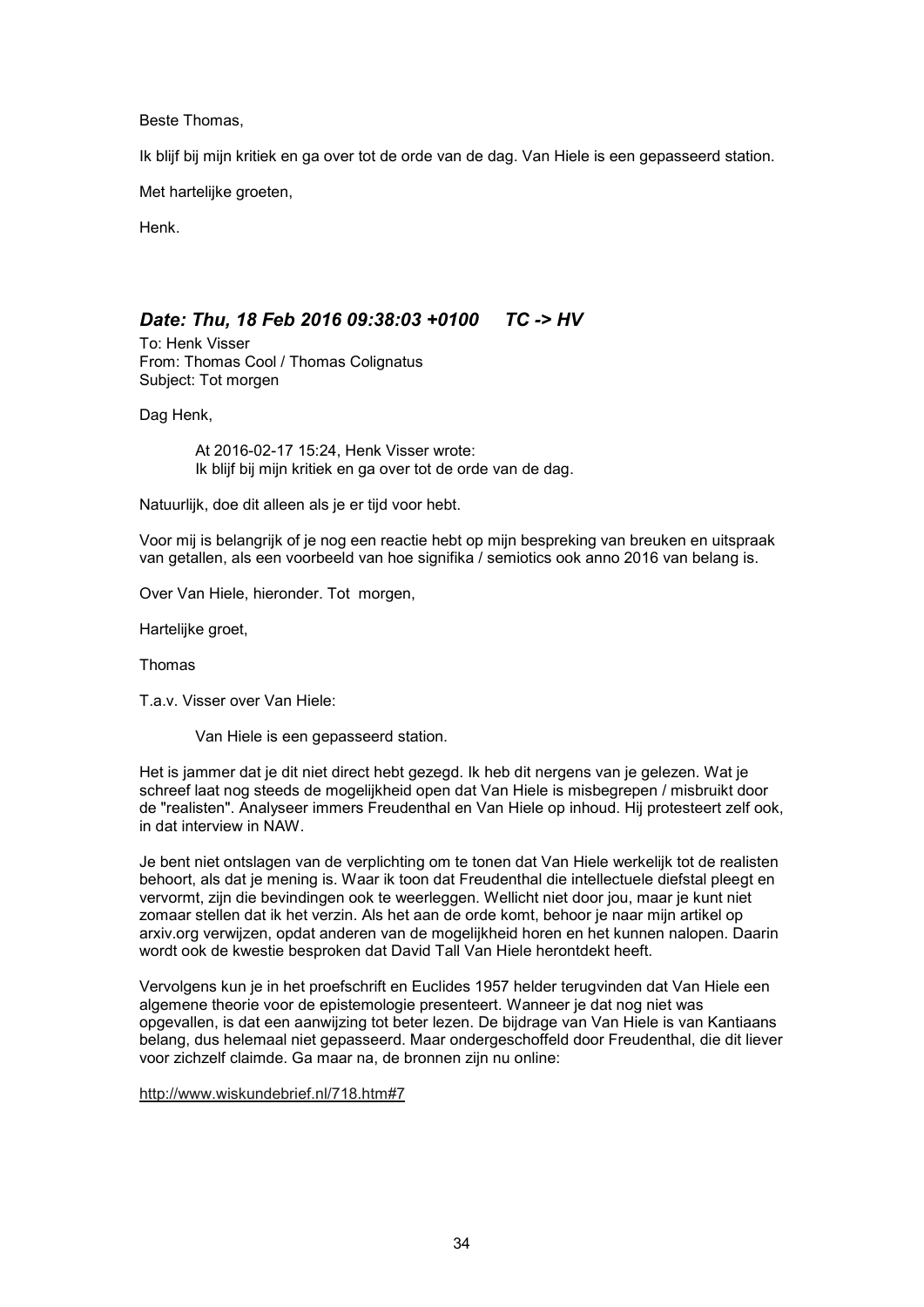Beste Thomas,

Ik blijf bij mijn kritiek en ga over tot de orde van de dag. Van Hiele is een gepasseerd station.

Met hartelijke groeten,

Henk.

### *Date: Thu, 18 Feb 2016 09:38:03 +0100     TC -> HV*

To: Henk Visser
From: Thomas Cool / Thomas Colignatus
Subject: Tot morgen

Dag Henk,

> At 2016-02-17 15:24, Henk Visser wrote:
> Ik blijf bij mijn kritiek en ga over tot de orde van de dag.

Natuurlijk, doe dit alleen als je er tijd voor hebt.

Voor mij is belangrijk of je nog een reactie hebt op mijn bespreking van breuken en uitspraak van getallen, als een voorbeeld van hoe signifika / semiotics ook anno 2016 van belang is.

Over Van Hiele, hieronder. Tot  morgen,

Hartelijke groet,

Thomas

T.a.v. Visser over Van Hiele:

> Van Hiele is een gepasseerd station.

Het is jammer dat je dit niet direct hebt gezegd. Ik heb dit nergens van je gelezen. Wat je schreef laat nog steeds de mogelijkheid open dat Van Hiele is misbegrepen / misbruikt door de "realisten". Analyseer immers Freudenthal en Van Hiele op inhoud. Hij protesteert zelf ook, in dat interview in NAW.

Je bent niet ontslagen van de verplichting om te tonen dat Van Hiele werkelijk tot de realisten behoort, als dat je mening is. Waar ik toon dat Freudenthal die intellectuele diefstal pleegt en vervormt, zijn die bevindingen ook te weerleggen. Wellicht niet door jou, maar je kunt niet zomaar stellen dat ik het verzin. Als het aan de orde komt, behoor je naar mijn artikel op arxiv.org verwijzen, opdat anderen van de mogelijkheid horen en het kunnen nalopen. Daarin wordt ook de kwestie besproken dat David Tall Van Hiele herontdekt heeft.

Vervolgens kun je in het proefschrift en Euclides 1957 helder terugvinden dat Van Hiele een algemene theorie voor de epistemologie presenteert. Wanneer je dat nog niet was opgevallen, is dat een aanwijzing tot beter lezen. De bijdrage van Van Hiele is van Kantiaans belang, dus helemaal niet gepasseerd. Maar ondergeschoffeld door Freudenthal, die dit liever voor zichzelf claimde. Ga maar na, de bronnen zijn nu online:

http://www.wiskundebrief.nl/718.htm#7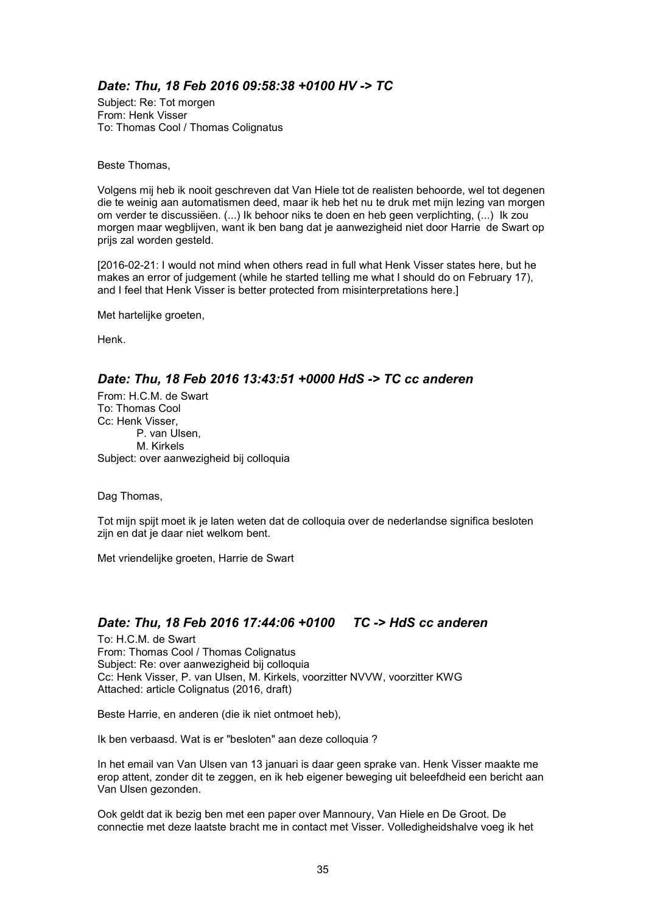### *Date: Thu, 18 Feb 2016 09:58:38 +0100 HV -> TC*

Subject: Re: Tot morgen
From: Henk Visser
To: Thomas Cool / Thomas Colignatus

Beste Thomas,

Volgens mij heb ik nooit geschreven dat Van Hiele tot de realisten behoorde, wel tot degenen die te weinig aan automatismen deed, maar ik heb het nu te druk met mijn lezing van morgen om verder te discussiëen. (...) Ik behoor niks te doen en heb geen verplichting, (...) Ik zou morgen maar wegblijven, want ik ben bang dat je aanwezigheid niet door Harrie de Swart op prijs zal worden gesteld.

[2016-02-21: I would not mind when others read in full what Henk Visser states here, but he makes an error of judgement (while he started telling me what I should do on February 17), and I feel that Henk Visser is better protected from misinterpretations here.]

Met hartelijke groeten,

Henk.

### *Date: Thu, 18 Feb 2016 13:43:51 +0000 HdS -> TC cc anderen*

From: H.C.M. de Swart
To: Thomas Cool
Cc: Henk Visser,
P. van Ulsen,
M. Kirkels
Subject: over aanwezigheid bij colloquia

Dag Thomas,

Tot mijn spijt moet ik je laten weten dat de colloquia over de nederlandse significa besloten zijn en dat je daar niet welkom bent.

Met vriendelijke groeten, Harrie de Swart

### *Date: Thu, 18 Feb 2016 17:44:06 +0100 TC -> HdS cc anderen*

To: H.C.M. de Swart
From: Thomas Cool / Thomas Colignatus
Subject: Re: over aanwezigheid bij colloquia
Cc: Henk Visser, P. van Ulsen, M. Kirkels, voorzitter NVVW, voorzitter KWG
Attached: article Colignatus (2016, draft)

Beste Harrie, en anderen (die ik niet ontmoet heb),

Ik ben verbaasd. Wat is er "besloten" aan deze colloquia ?

In het email van Van Ulsen van 13 januari is daar geen sprake van. Henk Visser maakte me erop attent, zonder dit te zeggen, en ik heb eigener beweging uit beleefdheid een bericht aan Van Ulsen gezonden.

Ook geldt dat ik bezig ben met een paper over Mannoury, Van Hiele en De Groot. De connectie met deze laatste bracht me in contact met Visser. Volledigheidshalve voeg ik het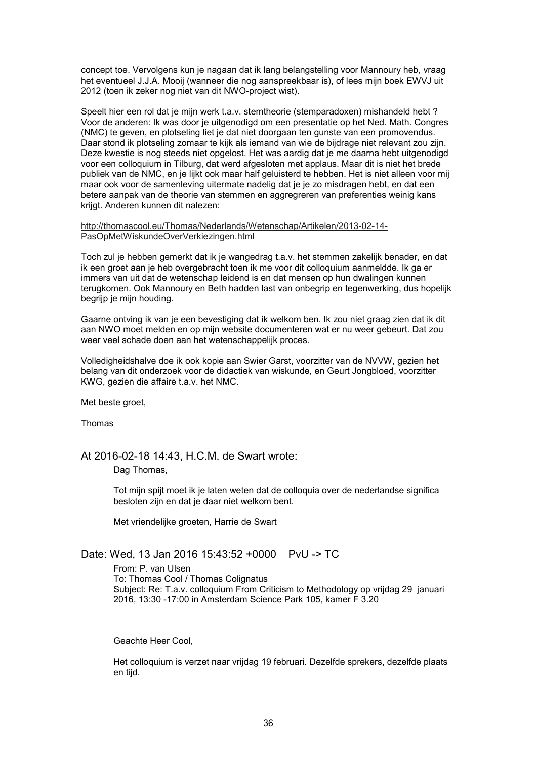concept toe. Vervolgens kun je nagaan dat ik lang belangstelling voor Mannoury heb, vraag het eventueel J.J.A. Mooij (wanneer die nog aanspreekbaar is), of lees mijn boek EWVJ uit 2012 (toen ik zeker nog niet van dit NWO-project wist).

Speelt hier een rol dat je mijn werk t.a.v. stemtheorie (stemparadoxen) mishandeld hebt ? Voor de anderen: Ik was door je uitgenodigd om een presentatie op het Ned. Math. Congres (NMC) te geven, en plotseling liet je dat niet doorgaan ten gunste van een promovendus. Daar stond ik plotseling zomaar te kijk als iemand van wie de bijdrage niet relevant zou zijn. Deze kwestie is nog steeds niet opgelost. Het was aardig dat je me daarna hebt uitgenodigd voor een colloquium in Tilburg, dat werd afgesloten met applaus. Maar dit is niet het brede publiek van de NMC, en je lijkt ook maar half geluisterd te hebben. Het is niet alleen voor mij maar ook voor de samenleving uitermate nadelig dat je je zo misdragen hebt, en dat een betere aanpak van de theorie van stemmen en aggregreren van preferenties weinig kans krijgt. Anderen kunnen dit nalezen:

http://thomascool.eu/Thomas/Nederlands/Wetenschap/Artikelen/2013-02-14-PasOpMetWiskundeOverVerkiezingen.html

Toch zul je hebben gemerkt dat ik je wangedrag t.a.v. het stemmen zakelijk benader, en dat ik een groet aan je heb overgebracht toen ik me voor dit colloquium aanmeldde. Ik ga er immers van uit dat de wetenschap leidend is en dat mensen op hun dwalingen kunnen terugkomen. Ook Mannoury en Beth hadden last van onbegrip en tegenwerking, dus hopelijk begrijp je mijn houding.

Gaarne ontving ik van je een bevestiging dat ik welkom ben. Ik zou niet graag zien dat ik dit aan NWO moet melden en op mijn website documenteren wat er nu weer gebeurt. Dat zou weer veel schade doen aan het wetenschappelijk proces.

Volledigheidshalve doe ik ook kopie aan Swier Garst, voorzitter van de NVVW, gezien het belang van dit onderzoek voor de didactiek van wiskunde, en Geurt Jongbloed, voorzitter KWG, gezien die affaire t.a.v. het NMC.

Met beste groet,

Thomas

## At 2016-02-18 14:43, H.C.M. de Swart wrote:

Dag Thomas,

Tot mijn spijt moet ik je laten weten dat de colloquia over de nederlandse significa besloten zijn en dat je daar niet welkom bent.

Met vriendelijke groeten, Harrie de Swart

## Date: Wed, 13 Jan 2016 15:43:52 +0000 PvU -> TC

From: P. van Ulsen
To: Thomas Cool / Thomas Colignatus
Subject: Re: T.a.v. colloquium From Criticism to Methodology op vrijdag 29 januari 2016, 13:30 -17:00 in Amsterdam Science Park 105, kamer F 3.20

Geachte Heer Cool,

Het colloquium is verzet naar vrijdag 19 februari. Dezelfde sprekers, dezelfde plaats en tijd.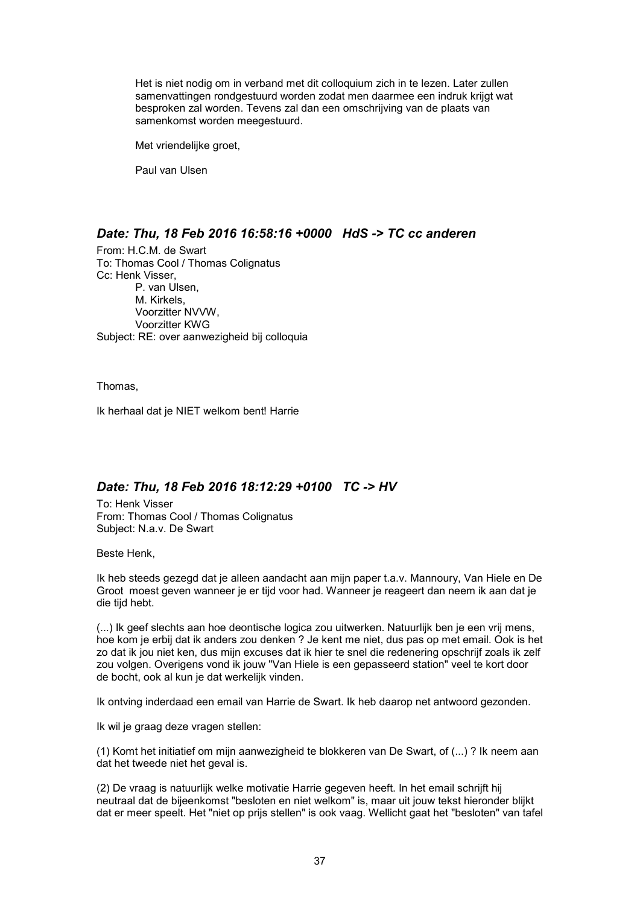Het is niet nodig om in verband met dit colloquium zich in te lezen. Later zullen samenvattingen rondgestuurd worden zodat men daarmee een indruk krijgt wat besproken zal worden. Tevens zal dan een omschrijving van de plaats van samenkomst worden meegestuurd.

Met vriendelijke groet,

Paul van Ulsen

### *Date: Thu, 18 Feb 2016 16:58:16 +0000   HdS -> TC cc anderen*

From: H.C.M. de Swart  
To: Thomas Cool / Thomas Colignatus  
Cc: Henk Visser,  
P. van Ulsen,  
M. Kirkels,  
Voorzitter NVVW,  
Voorzitter KWG  
Subject: RE: over aanwezigheid bij colloquia

Thomas,

Ik herhaal dat je NIET welkom bent! Harrie

### *Date: Thu, 18 Feb 2016 18:12:29 +0100   TC -> HV*

To: Henk Visser  
From: Thomas Cool / Thomas Colignatus  
Subject: N.a.v. De Swart

Beste Henk,

Ik heb steeds gezegd dat je alleen aandacht aan mijn paper t.a.v. Mannoury, Van Hiele en De Groot moest geven wanneer je er tijd voor had. Wanneer je reageert dan neem ik aan dat je die tijd hebt.

(...) Ik geef slechts aan hoe deontische logica zou uitwerken. Natuurlijk ben je een vrij mens, hoe kom je erbij dat ik anders zou denken ? Je kent me niet, dus pas op met email. Ook is het zo dat ik jou niet ken, dus mijn excuses dat ik hier te snel die redenering opschrijf zoals ik zelf zou volgen. Overigens vond ik jouw "Van Hiele is een gepasseerd station" veel te kort door de bocht, ook al kun je dat werkelijk vinden.

Ik ontving inderdaad een email van Harrie de Swart. Ik heb daarop net antwoord gezonden.

Ik wil je graag deze vragen stellen:

(1) Komt het initiatief om mijn aanwezigheid te blokkeren van De Swart, of (...) ? Ik neem aan dat het tweede niet het geval is.

(2) De vraag is natuurlijk welke motivatie Harrie gegeven heeft. In het email schrijft hij neutraal dat de bijeenkomst "besloten en niet welkom" is, maar uit jouw tekst hieronder blijkt dat er meer speelt. Het "niet op prijs stellen" is ook vaag. Wellicht gaat het "besloten" van tafel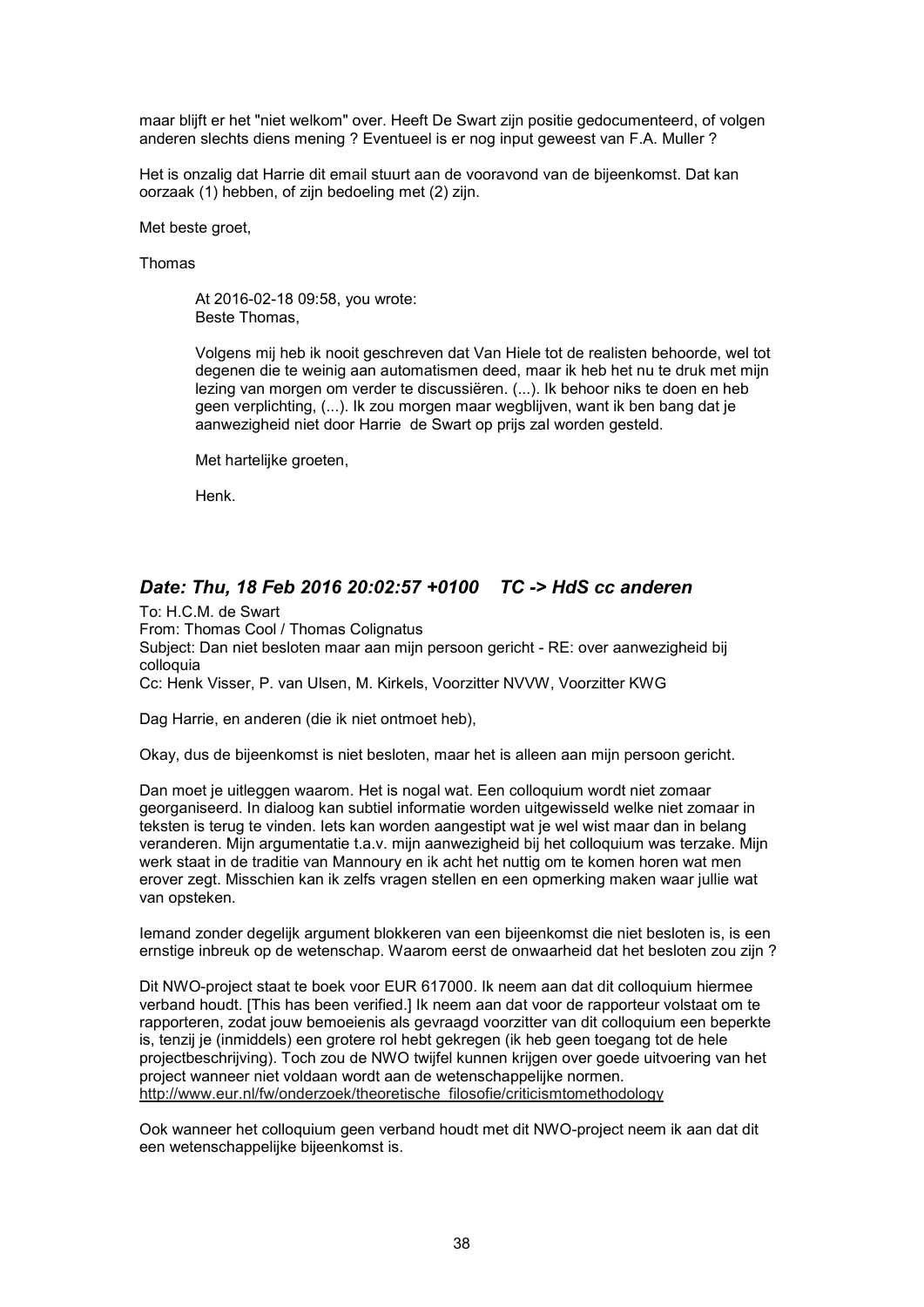maar blijft er het "niet welkom" over. Heeft De Swart zijn positie gedocumenteerd, of volgen anderen slechts diens mening ? Eventueel is er nog input geweest van F.A. Muller ?

Het is onzalig dat Harrie dit email stuurt aan de vooravond van de bijeenkomst. Dat kan oorzaak (1) hebben, of zijn bedoeling met (2) zijn.

Met beste groet,

Thomas

> At 2016-02-18 09:58, you wrote:
> Beste Thomas,
>
> Volgens mij heb ik nooit geschreven dat Van Hiele tot de realisten behoorde, wel tot degenen die te weinig aan automatismen deed, maar ik heb het nu te druk met mijn lezing van morgen om verder te discussiëren. (...). Ik behoor niks te doen en heb geen verplichting, (...). Ik zou morgen maar wegblijven, want ik ben bang dat je aanwezigheid niet door Harrie de Swart op prijs zal worden gesteld.
>
> Met hartelijke groeten,
>
> Henk.

## *Date: Thu, 18 Feb 2016 20:02:57 +0100 TC -> HdS cc anderen*

To: H.C.M. de Swart
From: Thomas Cool / Thomas Colignatus
Subject: Dan niet besloten maar aan mijn persoon gericht - RE: over aanwezigheid bij colloquia
Cc: Henk Visser, P. van Ulsen, M. Kirkels, Voorzitter NVVW, Voorzitter KWG

Dag Harrie, en anderen (die ik niet ontmoet heb),

Okay, dus de bijeenkomst is niet besloten, maar het is alleen aan mijn persoon gericht.

Dan moet je uitleggen waarom. Het is nogal wat. Een colloquium wordt niet zomaar georganiseerd. In dialoog kan subtiel informatie worden uitgewisseld welke niet zomaar in teksten is terug te vinden. Iets kan worden aangestipt wat je wel wist maar dan in belang veranderen. Mijn argumentatie t.a.v. mijn aanwezigheid bij het colloquium was terzake. Mijn werk staat in de traditie van Mannoury en ik acht het nuttig om te komen horen wat men erover zegt. Misschien kan ik zelfs vragen stellen en een opmerking maken waar jullie wat van opsteken.

Iemand zonder degelijk argument blokkeren van een bijeenkomst die niet besloten is, is een ernstige inbreuk op de wetenschap. Waarom eerst de onwaarheid dat het besloten zou zijn ?

Dit NWO-project staat te boek voor EUR 617000. Ik neem aan dat dit colloquium hiermee verband houdt. [This has been verified.] Ik neem aan dat voor de rapporteur volstaat om te rapporteren, zodat jouw bemoeienis als gevraagd voorzitter van dit colloquium een beperkte is, tenzij je (inmiddels) een grotere rol hebt gekregen (ik heb geen toegang tot de hele projectbeschrijving). Toch zou de NWO twijfel kunnen krijgen over goede uitvoering van het project wanneer niet voldaan wordt aan de wetenschappelijke normen.
http://www.eur.nl/fw/onderzoek/theoretische_filosofie/criticismtomethodology

Ook wanneer het colloquium geen verband houdt met dit NWO-project neem ik aan dat dit een wetenschappelijke bijeenkomst is.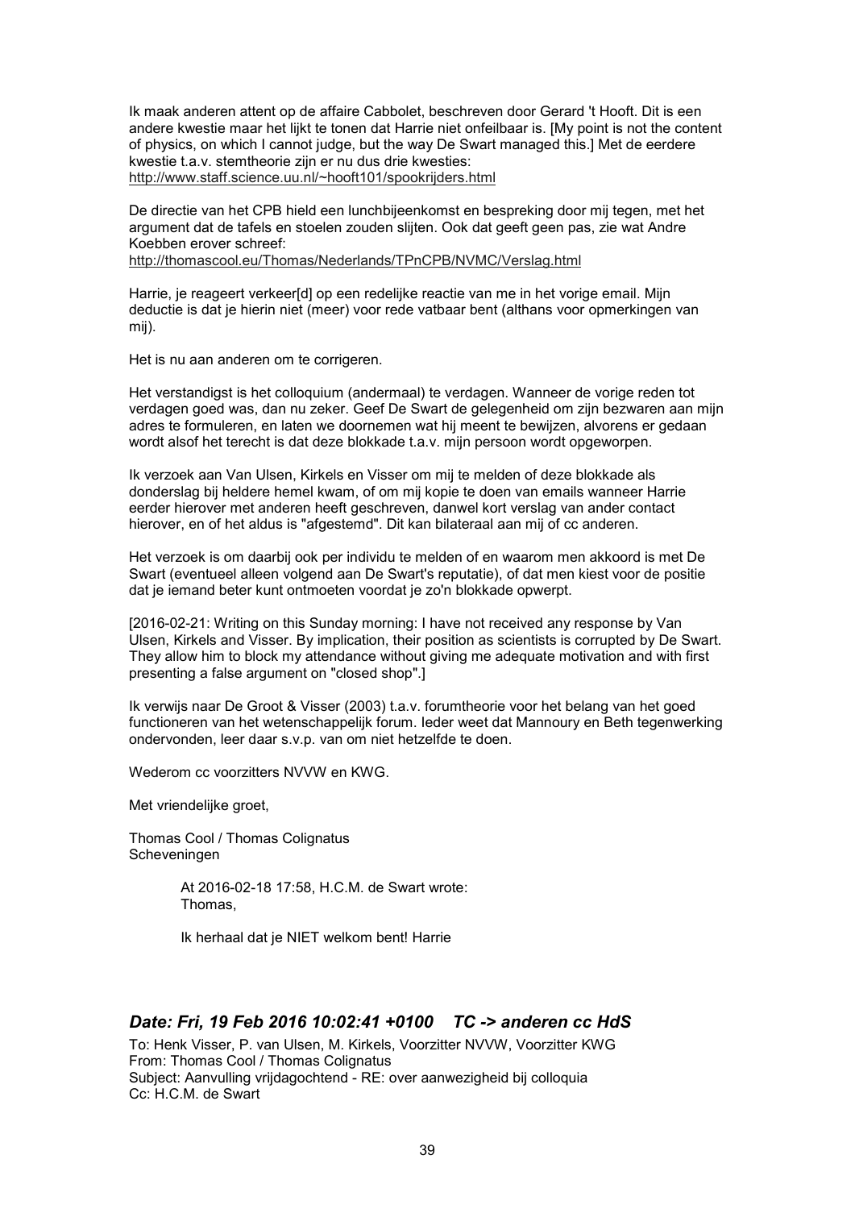Ik maak anderen attent op de affaire Cabbolet, beschreven door Gerard 't Hooft. Dit is een andere kwestie maar het lijkt te tonen dat Harrie niet onfeilbaar is. [My point is not the content of physics, on which I cannot judge, but the way De Swart managed this.] Met de eerdere kwestie t.a.v. stemtheorie zijn er nu dus drie kwesties:
http://www.staff.science.uu.nl/~hooft101/spookrijders.html

De directie van het CPB hield een lunchbijeenkomst en bespreking door mij tegen, met het argument dat de tafels en stoelen zouden slijten. Ook dat geeft geen pas, zie wat Andre Koebben erover schreef:
http://thomascool.eu/Thomas/Nederlands/TPnCPB/NVMC/Verslag.html

Harrie, je reageert verkeer[d] op een redelijke reactie van me in het vorige email. Mijn deductie is dat je hierin niet (meer) voor rede vatbaar bent (althans voor opmerkingen van mij).

Het is nu aan anderen om te corrigeren.

Het verstandigst is het colloquium (andermaal) te verdagen. Wanneer de vorige reden tot verdagen goed was, dan nu zeker. Geef De Swart de gelegenheid om zijn bezwaren aan mijn adres te formuleren, en laten we doornemen wat hij meent te bewijzen, alvorens er gedaan wordt alsof het terecht is dat deze blokkade t.a.v. mijn persoon wordt opgeworpen.

Ik verzoek aan Van Ulsen, Kirkels en Visser om mij te melden of deze blokkade als donderslag bij heldere hemel kwam, of om mij kopie te doen van emails wanneer Harrie eerder hierover met anderen heeft geschreven, danwel kort verslag van ander contact hierover, en of het aldus is "afgestemd". Dit kan bilateraal aan mij of cc anderen.

Het verzoek is om daarbij ook per individu te melden of en waarom men akkoord is met De Swart (eventueel alleen volgend aan De Swart's reputatie), of dat men kiest voor de positie dat je iemand beter kunt ontmoeten voordat je zo'n blokkade opwerpt.

[2016-02-21: Writing on this Sunday morning: I have not received any response by Van Ulsen, Kirkels and Visser. By implication, their position as scientists is corrupted by De Swart. They allow him to block my attendance without giving me adequate motivation and with first presenting a false argument on "closed shop".]

Ik verwijs naar De Groot & Visser (2003) t.a.v. forumtheorie voor het belang van het goed functioneren van het wetenschappelijk forum. Ieder weet dat Mannoury en Beth tegenwerking ondervonden, leer daar s.v.p. van om niet hetzelfde te doen.

Wederom cc voorzitters NVVW en KWG.

Met vriendelijke groet,

Thomas Cool / Thomas Colignatus
Scheveningen

> At 2016-02-18 17:58, H.C.M. de Swart wrote:
> Thomas,
>
> Ik herhaal dat je NIET welkom bent! Harrie

## *Date: Fri, 19 Feb 2016 10:02:41 +0100    TC -> anderen cc HdS*

To: Henk Visser, P. van Ulsen, M. Kirkels, Voorzitter NVVW, Voorzitter KWG
From: Thomas Cool / Thomas Colignatus
Subject: Aanvulling vrijdagochtend - RE: over aanwezigheid bij colloquia
Cc: H.C.M. de Swart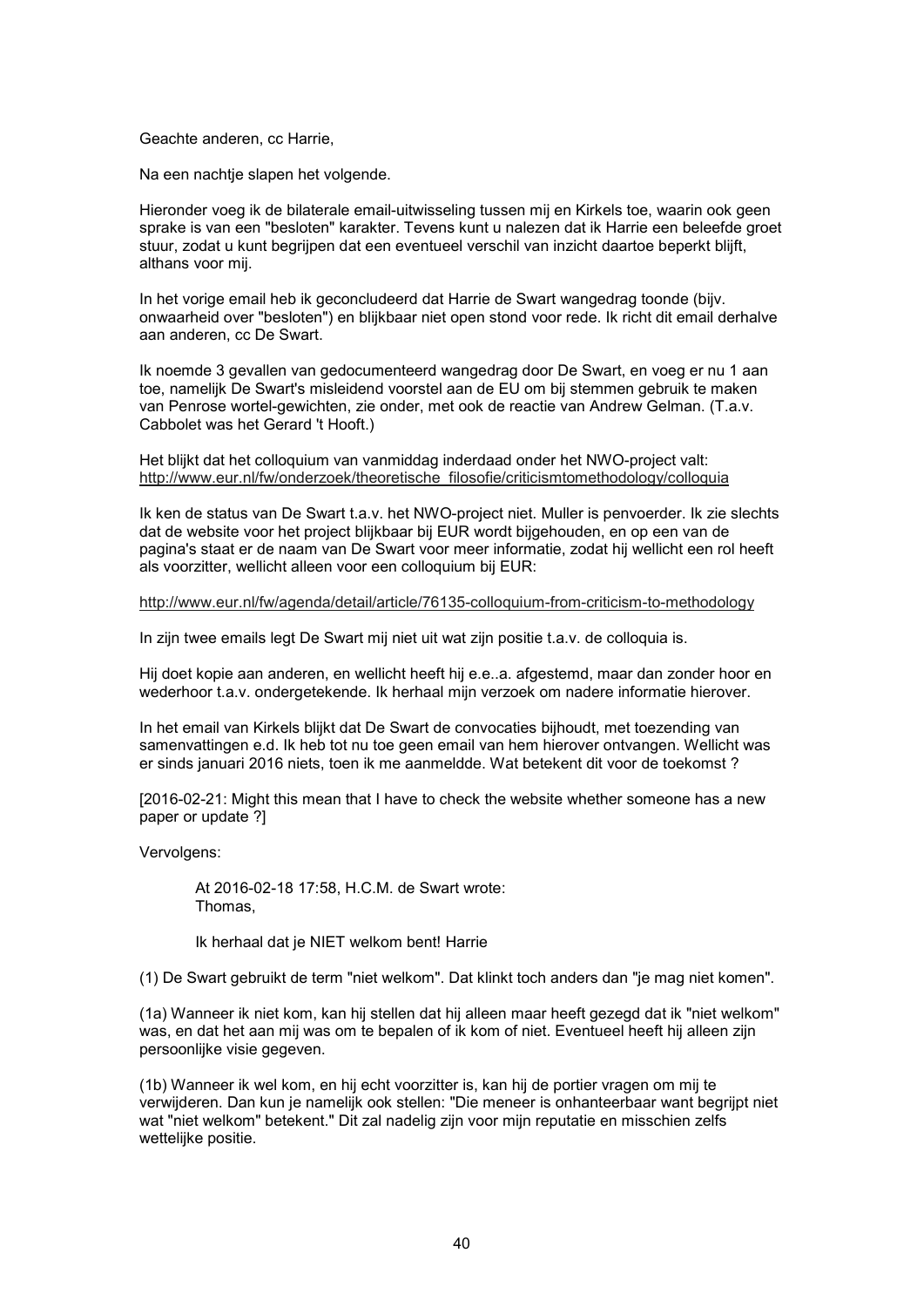Geachte anderen, cc Harrie,

Na een nachtje slapen het volgende.

Hieronder voeg ik de bilaterale email-uitwisseling tussen mij en Kirkels toe, waarin ook geen sprake is van een "besloten" karakter. Tevens kunt u nalezen dat ik Harrie een beleefde groet stuur, zodat u kunt begrijpen dat een eventueel verschil van inzicht daartoe beperkt blijft, althans voor mij.

In het vorige email heb ik geconcludeerd dat Harrie de Swart wangedrag toonde (bijv. onwaarheid over "besloten") en blijkbaar niet open stond voor rede. Ik richt dit email derhalve aan anderen, cc De Swart.

Ik noemde 3 gevallen van gedocumenteerd wangedrag door De Swart, en voeg er nu 1 aan toe, namelijk De Swart's misleidend voorstel aan de EU om bij stemmen gebruik te maken van Penrose wortel-gewichten, zie onder, met ook de reactie van Andrew Gelman. (T.a.v. Cabbolet was het Gerard 't Hooft.)

Het blijkt dat het colloquium van vanmiddag inderdaad onder het NWO-project valt: http://www.eur.nl/fw/onderzoek/theoretische_filosofie/criticismtomethodology/colloquia

Ik ken de status van De Swart t.a.v. het NWO-project niet. Muller is penvoerder. Ik zie slechts dat de website voor het project blijkbaar bij EUR wordt bijgehouden, en op een van de pagina's staat er de naam van De Swart voor meer informatie, zodat hij wellicht een rol heeft als voorzitter, wellicht alleen voor een colloquium bij EUR:

http://www.eur.nl/fw/agenda/detail/article/76135-colloquium-from-criticism-to-methodology

In zijn twee emails legt De Swart mij niet uit wat zijn positie t.a.v. de colloquia is.

Hij doet kopie aan anderen, en wellicht heeft hij e.e..a. afgestemd, maar dan zonder hoor en wederhoor t.a.v. ondergetekende. Ik herhaal mijn verzoek om nadere informatie hierover.

In het email van Kirkels blijkt dat De Swart de convocaties bijhoudt, met toezending van samenvattingen e.d. Ik heb tot nu toe geen email van hem hierover ontvangen. Wellicht was er sinds januari 2016 niets, toen ik me aanmeldde. Wat betekent dit voor de toekomst ?

[2016-02-21: Might this mean that I have to check the website whether someone has a new paper or update ?]

Vervolgens:

> At 2016-02-18 17:58, H.C.M. de Swart wrote:
> Thomas,
>
> Ik herhaal dat je NIET welkom bent! Harrie

(1) De Swart gebruikt de term "niet welkom". Dat klinkt toch anders dan "je mag niet komen".

(1a) Wanneer ik niet kom, kan hij stellen dat hij alleen maar heeft gezegd dat ik "niet welkom" was, en dat het aan mij was om te bepalen of ik kom of niet. Eventueel heeft hij alleen zijn persoonlijke visie gegeven.

(1b) Wanneer ik wel kom, en hij echt voorzitter is, kan hij de portier vragen om mij te verwijderen. Dan kun je namelijk ook stellen: "Die meneer is onhanteerbaar want begrijpt niet wat "niet welkom" betekent." Dit zal nadelig zijn voor mijn reputatie en misschien zelfs wettelijke positie.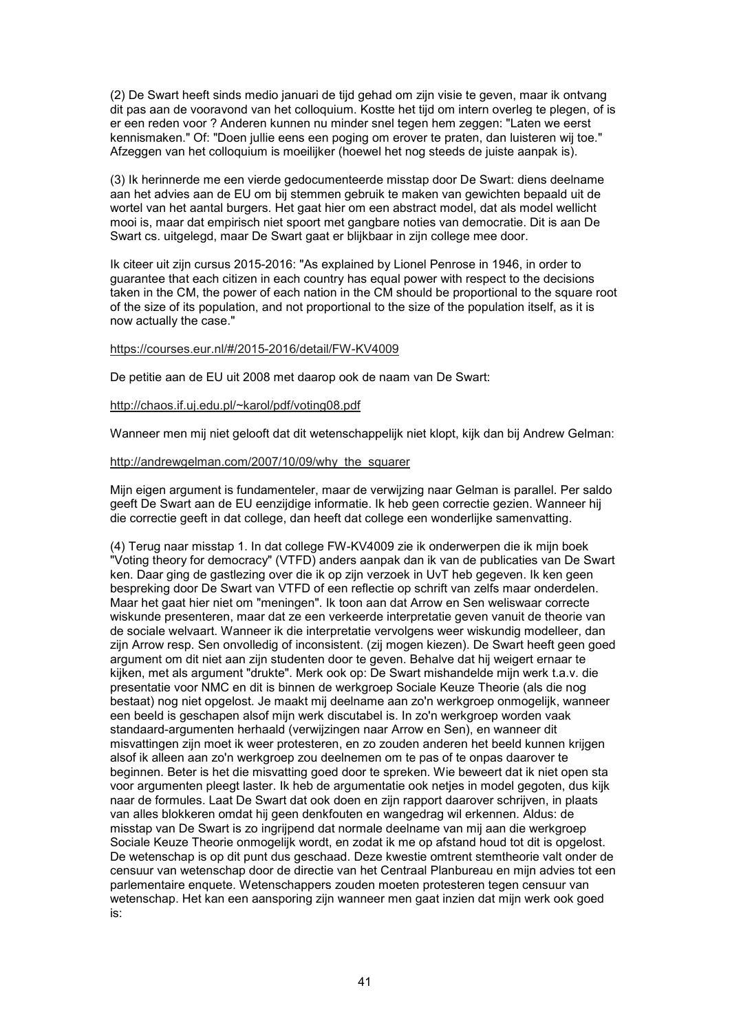(2) De Swart heeft sinds medio januari de tijd gehad om zijn visie te geven, maar ik ontvang dit pas aan de vooravond van het colloquium. Kostte het tijd om intern overleg te plegen, of is er een reden voor ? Anderen kunnen nu minder snel tegen hem zeggen: "Laten we eerst kennismaken." Of: "Doen jullie eens een poging om erover te praten, dan luisteren wij toe." Afzeggen van het colloquium is moeilijker (hoewel het nog steeds de juiste aanpak is).

(3) Ik herinnerde me een vierde gedocumenteerde misstap door De Swart: diens deelname aan het advies aan de EU om bij stemmen gebruik te maken van gewichten bepaald uit de wortel van het aantal burgers. Het gaat hier om een abstract model, dat als model wellicht mooi is, maar dat empirisch niet spoort met gangbare noties van democratie. Dit is aan De Swart cs. uitgelegd, maar De Swart gaat er blijkbaar in zijn college mee door.

Ik citeer uit zijn cursus 2015-2016: "As explained by Lionel Penrose in 1946, in order to guarantee that each citizen in each country has equal power with respect to the decisions taken in the CM, the power of each nation in the CM should be proportional to the square root of the size of its population, and not proportional to the size of the population itself, as it is now actually the case."

https://courses.eur.nl/#/2015-2016/detail/FW-KV4009

De petitie aan de EU uit 2008 met daarop ook de naam van De Swart:

http://chaos.if.uj.edu.pl/~karol/pdf/voting08.pdf

Wanneer men mij niet gelooft dat dit wetenschappelijk niet klopt, kijk dan bij Andrew Gelman:

http://andrewgelman.com/2007/10/09/why_the_squarer

Mijn eigen argument is fundamenteler, maar de verwijzing naar Gelman is parallel. Per saldo geeft De Swart aan de EU eenzijdige informatie. Ik heb geen correctie gezien. Wanneer hij die correctie geeft in dat college, dan heeft dat college een wonderlijke samenvatting.

(4) Terug naar misstap 1. In dat college FW-KV4009 zie ik onderwerpen die ik mijn boek "Voting theory for democracy" (VTFD) anders aanpak dan ik van de publicaties van De Swart ken. Daar ging de gastlezing over die ik op zijn verzoek in UvT heb gegeven. Ik ken geen bespreking door De Swart van VTFD of een reflectie op schrift van zelfs maar onderdelen. Maar het gaat hier niet om "meningen". Ik toon aan dat Arrow en Sen weliswaar correcte wiskunde presenteren, maar dat ze een verkeerde interpretatie geven vanuit de theorie van de sociale welvaart. Wanneer ik die interpretatie vervolgens weer wiskundig modelleer, dan zijn Arrow resp. Sen onvolledig of inconsistent. (zij mogen kiezen). De Swart heeft geen goed argument om dit niet aan zijn studenten door te geven. Behalve dat hij weigert ernaar te kijken, met als argument "drukte". Merk ook op: De Swart mishandelde mijn werk t.a.v. die presentatie voor NMC en dit is binnen de werkgroep Sociale Keuze Theorie (als die nog bestaat) nog niet opgelost. Je maakt mij deelname aan zo'n werkgroep onmogelijk, wanneer een beeld is geschapen alsof mijn werk discutabel is. In zo'n werkgroep worden vaak standaard-argumenten herhaald (verwijzingen naar Arrow en Sen), en wanneer dit misvattingen zijn moet ik weer protesteren, en zo zouden anderen het beeld kunnen krijgen alsof ik alleen aan zo'n werkgroep zou deelnemen om te pas of te onpas daarover te beginnen. Beter is het die misvatting goed door te spreken. Wie beweert dat ik niet open sta voor argumenten pleegt laster. Ik heb de argumentatie ook netjes in model gegoten, dus kijk naar de formules. Laat De Swart dat ook doen en zijn rapport daarover schrijven, in plaats van alles blokkeren omdat hij geen denkfouten en wangedrag wil erkennen. Aldus: de misstap van De Swart is zo ingrijpend dat normale deelname van mij aan die werkgroep Sociale Keuze Theorie onmogelijk wordt, en zodat ik me op afstand houd tot dit is opgelost. De wetenschap is op dit punt dus geschaad. Deze kwestie omtrent stemtheorie valt onder de censuur van wetenschap door de directie van het Centraal Planbureau en mijn advies tot een parlementaire enquete. Wetenschappers zouden moeten protesteren tegen censuur van wetenschap. Het kan een aansporing zijn wanneer men gaat inzien dat mijn werk ook goed is: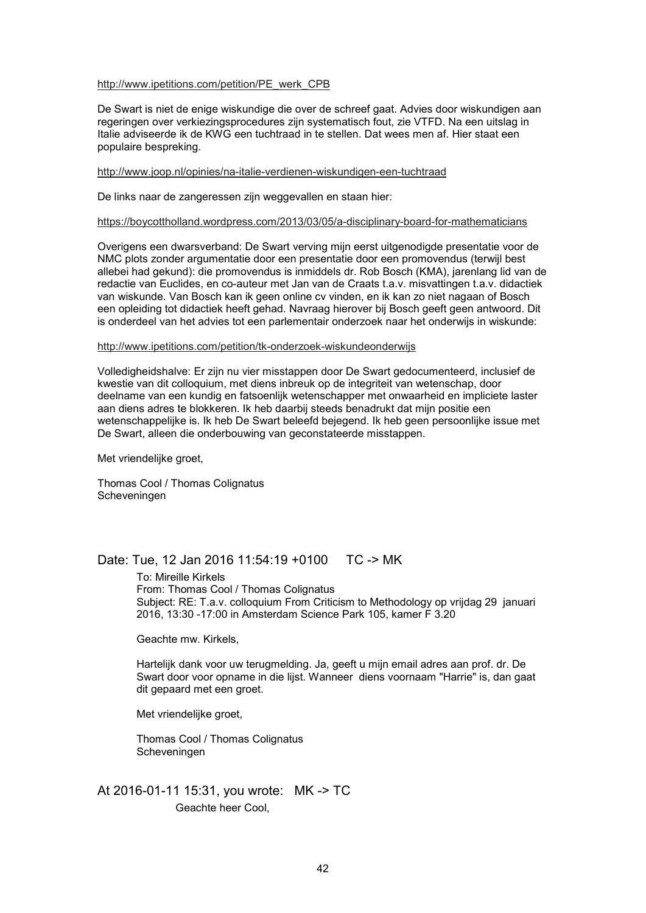http://www.ipetitions.com/petition/PE_werk_CPB

De Swart is niet de enige wiskundige die over de schreef gaat. Advies door wiskundigen aan regeringen over verkiezingsprocedures zijn systematisch fout, zie VTFD. Na een uitslag in Italie adviseerde ik de KWG een tuchtraad in te stellen. Dat wees men af. Hier staat een populaire bespreking.

http://www.joop.nl/opinies/na-italie-verdienen-wiskundigen-een-tuchtraad

De links naar de zangeressen zijn weggevallen en staan hier:

https://boycottholland.wordpress.com/2013/03/05/a-disciplinary-board-for-mathematicians

Overigens een dwarsverband: De Swart verving mijn eerst uitgenodigde presentatie voor de NMC plots zonder argumentatie door een presentatie door een promovendus (terwijl best allebei had gekund): die promovendus is inmiddels dr. Rob Bosch (KMA), jarenlang lid van de redactie van Euclides, en co-auteur met Jan van de Craats t.a.v. misvattingen t.a.v. didactiek van wiskunde. Van Bosch kan ik geen online cv vinden, en ik kan zo niet nagaan of Bosch een opleiding tot didactiek heeft gehad. Navraag hierover bij Bosch geeft geen antwoord. Dit is onderdeel van het advies tot een parlementair onderzoek naar het onderwijs in wiskunde:

http://www.ipetitions.com/petition/tk-onderzoek-wiskundeonderwijs

Volledigheidshalve: Er zijn nu vier misstappen door De Swart gedocumenteerd, inclusief de kwestie van dit colloquium, met diens inbreuk op de integriteit van wetenschap, door deelname van een kundig en fatsoenlijk wetenschapper met onwaarheid en impliciete laster aan diens adres te blokkeren. Ik heb daarbij steeds benadrukt dat mijn positie een wetenschappelijke is. Ik heb De Swart beleefd bejegend. Ik heb geen persoonlijke issue met De Swart, alleen die onderbouwing van geconstateerde misstappen.

Met vriendelijke groet,

Thomas Cool / Thomas Colignatus
Scheveningen

## Date: Tue, 12 Jan 2016 11:54:19 +0100 TC -> MK

To: Mireille Kirkels
From: Thomas Cool / Thomas Colignatus
Subject: RE: T.a.v. colloquium From Criticism to Methodology op vrijdag 29 januari 2016, 13:30 -17:00 in Amsterdam Science Park 105, kamer F 3.20

Geachte mw. Kirkels,

Hartelijk dank voor uw terugmelding. Ja, geeft u mijn email adres aan prof. dr. De Swart door voor opname in die lijst. Wanneer diens voornaam "Harrie" is, dan gaat dit gepaard met een groet.

Met vriendelijke groet,

Thomas Cool / Thomas Colignatus
Scheveningen

## At 2016-01-11 15:31, you wrote: MK -> TC

Geachte heer Cool,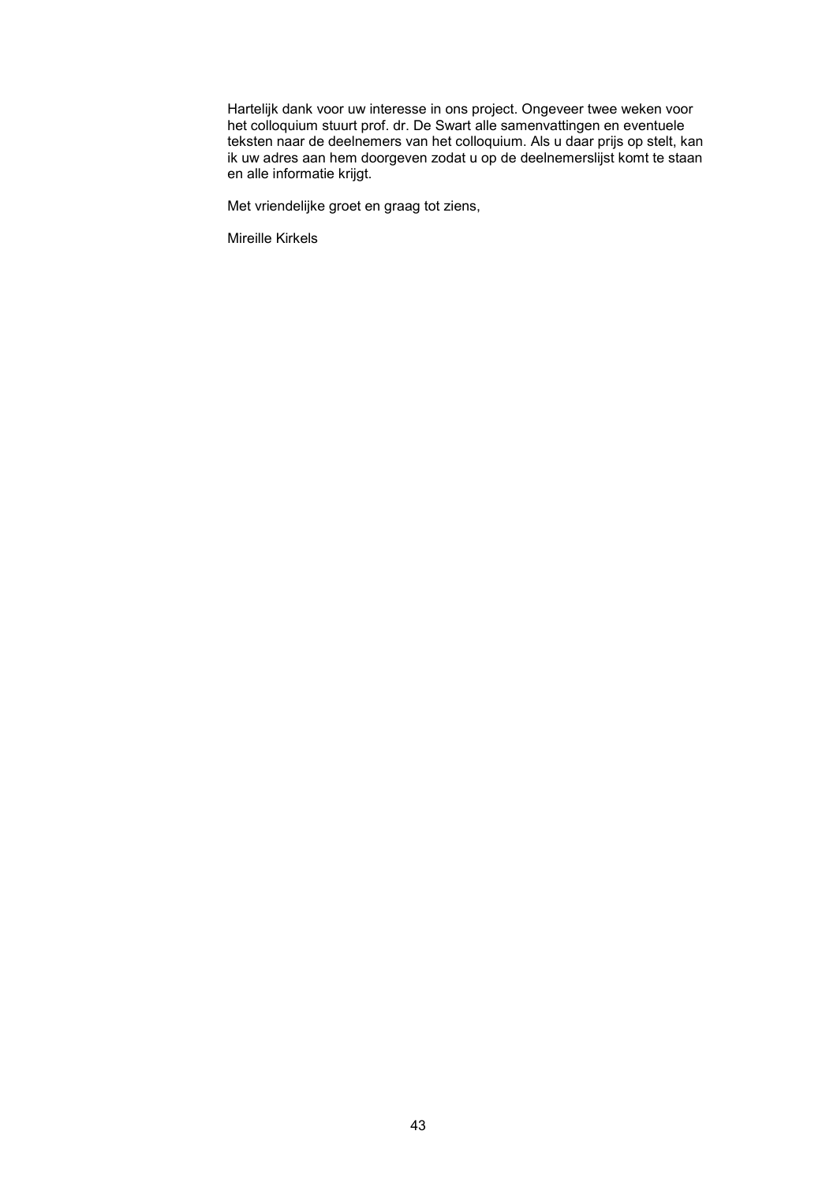Hartelijk dank voor uw interesse in ons project. Ongeveer twee weken voor het colloquium stuurt prof. dr. De Swart alle samenvattingen en eventuele teksten naar de deelnemers van het colloquium. Als u daar prijs op stelt, kan ik uw adres aan hem doorgeven zodat u op de deelnemerslijst komt te staan en alle informatie krijgt.

Met vriendelijke groet en graag tot ziens,

Mireille Kirkels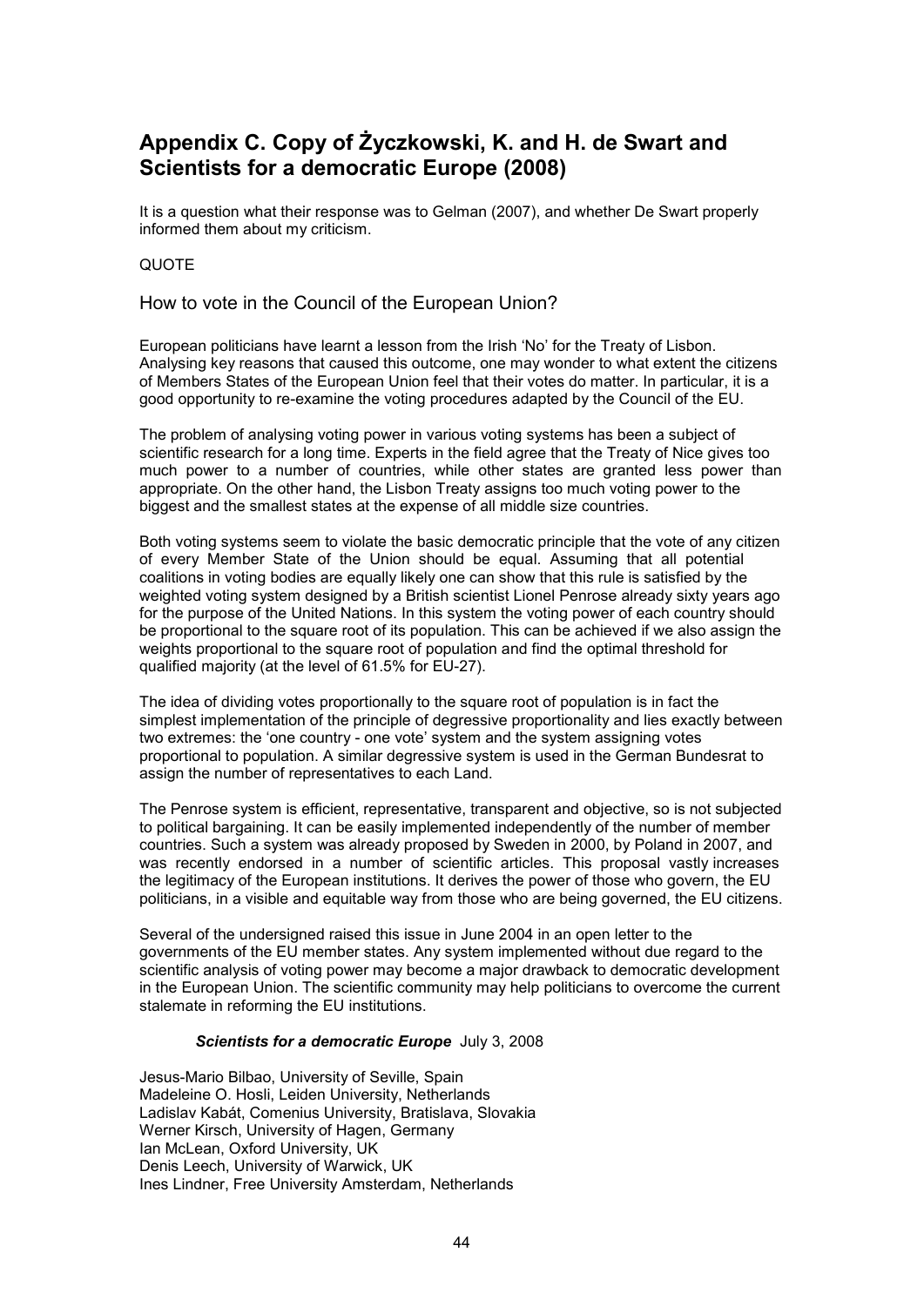# Appendix C. Copy of Życzkowski, K. and H. de Swart and Scientists for a democratic Europe (2008)

It is a question what their response was to Gelman (2007), and whether De Swart properly informed them about my criticism.

QUOTE

## How to vote in the Council of the European Union?

European politicians have learnt a lesson from the Irish 'No' for the Treaty of Lisbon. Analysing key reasons that caused this outcome, one may wonder to what extent the citizens of Members States of the European Union feel that their votes do matter. In particular, it is a good opportunity to re-examine the voting procedures adapted by the Council of the EU.

The problem of analysing voting power in various voting systems has been a subject of scientific research for a long time. Experts in the field agree that the Treaty of Nice gives too much power to a number of countries, while other states are granted less power than appropriate. On the other hand, the Lisbon Treaty assigns too much voting power to the biggest and the smallest states at the expense of all middle size countries.

Both voting systems seem to violate the basic democratic principle that the vote of any citizen of every Member State of the Union should be equal. Assuming that all potential coalitions in voting bodies are equally likely one can show that this rule is satisfied by the weighted voting system designed by a British scientist Lionel Penrose already sixty years ago for the purpose of the United Nations. In this system the voting power of each country should be proportional to the square root of its population. This can be achieved if we also assign the weights proportional to the square root of population and find the optimal threshold for qualified majority (at the level of 61.5% for EU-27).

The idea of dividing votes proportionally to the square root of population is in fact the simplest implementation of the principle of degressive proportionality and lies exactly between two extremes: the 'one country - one vote' system and the system assigning votes proportional to population. A similar degressive system is used in the German Bundesrat to assign the number of representatives to each Land.

The Penrose system is efficient, representative, transparent and objective, so is not subjected to political bargaining. It can be easily implemented independently of the number of member countries. Such a system was already proposed by Sweden in 2000, by Poland in 2007, and was recently endorsed in a number of scientific articles. This proposal vastly increases the legitimacy of the European institutions. It derives the power of those who govern, the EU politicians, in a visible and equitable way from those who are being governed, the EU citizens.

Several of the undersigned raised this issue in June 2004 in an open letter to the governments of the EU member states. Any system implemented without due regard to the scientific analysis of voting power may become a major drawback to democratic development in the European Union. The scientific community may help politicians to overcome the current stalemate in reforming the EU institutions.

***Scientists for a democratic Europe*** July 3, 2008

Jesus-Mario Bilbao, University of Seville, Spain
Madeleine O. Hosli, Leiden University, Netherlands
Ladislav Kabát, Comenius University, Bratislava, Slovakia
Werner Kirsch, University of Hagen, Germany
Ian McLean, Oxford University, UK
Denis Leech, University of Warwick, UK
Ines Lindner, Free University Amsterdam, Netherlands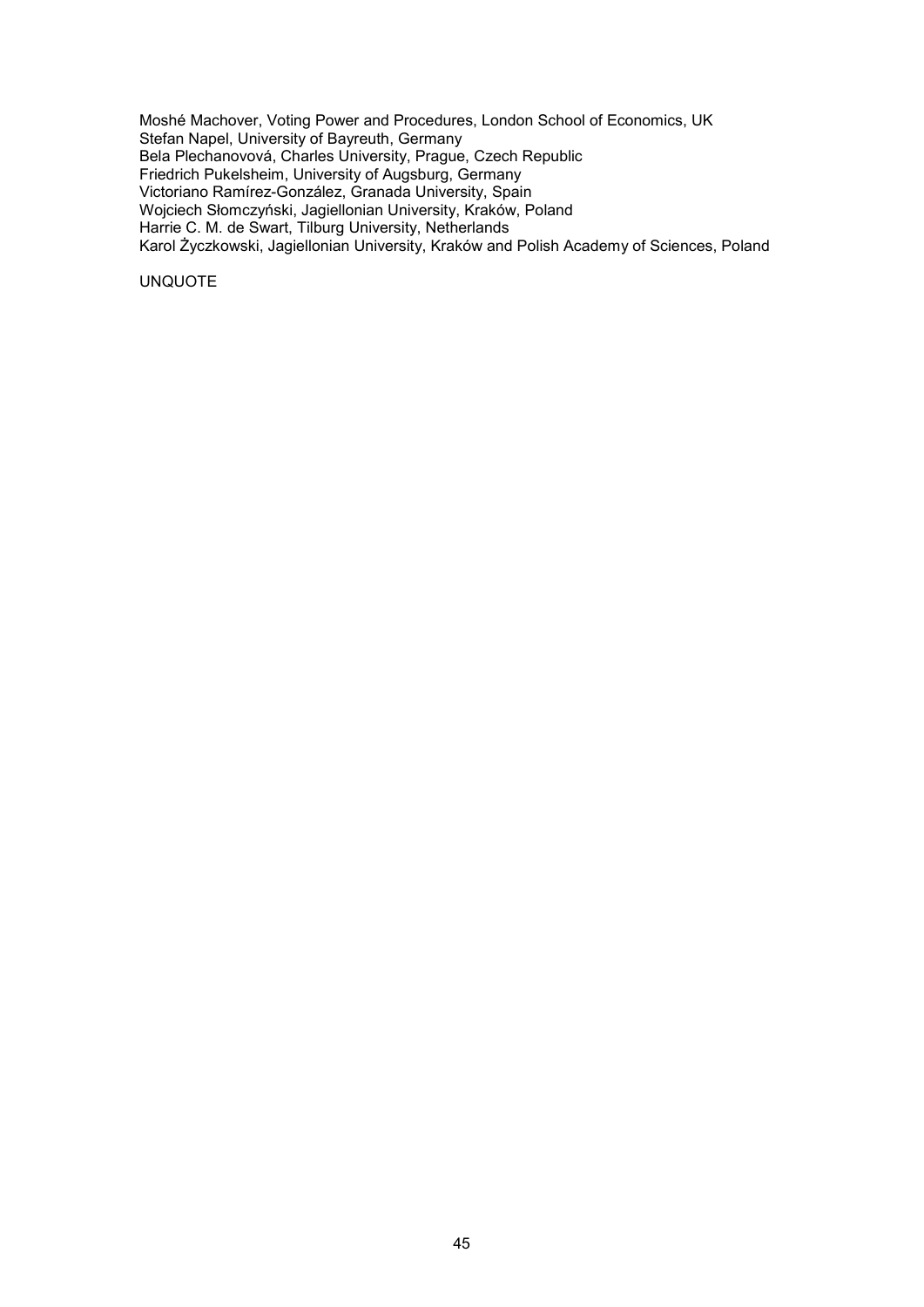Moshé Machover, Voting Power and Procedures, London School of Economics, UK
Stefan Napel, University of Bayreuth, Germany
Bela Plechanovová, Charles University, Prague, Czech Republic
Friedrich Pukelsheim, University of Augsburg, Germany
Victoriano Ramírez-González, Granada University, Spain
Wojciech Słomczyński, Jagiellonian University, Kraków, Poland
Harrie C. M. de Swart, Tilburg University, Netherlands
Karol Życzkowski, Jagiellonian University, Kraków and Polish Academy of Sciences, Poland

UNQUOTE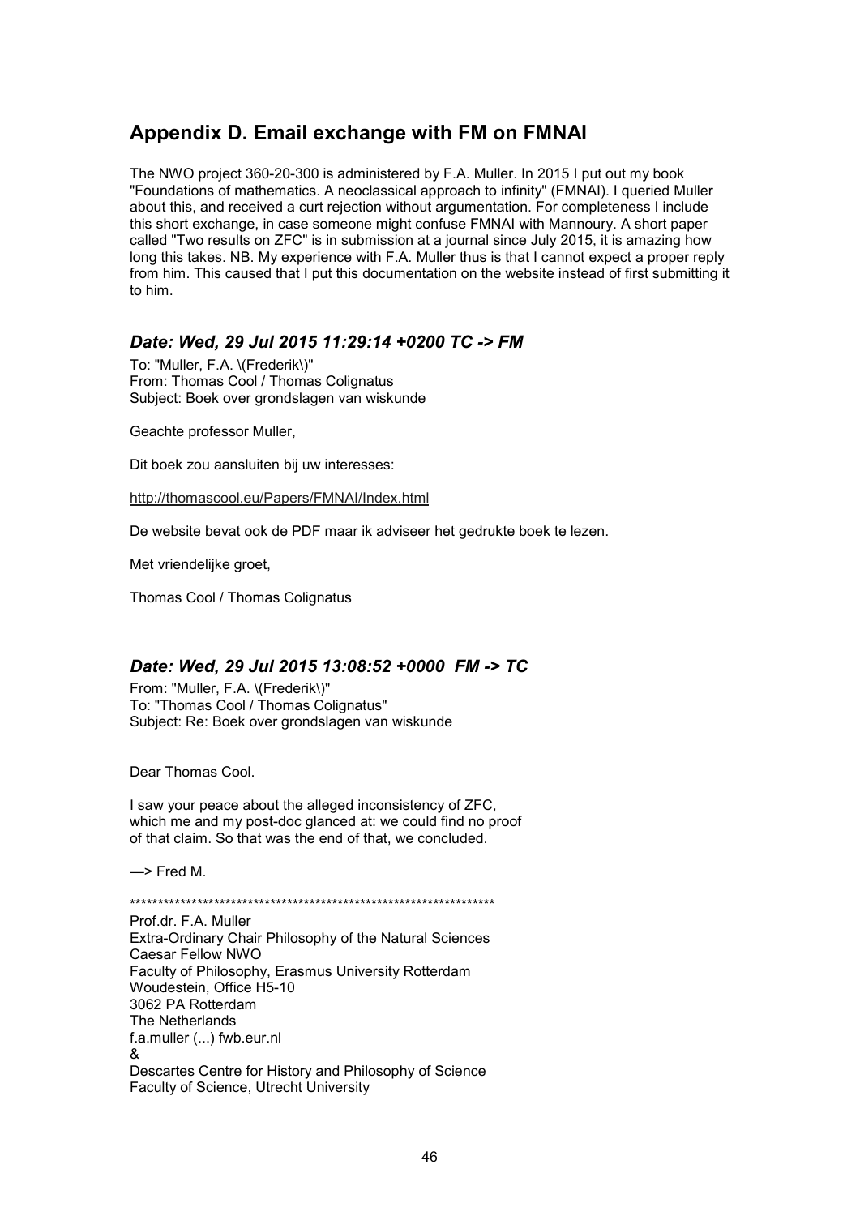## Appendix D. Email exchange with FM on FMNAI

The NWO project 360-20-300 is administered by F.A. Muller. In 2015 I put out my book "Foundations of mathematics. A neoclassical approach to infinity" (FMNAI). I queried Muller about this, and received a curt rejection without argumentation. For completeness I include this short exchange, in case someone might confuse FMNAI with Mannoury. A short paper called "Two results on ZFC" is in submission at a journal since July 2015, it is amazing how long this takes. NB. My experience with F.A. Muller thus is that I cannot expect a proper reply from him. This caused that I put this documentation on the website instead of first submitting it to him.

### *Date: Wed, 29 Jul 2015 11:29:14 +0200 TC -> FM*

To: "Muller, F.A. \(Frederik\)"
From: Thomas Cool / Thomas Colignatus
Subject: Boek over grondslagen van wiskunde

Geachte professor Muller,

Dit boek zou aansluiten bij uw interesses:

http://thomascool.eu/Papers/FMNAI/Index.html

De website bevat ook de PDF maar ik adviseer het gedrukte boek te lezen.

Met vriendelijke groet,

Thomas Cool / Thomas Colignatus

### *Date: Wed, 29 Jul 2015 13:08:52 +0000 FM -> TC*

From: "Muller, F.A. \(Frederik\)"
To: "Thomas Cool / Thomas Colignatus"
Subject: Re: Boek over grondslagen van wiskunde

Dear Thomas Cool.

I saw your peace about the alleged inconsistency of ZFC,
which me and my post-doc glanced at: we could find no proof
of that claim. So that was the end of that, we concluded.

—> Fred M.

\*\*\*\*\*\*\*\*\*\*\*\*\*\*\*\*\*\*\*\*\*\*\*\*\*\*\*\*\*\*\*\*\*\*\*\*\*\*\*\*\*\*\*\*\*\*\*\*\*\*\*\*\*\*\*\*\*\*\*\*\*\*\*\*\*\*

Prof.dr. F.A. Muller
Extra-Ordinary Chair Philosophy of the Natural Sciences
Caesar Fellow NWO
Faculty of Philosophy, Erasmus University Rotterdam
Woudestein, Office H5-10
3062 PA Rotterdam
The Netherlands
f.a.muller (...) fwb.eur.nl
&
Descartes Centre for History and Philosophy of Science
Faculty of Science, Utrecht University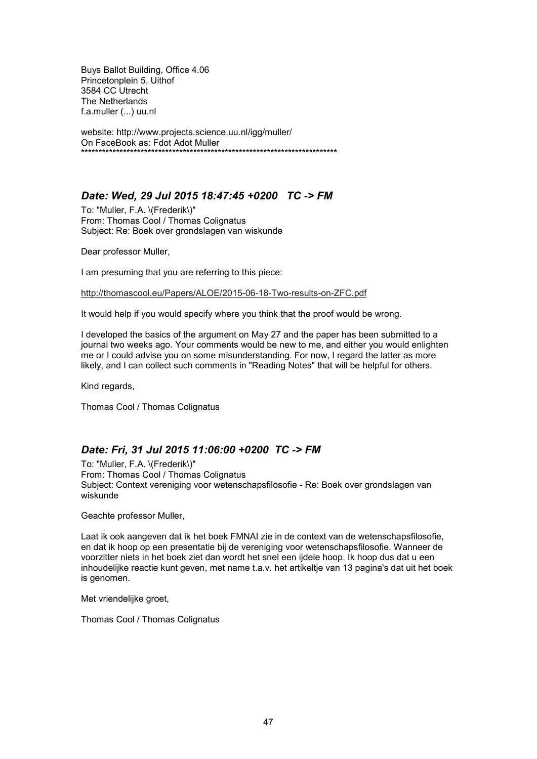Buys Ballot Building, Office 4.06
Princetonplein 5, Uithof
3584 CC Utrecht
The Netherlands
f.a.muller (...) uu.nl

website: http://www.projects.science.uu.nl/igg/muller/
On FaceBook as: Fdot Adot Muller
*************************************************************************

## *Date: Wed, 29 Jul 2015 18:47:45 +0200 TC -> FM*

To: "Muller, F.A. \(Frederik\)"
From: Thomas Cool / Thomas Colignatus
Subject: Re: Boek over grondslagen van wiskunde

Dear professor Muller,

I am presuming that you are referring to this piece:

http://thomascool.eu/Papers/ALOE/2015-06-18-Two-results-on-ZFC.pdf

It would help if you would specify where you think that the proof would be wrong.

I developed the basics of the argument on May 27 and the paper has been submitted to a journal two weeks ago. Your comments would be new to me, and either you would enlighten me or I could advise you on some misunderstanding. For now, I regard the latter as more likely, and I can collect such comments in "Reading Notes" that will be helpful for others.

Kind regards,

Thomas Cool / Thomas Colignatus

## *Date: Fri, 31 Jul 2015 11:06:00 +0200 TC -> FM*

To: "Muller, F.A. \(Frederik\)"
From: Thomas Cool / Thomas Colignatus
Subject: Context vereniging voor wetenschapsfilosofie - Re: Boek over grondslagen van wiskunde

Geachte professor Muller,

Laat ik ook aangeven dat ik het boek FMNAI zie in de context van de wetenschapsfilosofie, en dat ik hoop op een presentatie bij de vereniging voor wetenschapsfilosofie. Wanneer de voorzitter niets in het boek ziet dan wordt het snel een ijdele hoop. Ik hoop dus dat u een inhoudelijke reactie kunt geven, met name t.a.v. het artikeltje van 13 pagina's dat uit het boek is genomen.

Met vriendelijke groet,

Thomas Cool / Thomas Colignatus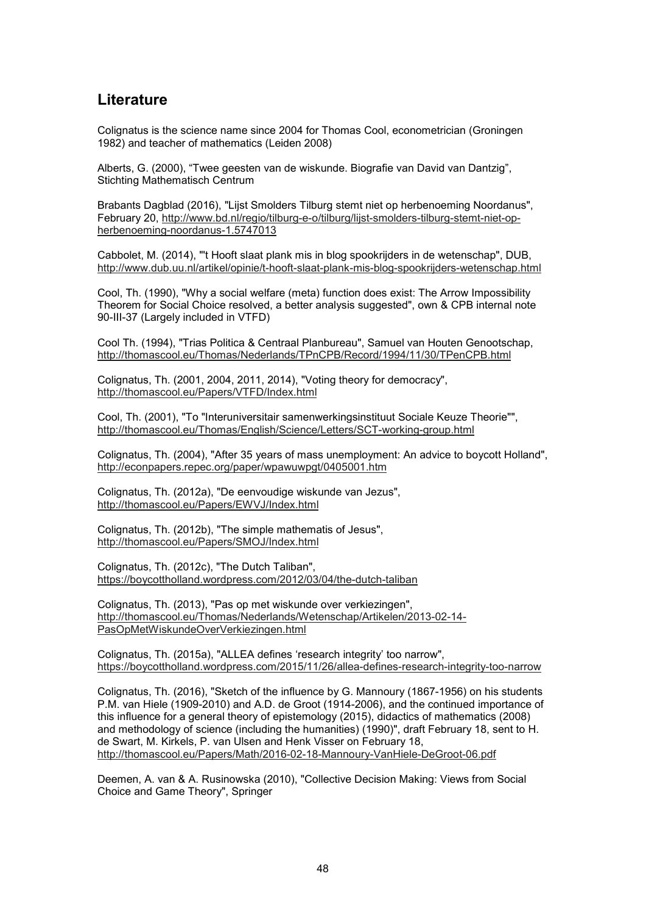## Literature

Colignatus is the science name since 2004 for Thomas Cool, econometrician (Groningen 1982) and teacher of mathematics (Leiden 2008)

Alberts, G. (2000), “Twee geesten van de wiskunde. Biografie van David van Dantzig”, Stichting Mathematisch Centrum

Brabants Dagblad (2016), "Lijst Smolders Tilburg stemt niet op herbenoeming Noordanus", February 20, http://www.bd.nl/regio/tilburg-e-o/tilburg/lijst-smolders-tilburg-stemt-niet-op-herbenoeming-noordanus-1.5747013

Cabbolet, M. (2014), "'t Hooft slaat plank mis in blog spookrijders in de wetenschap", DUB, http://www.dub.uu.nl/artikel/opinie/t-hooft-slaat-plank-mis-blog-spookrijders-wetenschap.html

Cool, Th. (1990), "Why a social welfare (meta) function does exist: The Arrow Impossibility Theorem for Social Choice resolved, a better analysis suggested", own & CPB internal note 90-III-37 (Largely included in VTFD)

Cool Th. (1994), "Trias Politica & Centraal Planbureau", Samuel van Houten Genootschap, http://thomascool.eu/Thomas/Nederlands/TPnCPB/Record/1994/11/30/TPenCPB.html

Colignatus, Th. (2001, 2004, 2011, 2014), "Voting theory for democracy", http://thomascool.eu/Papers/VTFD/Index.html

Cool, Th. (2001), "To "Interuniversitair samenwerkingsinstituut Sociale Keuze Theorie"", http://thomascool.eu/Thomas/English/Science/Letters/SCT-working-group.html

Colignatus, Th. (2004), "After 35 years of mass unemployment: An advice to boycott Holland", http://econpapers.repec.org/paper/wpawuwpgt/0405001.htm

Colignatus, Th. (2012a), "De eenvoudige wiskunde van Jezus", http://thomascool.eu/Papers/EWVJ/Index.html

Colignatus, Th. (2012b), "The simple mathematis of Jesus", http://thomascool.eu/Papers/SMOJ/Index.html

Colignatus, Th. (2012c), "The Dutch Taliban", https://boycottholland.wordpress.com/2012/03/04/the-dutch-taliban

Colignatus, Th. (2013), "Pas op met wiskunde over verkiezingen", http://thomascool.eu/Thomas/Nederlands/Wetenschap/Artikelen/2013-02-14-PasOpMetWiskundeOverVerkiezingen.html

Colignatus, Th. (2015a), "ALLEA defines ‘research integrity’ too narrow", https://boycottholland.wordpress.com/2015/11/26/allea-defines-research-integrity-too-narrow

Colignatus, Th. (2016), "Sketch of the influence by G. Mannoury (1867-1956) on his students P.M. van Hiele (1909-2010) and A.D. de Groot (1914-2006), and the continued importance of this influence for a general theory of epistemology (2015), didactics of mathematics (2008) and methodology of science (including the humanities) (1990)", draft February 18, sent to H. de Swart, M. Kirkels, P. van Ulsen and Henk Visser on February 18, http://thomascool.eu/Papers/Math/2016-02-18-Mannoury-VanHiele-DeGroot-06.pdf

Deemen, A. van & A. Rusinowska (2010), "Collective Decision Making: Views from Social Choice and Game Theory", Springer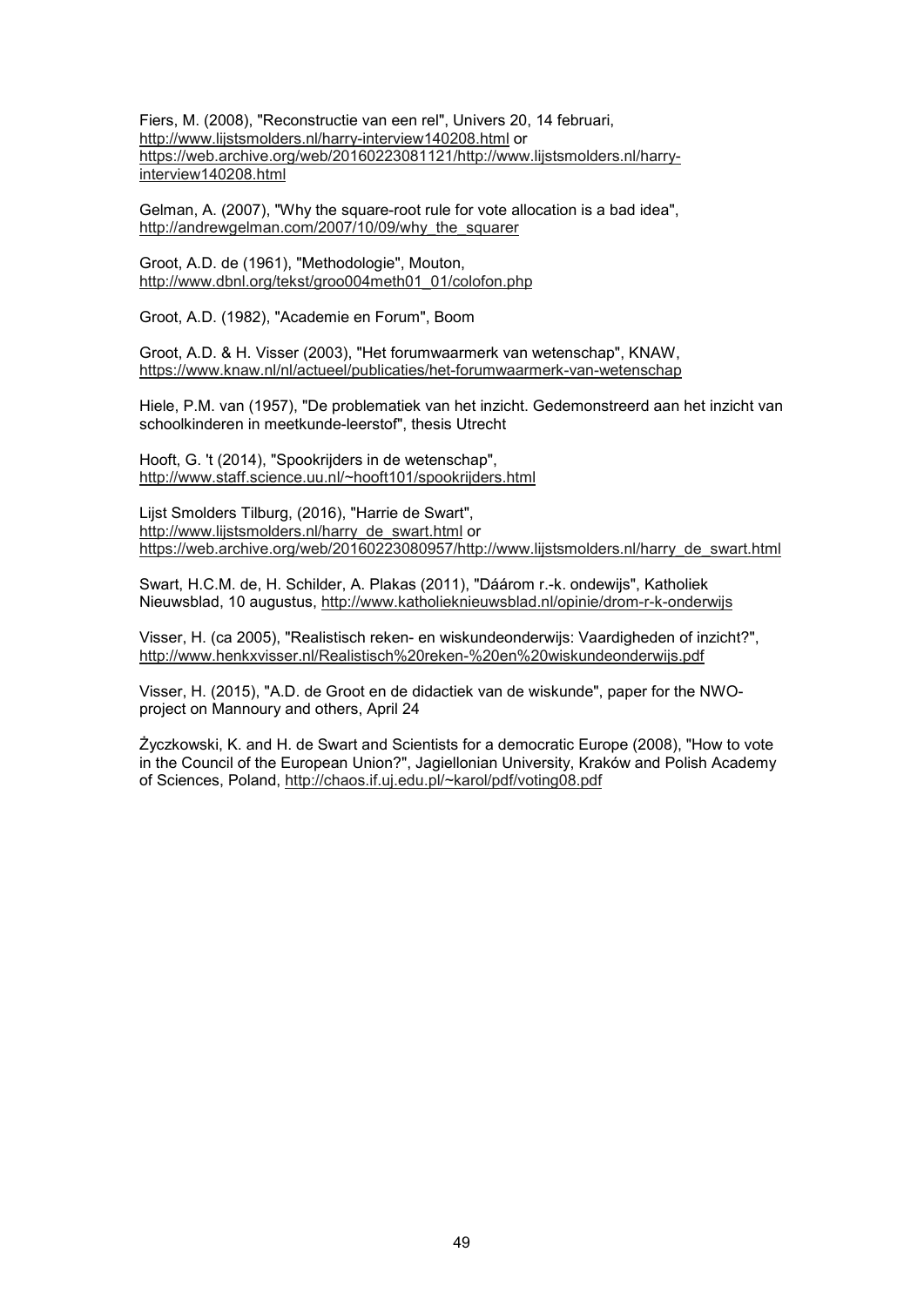Fiers, M. (2008), "Reconstructie van een rel", Univers 20, 14 februari, http://www.lijstsmolders.nl/harry-interview140208.html or https://web.archive.org/web/20160223081121/http://www.lijstsmolders.nl/harry-interview140208.html

Gelman, A. (2007), "Why the square-root rule for vote allocation is a bad idea", http://andrewgelman.com/2007/10/09/why_the_squarer

Groot, A.D. de (1961), "Methodologie", Mouton, http://www.dbnl.org/tekst/groo004meth01_01/colofon.php

Groot, A.D. (1982), "Academie en Forum", Boom

Groot, A.D. & H. Visser (2003), "Het forumwaarmerk van wetenschap", KNAW, https://www.knaw.nl/nl/actueel/publicaties/het-forumwaarmerk-van-wetenschap

Hiele, P.M. van (1957), "De problematiek van het inzicht. Gedemonstreerd aan het inzicht van schoolkinderen in meetkunde-leerstof", thesis Utrecht

Hooft, G. 't (2014), "Spookrijders in de wetenschap", http://www.staff.science.uu.nl/~hooft101/spookrijders.html

Lijst Smolders Tilburg, (2016), "Harrie de Swart", http://www.lijstsmolders.nl/harry_de_swart.html or https://web.archive.org/web/20160223080957/http://www.lijstsmolders.nl/harry_de_swart.html

Swart, H.C.M. de, H. Schilder, A. Plakas (2011), "Dáárom r.-k. onderwijs", Katholiek Nieuwsblad, 10 augustus, http://www.katholieknieuwsblad.nl/opinie/drom-r-k-onderwijs

Visser, H. (ca 2005), "Realistisch reken- en wiskundeonderwijs: Vaardigheden of inzicht?", http://www.henkxvisser.nl/Realistisch%20reken-%20en%20wiskundeonderwijs.pdf

Visser, H. (2015), "A.D. de Groot en de didactiek van de wiskunde", paper for the NWO-project on Mannoury and others, April 24

Życzkowski, K. and H. de Swart and Scientists for a democratic Europe (2008), "How to vote in the Council of the European Union?", Jagiellonian University, Kraków and Polish Academy of Sciences, Poland, http://chaos.if.uj.edu.pl/~karol/pdf/voting08.pdf